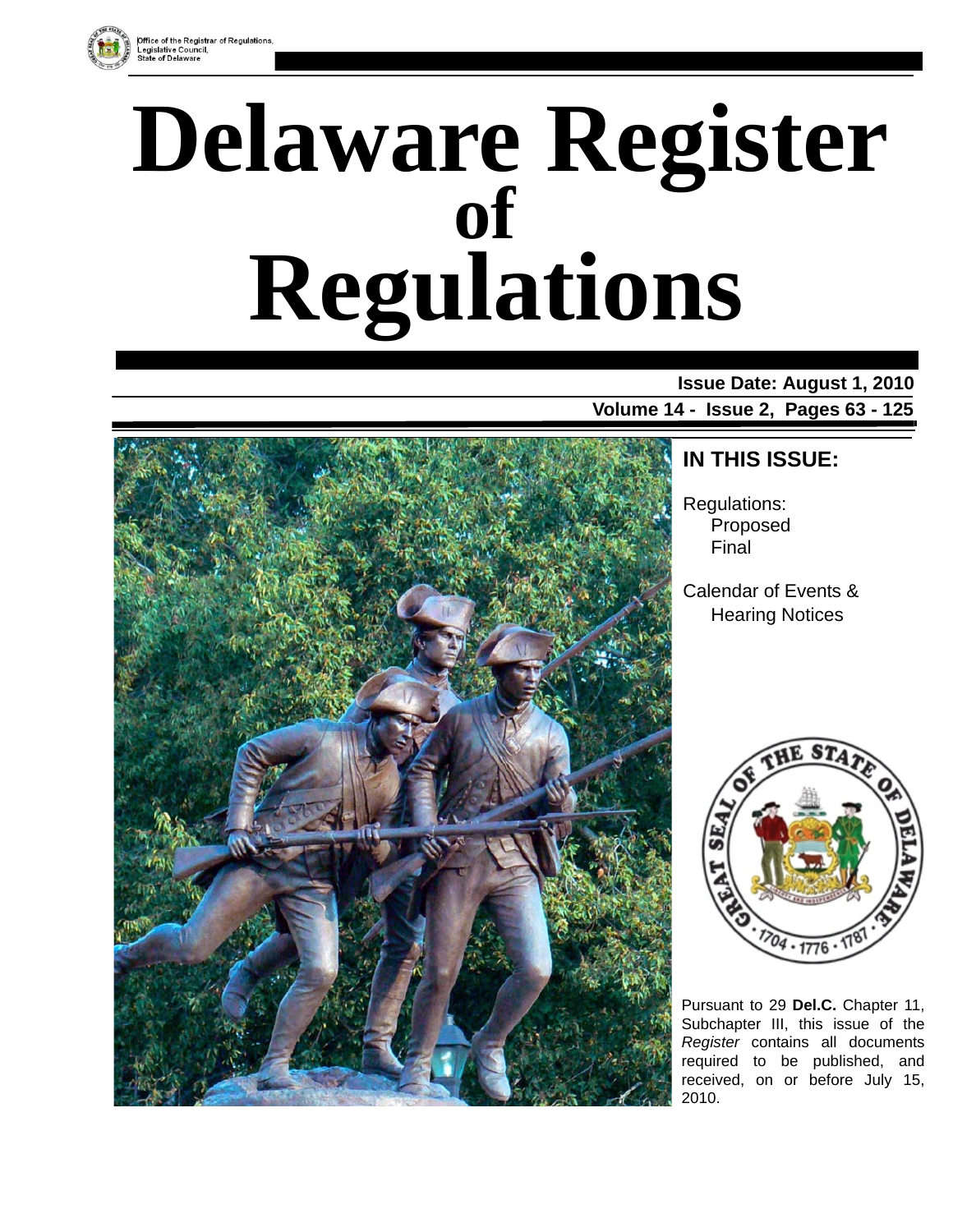Office of the Registrar of Regulations, Legislative Council, State of Delaware

# Delaware Register of Regulations

**Issue Date: August 1, 2010**

**Volume 14 - Issue 2, Pages 63 - 125**

## IN THIS ISSUE:

Regulations:
- Proposed
- Final

Calendar of Events & Hearing Notices

Pursuant to 29 **Del.C.** Chapter 11, Subchapter III, this issue of the *Register* contains all documents required to be published, and received, on or before July 15, 2010.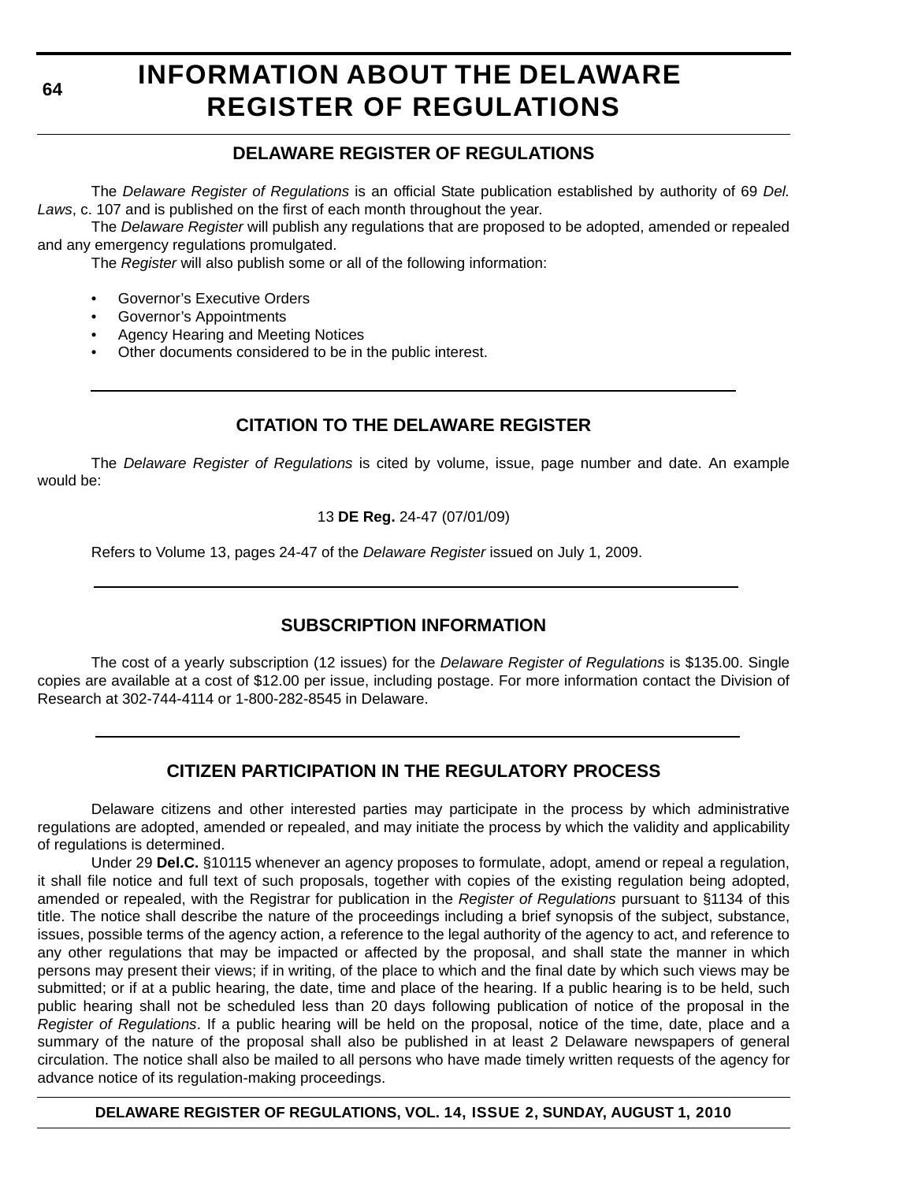# INFORMATION ABOUT THE DELAWARE REGISTER OF REGULATIONS

## DELAWARE REGISTER OF REGULATIONS

The *Delaware Register of Regulations* is an official State publication established by authority of 69 *Del. Laws*, c. 107 and is published on the first of each month throughout the year.

The *Delaware Register* will publish any regulations that are proposed to be adopted, amended or repealed and any emergency regulations promulgated.

The *Register* will also publish some or all of the following information:

- Governor's Executive Orders
- Governor's Appointments
- Agency Hearing and Meeting Notices
- Other documents considered to be in the public interest.

## CITATION TO THE DELAWARE REGISTER

The *Delaware Register of Regulations* is cited by volume, issue, page number and date. An example would be:

13 **DE Reg.** 24-47 (07/01/09)

Refers to Volume 13, pages 24-47 of the *Delaware Register* issued on July 1, 2009.

## SUBSCRIPTION INFORMATION

The cost of a yearly subscription (12 issues) for the *Delaware Register of Regulations* is $135.00. Single copies are available at a cost of $12.00 per issue, including postage. For more information contact the Division of Research at 302-744-4114 or 1-800-282-8545 in Delaware.

## CITIZEN PARTICIPATION IN THE REGULATORY PROCESS

Delaware citizens and other interested parties may participate in the process by which administrative regulations are adopted, amended or repealed, and may initiate the process by which the validity and applicability of regulations is determined.

Under 29 **Del.C.** §10115 whenever an agency proposes to formulate, adopt, amend or repeal a regulation, it shall file notice and full text of such proposals, together with copies of the existing regulation being adopted, amended or repealed, with the Registrar for publication in the *Register of Regulations* pursuant to §1134 of this title. The notice shall describe the nature of the proceedings including a brief synopsis of the subject, substance, issues, possible terms of the agency action, a reference to the legal authority of the agency to act, and reference to any other regulations that may be impacted or affected by the proposal, and shall state the manner in which persons may present their views; if in writing, of the place to which and the final date by which such views may be submitted; or if at a public hearing, the date, time and place of the hearing. If a public hearing is to be held, such public hearing shall not be scheduled less than 20 days following publication of notice of the proposal in the *Register of Regulations*. If a public hearing will be held on the proposal, notice of the time, date, place and a summary of the nature of the proposal shall also be published in at least 2 Delaware newspapers of general circulation. The notice shall also be mailed to all persons who have made timely written requests of the agency for advance notice of its regulation-making proceedings.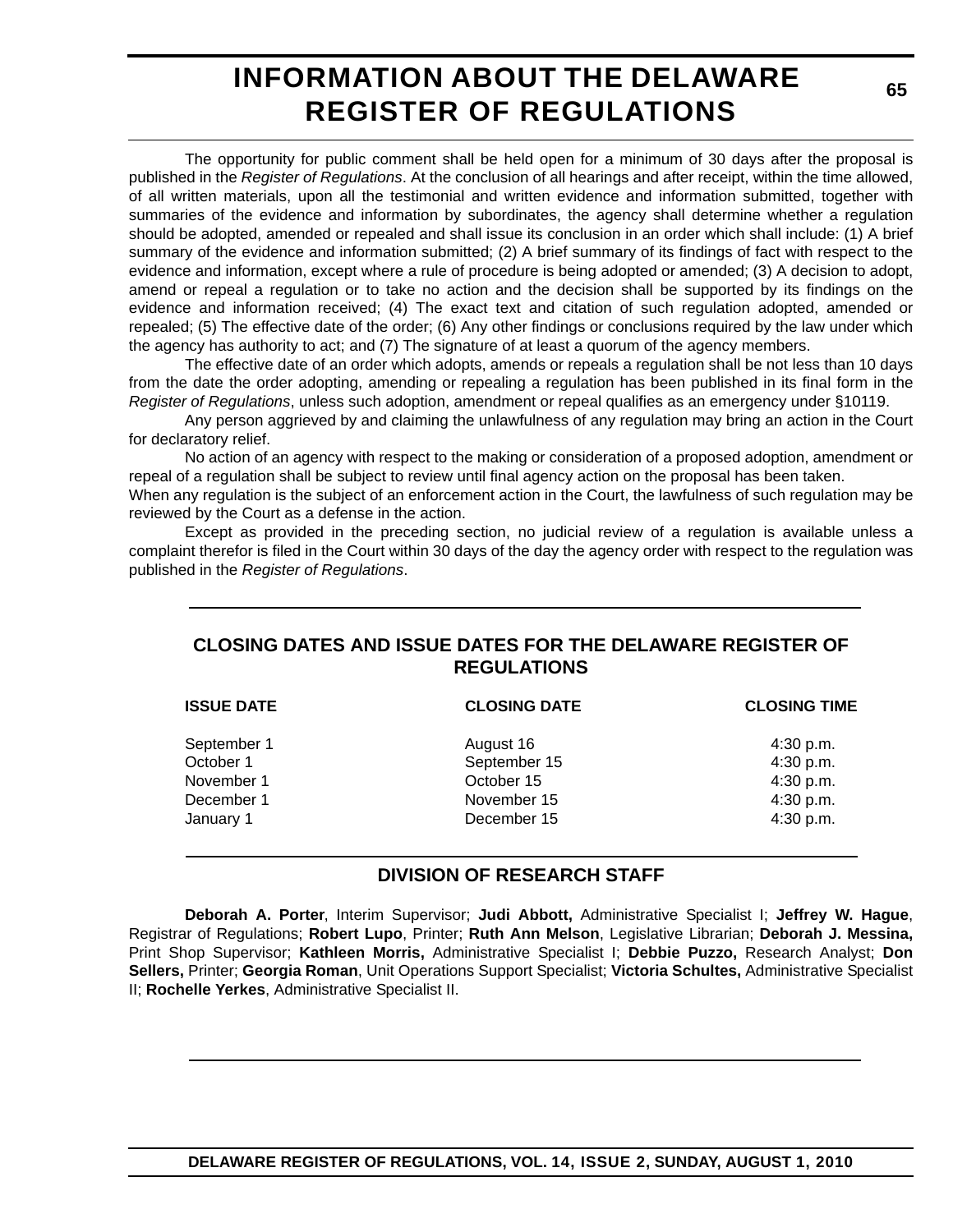# INFORMATION ABOUT THE DELAWARE REGISTER OF REGULATIONS

The opportunity for public comment shall be held open for a minimum of 30 days after the proposal is published in the *Register of Regulations*. At the conclusion of all hearings and after receipt, within the time allowed, of all written materials, upon all the testimonial and written evidence and information submitted, together with summaries of the evidence and information by subordinates, the agency shall determine whether a regulation should be adopted, amended or repealed and shall issue its conclusion in an order which shall include: (1) A brief summary of the evidence and information submitted; (2) A brief summary of its findings of fact with respect to the evidence and information, except where a rule of procedure is being adopted or amended; (3) A decision to adopt, amend or repeal a regulation or to take no action and the decision shall be supported by its findings on the evidence and information received; (4) The exact text and citation of such regulation adopted, amended or repealed; (5) The effective date of the order; (6) Any other findings or conclusions required by the law under which the agency has authority to act; and (7) The signature of at least a quorum of the agency members.

The effective date of an order which adopts, amends or repeals a regulation shall be not less than 10 days from the date the order adopting, amending or repealing a regulation has been published in its final form in the *Register of Regulations*, unless such adoption, amendment or repeal qualifies as an emergency under §10119.

Any person aggrieved by and claiming the unlawfulness of any regulation may bring an action in the Court for declaratory relief.

No action of an agency with respect to the making or consideration of a proposed adoption, amendment or repeal of a regulation shall be subject to review until final agency action on the proposal has been taken.
When any regulation is the subject of an enforcement action in the Court, the lawfulness of such regulation may be reviewed by the Court as a defense in the action.

Except as provided in the preceding section, no judicial review of a regulation is available unless a complaint therefor is filed in the Court within 30 days of the day the agency order with respect to the regulation was published in the *Register of Regulations*.

## CLOSING DATES AND ISSUE DATES FOR THE DELAWARE REGISTER OF REGULATIONS

| ISSUE DATE | CLOSING DATE | CLOSING TIME |
|---|---|---|
| September 1 | August 16 | 4:30 p.m. |
| October 1 | September 15 | 4:30 p.m. |
| November 1 | October 15 | 4:30 p.m. |
| December 1 | November 15 | 4:30 p.m. |
| January 1 | December 15 | 4:30 p.m. |

## DIVISION OF RESEARCH STAFF

**Deborah A. Porter**, Interim Supervisor; **Judi Abbott,** Administrative Specialist I; **Jeffrey W. Hague**, Registrar of Regulations; **Robert Lupo**, Printer; **Ruth Ann Melson**, Legislative Librarian; **Deborah J. Messina,** Print Shop Supervisor; **Kathleen Morris,** Administrative Specialist I; **Debbie Puzzo,** Research Analyst; **Don Sellers,** Printer; **Georgia Roman**, Unit Operations Support Specialist; **Victoria Schultes,** Administrative Specialist II; **Rochelle Yerkes**, Administrative Specialist II.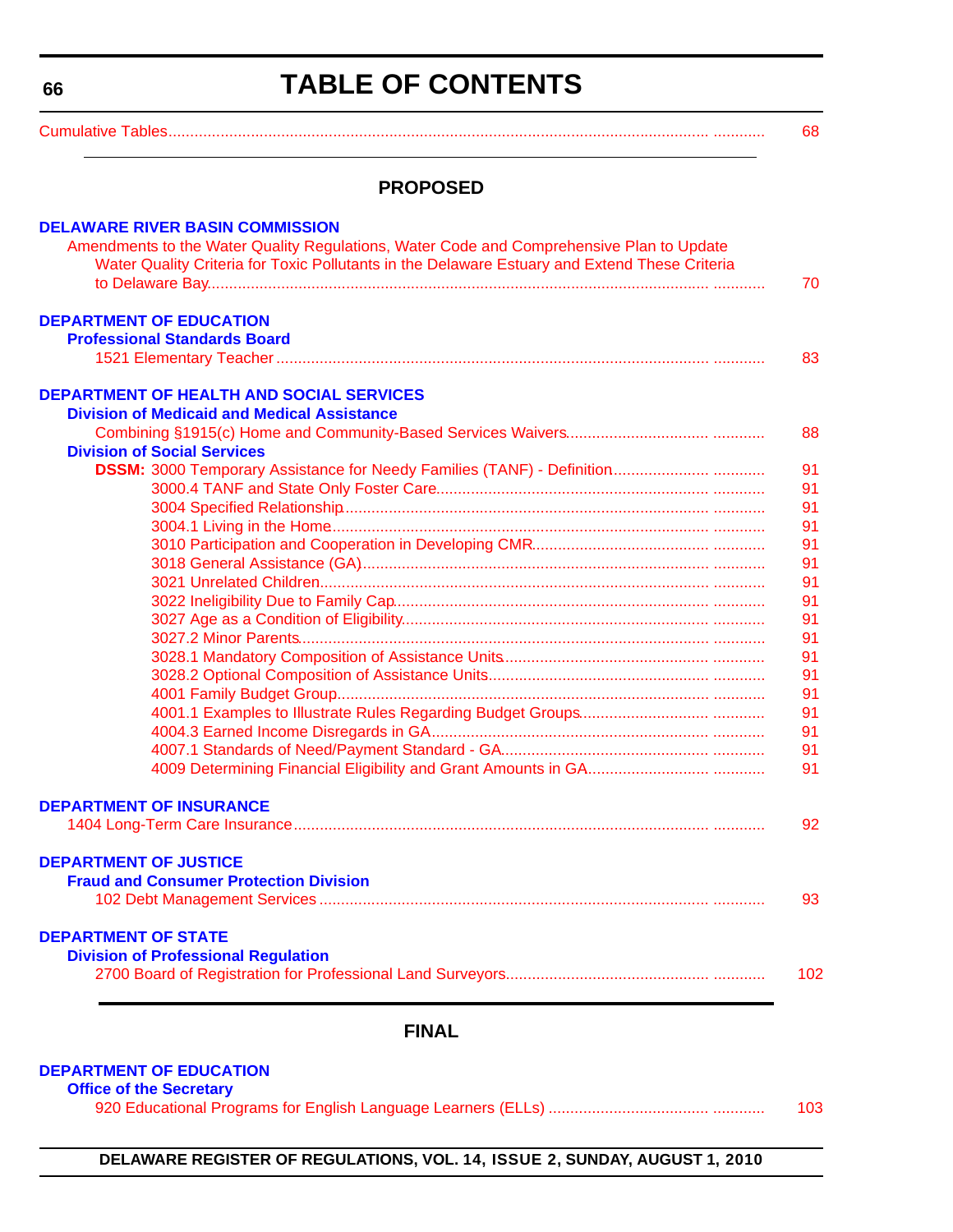# TABLE OF CONTENTS

Cumulative Tables ..... 68

## PROPOSED

**DELAWARE RIVER BASIN COMMISSION**

Amendments to the Water Quality Regulations, Water Code and Comprehensive Plan to Update Water Quality Criteria for Toxic Pollutants in the Delaware Estuary and Extend These Criteria to Delaware Bay ..... 70

**DEPARTMENT OF EDUCATION**

**Professional Standards Board**

1521 Elementary Teacher ..... 83

**DEPARTMENT OF HEALTH AND SOCIAL SERVICES**

**Division of Medicaid and Medical Assistance**

Combining §1915(c) Home and Community-Based Services Waivers ..... 88

**Division of Social Services**

**DSSM:** 3000 Temporary Assistance for Needy Families (TANF) - Definition ..... 91
- 3000.4 TANF and State Only Foster Care ..... 91
- 3004 Specified Relationship ..... 91
- 3004.1 Living in the Home ..... 91
- 3010 Participation and Cooperation in Developing CMR ..... 91
- 3018 General Assistance (GA) ..... 91
- 3021 Unrelated Children ..... 91
- 3022 Ineligibility Due to Family Cap ..... 91
- 3027 Age as a Condition of Eligibility ..... 91
- 3027.2 Minor Parents ..... 91
- 3028.1 Mandatory Composition of Assistance Units ..... 91
- 3028.2 Optional Composition of Assistance Units ..... 91
- 4001 Family Budget Group ..... 91
- 4001.1 Examples to Illustrate Rules Regarding Budget Groups ..... 91
- 4004.3 Earned Income Disregards in GA ..... 91
- 4007.1 Standards of Need/Payment Standard - GA ..... 91
- 4009 Determining Financial Eligibility and Grant Amounts in GA ..... 91

**DEPARTMENT OF INSURANCE**

1404 Long-Term Care Insurance ..... 92

**DEPARTMENT OF JUSTICE**

**Fraud and Consumer Protection Division**

102 Debt Management Services ..... 93

**DEPARTMENT OF STATE**

**Division of Professional Regulation**

2700 Board of Registration for Professional Land Surveyors ..... 102

## FINAL

**DEPARTMENT OF EDUCATION**

**Office of the Secretary**

920 Educational Programs for English Language Learners (ELLs) ..... 103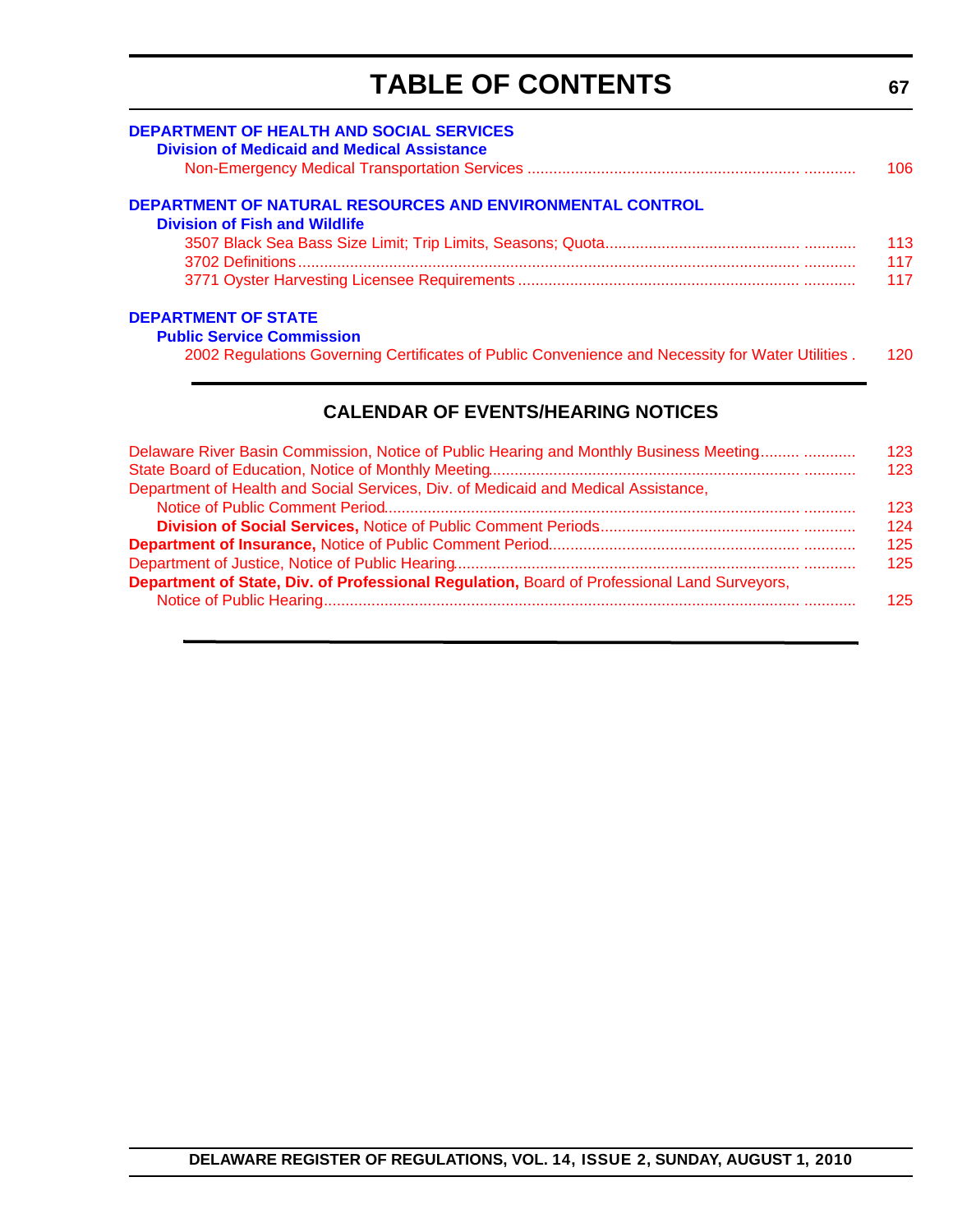# TABLE OF CONTENTS

**DEPARTMENT OF HEALTH AND SOCIAL SERVICES**

**Division of Medicaid and Medical Assistance**

Non-Emergency Medical Transportation Services ............ 106

**DEPARTMENT OF NATURAL RESOURCES AND ENVIRONMENTAL CONTROL**

**Division of Fish and Wildlife**

3507 Black Sea Bass Size Limit; Trip Limits, Seasons; Quota............ 113

3702 Definitions............ 117

3771 Oyster Harvesting Licensee Requirements ............ 117

**DEPARTMENT OF STATE**

**Public Service Commission**

2002 Regulations Governing Certificates of Public Convenience and Necessity for Water Utilities . 120

## CALENDAR OF EVENTS/HEARING NOTICES

Delaware River Basin Commission, Notice of Public Hearing and Monthly Business Meeting......... 123

State Board of Education, Notice of Monthly Meeting............ 123

Department of Health and Social Services, Div. of Medicaid and Medical Assistance,

Notice of Public Comment Period............ 123

**Division of Social Services,** Notice of Public Comment Periods............ 124

**Department of Insurance,** Notice of Public Comment Period............ 125

Department of Justice, Notice of Public Hearing............ 125

**Department of State, Div. of Professional Regulation,** Board of Professional Land Surveyors,

Notice of Public Hearing............ 125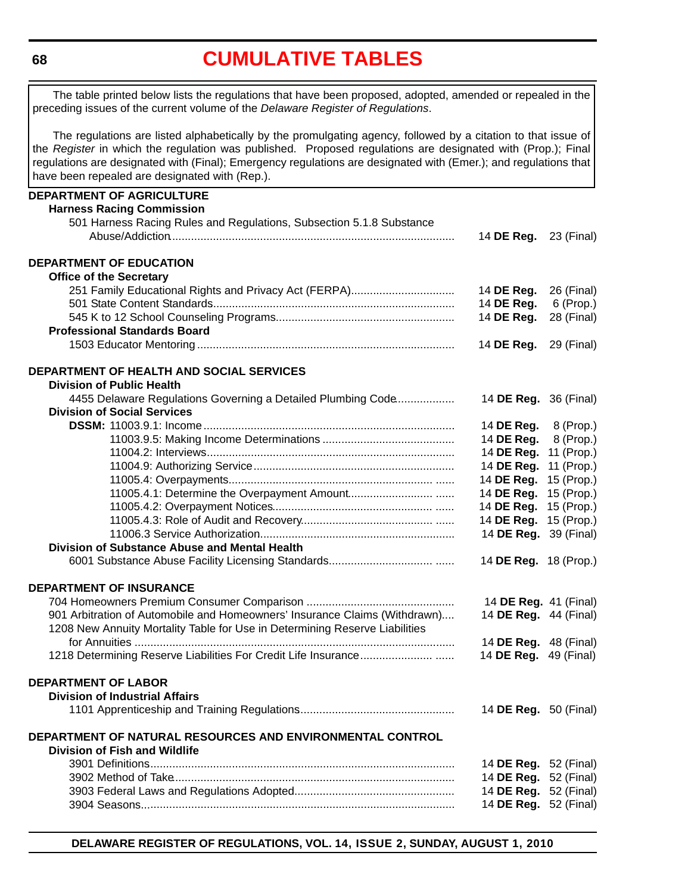# CUMULATIVE TABLES

The table printed below lists the regulations that have been proposed, adopted, amended or repealed in the preceding issues of the current volume of the *Delaware Register of Regulations*.

The regulations are listed alphabetically by the promulgating agency, followed by a citation to that issue of the *Register* in which the regulation was published. Proposed regulations are designated with (Prop.); Final regulations are designated with (Final); Emergency regulations are designated with (Emer.); and regulations that have been repealed are designated with (Rep.).

**DEPARTMENT OF AGRICULTURE**

**Harness Racing Commission**

501 Harness Racing Rules and Regulations, Subsection 5.1.8 Substance Abuse/Addiction .......... 14 **DE Reg.** 23 (Final)

**DEPARTMENT OF EDUCATION**

**Office of the Secretary**

251 Family Educational Rights and Privacy Act (FERPA) .......... 14 **DE Reg.** 26 (Final)
501 State Content Standards .......... 14 **DE Reg.** 6 (Prop.)
545 K to 12 School Counseling Programs .......... 14 **DE Reg.** 28 (Final)

**Professional Standards Board**

1503 Educator Mentoring .......... 14 **DE Reg.** 29 (Final)

**DEPARTMENT OF HEALTH AND SOCIAL SERVICES**

**Division of Public Health**

4455 Delaware Regulations Governing a Detailed Plumbing Code .......... 14 **DE Reg.** 36 (Final)

**Division of Social Services**

**DSSM:** 11003.9.1: Income .......... 14 **DE Reg.** 8 (Prop.)
11003.9.5: Making Income Determinations .......... 14 **DE Reg.** 8 (Prop.)
11004.2: Interviews .......... 14 **DE Reg.** 11 (Prop.)
11004.9: Authorizing Service .......... 14 **DE Reg.** 11 (Prop.)
11005.4: Overpayments .......... 14 **DE Reg.** 15 (Prop.)
11005.4.1: Determine the Overpayment Amount .......... 14 **DE Reg.** 15 (Prop.)
11005.4.2: Overpayment Notices .......... 14 **DE Reg.** 15 (Prop.)
11005.4.3: Role of Audit and Recovery .......... 14 **DE Reg.** 15 (Prop.)
11006.3 Service Authorization .......... 14 **DE Reg.** 39 (Final)

**Division of Substance Abuse and Mental Health**

6001 Substance Abuse Facility Licensing Standards .......... 14 **DE Reg.** 18 (Prop.)

**DEPARTMENT OF INSURANCE**

704 Homeowners Premium Consumer Comparison .......... 14 **DE Reg.** 41 (Final)
901 Arbitration of Automobile and Homeowners' Insurance Claims (Withdrawn) .......... 14 **DE Reg.** 44 (Final)
1208 New Annuity Mortality Table for Use in Determining Reserve Liabilities for Annuities .......... 14 **DE Reg.** 48 (Final)
1218 Determining Reserve Liabilities For Credit Life Insurance .......... 14 **DE Reg.** 49 (Final)

**DEPARTMENT OF LABOR**

**Division of Industrial Affairs**

1101 Apprenticeship and Training Regulations .......... 14 **DE Reg.** 50 (Final)

**DEPARTMENT OF NATURAL RESOURCES AND ENVIRONMENTAL CONTROL**

**Division of Fish and Wildlife**

3901 Definitions .......... 14 **DE Reg.** 52 (Final)
3902 Method of Take .......... 14 **DE Reg.** 52 (Final)
3903 Federal Laws and Regulations Adopted .......... 14 **DE Reg.** 52 (Final)
3904 Seasons .......... 14 **DE Reg.** 52 (Final)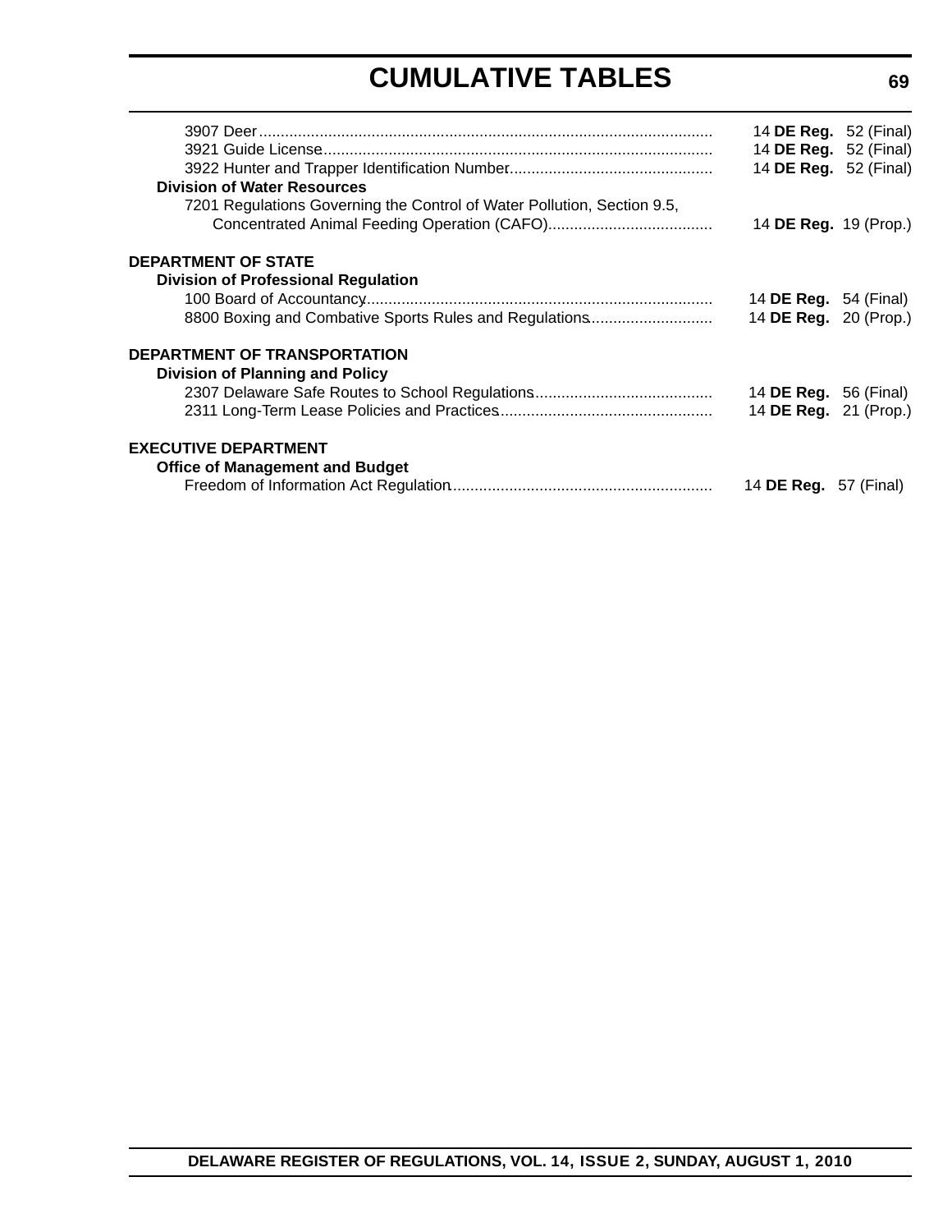# CUMULATIVE TABLES

3907 Deer........................................................................................................ 14 **DE Reg.** 52 (Final)
3921 Guide License.......................................................................................... 14 **DE Reg.** 52 (Final)
3922 Hunter and Trapper Identification Number............................................... 14 **DE Reg.** 52 (Final)

**Division of Water Resources**

7201 Regulations Governing the Control of Water Pollution, Section 9.5, Concentrated Animal Feeding Operation (CAFO)...................................... 14 **DE Reg.** 19 (Prop.)

**DEPARTMENT OF STATE**

**Division of Professional Regulation**

100 Board of Accountancy................................................................................ 14 **DE Reg.** 54 (Final)
8800 Boxing and Combative Sports Rules and Regulations............................ 14 **DE Reg.** 20 (Prop.)

**DEPARTMENT OF TRANSPORTATION**

**Division of Planning and Policy**

2307 Delaware Safe Routes to School Regulations......................................... 14 **DE Reg.** 56 (Final)
2311 Long-Term Lease Policies and Practices................................................. 14 **DE Reg.** 21 (Prop.)

**EXECUTIVE DEPARTMENT**

**Office of Management and Budget**

Freedom of Information Act Regulation............................................................ 14 **DE Reg.** 57 (Final)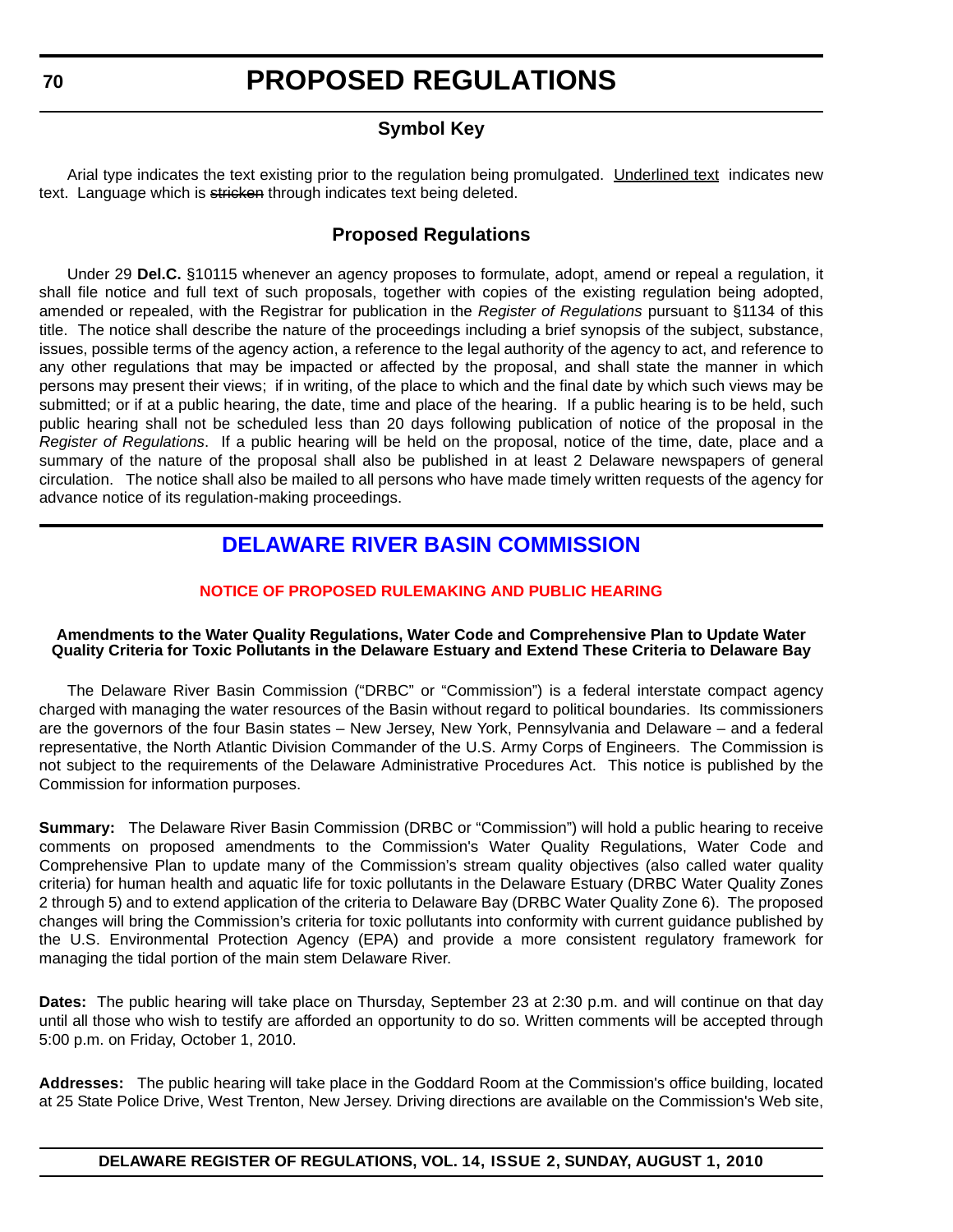# PROPOSED REGULATIONS

## Symbol Key

Arial type indicates the text existing prior to the regulation being promulgated. Underlined text indicates new text. Language which is ~~stricken~~ through indicates text being deleted.

## Proposed Regulations

Under 29 **Del.C.** §10115 whenever an agency proposes to formulate, adopt, amend or repeal a regulation, it shall file notice and full text of such proposals, together with copies of the existing regulation being adopted, amended or repealed, with the Registrar for publication in the *Register of Regulations* pursuant to §1134 of this title. The notice shall describe the nature of the proceedings including a brief synopsis of the subject, substance, issues, possible terms of the agency action, a reference to the legal authority of the agency to act, and reference to any other regulations that may be impacted or affected by the proposal, and shall state the manner in which persons may present their views; if in writing, of the place to which and the final date by which such views may be submitted; or if at a public hearing, the date, time and place of the hearing. If a public hearing is to be held, such public hearing shall not be scheduled less than 20 days following publication of notice of the proposal in the *Register of Regulations*. If a public hearing will be held on the proposal, notice of the time, date, place and a summary of the nature of the proposal shall also be published in at least 2 Delaware newspapers of general circulation. The notice shall also be mailed to all persons who have made timely written requests of the agency for advance notice of its regulation-making proceedings.

## DELAWARE RIVER BASIN COMMISSION

### NOTICE OF PROPOSED RULEMAKING AND PUBLIC HEARING

**Amendments to the Water Quality Regulations, Water Code and Comprehensive Plan to Update Water Quality Criteria for Toxic Pollutants in the Delaware Estuary and Extend These Criteria to Delaware Bay**

The Delaware River Basin Commission ("DRBC" or "Commission") is a federal interstate compact agency charged with managing the water resources of the Basin without regard to political boundaries. Its commissioners are the governors of the four Basin states – New Jersey, New York, Pennsylvania and Delaware – and a federal representative, the North Atlantic Division Commander of the U.S. Army Corps of Engineers. The Commission is not subject to the requirements of the Delaware Administrative Procedures Act. This notice is published by the Commission for information purposes.

**Summary:** The Delaware River Basin Commission (DRBC or "Commission") will hold a public hearing to receive comments on proposed amendments to the Commission's Water Quality Regulations, Water Code and Comprehensive Plan to update many of the Commission's stream quality objectives (also called water quality criteria) for human health and aquatic life for toxic pollutants in the Delaware Estuary (DRBC Water Quality Zones 2 through 5) and to extend application of the criteria to Delaware Bay (DRBC Water Quality Zone 6). The proposed changes will bring the Commission's criteria for toxic pollutants into conformity with current guidance published by the U.S. Environmental Protection Agency (EPA) and provide a more consistent regulatory framework for managing the tidal portion of the main stem Delaware River.

**Dates:** The public hearing will take place on Thursday, September 23 at 2:30 p.m. and will continue on that day until all those who wish to testify are afforded an opportunity to do so. Written comments will be accepted through 5:00 p.m. on Friday, October 1, 2010.

**Addresses:** The public hearing will take place in the Goddard Room at the Commission's office building, located at 25 State Police Drive, West Trenton, New Jersey. Driving directions are available on the Commission's Web site,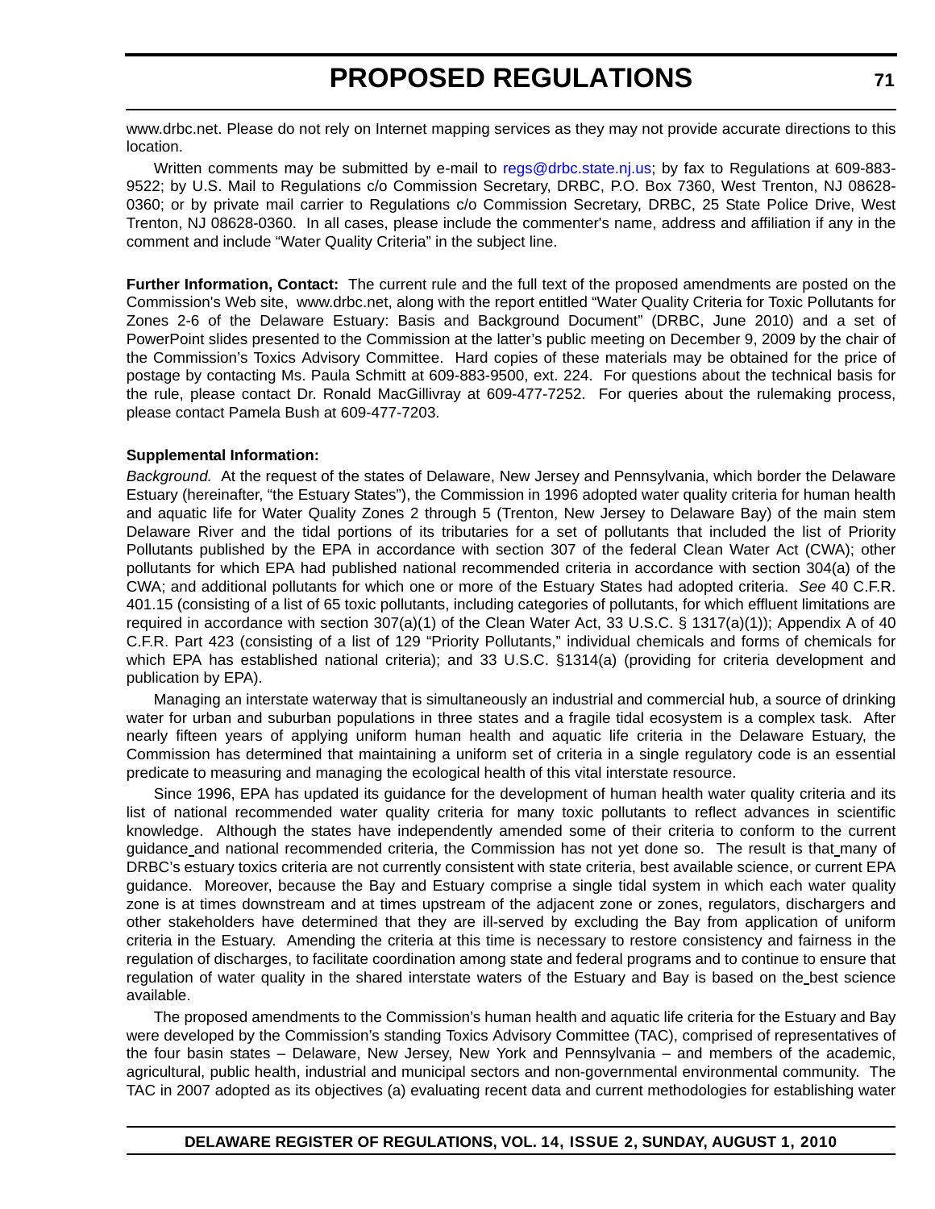www.drbc.net. Please do not rely on Internet mapping services as they may not provide accurate directions to this location.

Written comments may be submitted by e-mail to regs@drbc.state.nj.us; by fax to Regulations at 609-883-9522; by U.S. Mail to Regulations c/o Commission Secretary, DRBC, P.O. Box 7360, West Trenton, NJ 08628-0360; or by private mail carrier to Regulations c/o Commission Secretary, DRBC, 25 State Police Drive, West Trenton, NJ 08628-0360. In all cases, please include the commenter's name, address and affiliation if any in the comment and include "Water Quality Criteria" in the subject line.

**Further Information, Contact:** The current rule and the full text of the proposed amendments are posted on the Commission's Web site, www.drbc.net, along with the report entitled "Water Quality Criteria for Toxic Pollutants for Zones 2-6 of the Delaware Estuary: Basis and Background Document" (DRBC, June 2010) and a set of PowerPoint slides presented to the Commission at the latter's public meeting on December 9, 2009 by the chair of the Commission's Toxics Advisory Committee. Hard copies of these materials may be obtained for the price of postage by contacting Ms. Paula Schmitt at 609-883-9500, ext. 224. For questions about the technical basis for the rule, please contact Dr. Ronald MacGillivray at 609-477-7252. For queries about the rulemaking process, please contact Pamela Bush at 609-477-7203.

**Supplemental Information:**

*Background.* At the request of the states of Delaware, New Jersey and Pennsylvania, which border the Delaware Estuary (hereinafter, "the Estuary States"), the Commission in 1996 adopted water quality criteria for human health and aquatic life for Water Quality Zones 2 through 5 (Trenton, New Jersey to Delaware Bay) of the main stem Delaware River and the tidal portions of its tributaries for a set of pollutants that included the list of Priority Pollutants published by the EPA in accordance with section 307 of the federal Clean Water Act (CWA); other pollutants for which EPA had published national recommended criteria in accordance with section 304(a) of the CWA; and additional pollutants for which one or more of the Estuary States had adopted criteria. *See* 40 C.F.R. 401.15 (consisting of a list of 65 toxic pollutants, including categories of pollutants, for which effluent limitations are required in accordance with section 307(a)(1) of the Clean Water Act, 33 U.S.C. § 1317(a)(1)); Appendix A of 40 C.F.R. Part 423 (consisting of a list of 129 "Priority Pollutants," individual chemicals and forms of chemicals for which EPA has established national criteria); and 33 U.S.C. §1314(a) (providing for criteria development and publication by EPA).

Managing an interstate waterway that is simultaneously an industrial and commercial hub, a source of drinking water for urban and suburban populations in three states and a fragile tidal ecosystem is a complex task. After nearly fifteen years of applying uniform human health and aquatic life criteria in the Delaware Estuary, the Commission has determined that maintaining a uniform set of criteria in a single regulatory code is an essential predicate to measuring and managing the ecological health of this vital interstate resource.

Since 1996, EPA has updated its guidance for the development of human health water quality criteria and its list of national recommended water quality criteria for many toxic pollutants to reflect advances in scientific knowledge. Although the states have independently amended some of their criteria to conform to the current guidance and national recommended criteria, the Commission has not yet done so. The result is that many of DRBC's estuary toxics criteria are not currently consistent with state criteria, best available science, or current EPA guidance. Moreover, because the Bay and Estuary comprise a single tidal system in which each water quality zone is at times downstream and at times upstream of the adjacent zone or zones, regulators, dischargers and other stakeholders have determined that they are ill-served by excluding the Bay from application of uniform criteria in the Estuary. Amending the criteria at this time is necessary to restore consistency and fairness in the regulation of discharges, to facilitate coordination among state and federal programs and to continue to ensure that regulation of water quality in the shared interstate waters of the Estuary and Bay is based on the best science available.

The proposed amendments to the Commission's human health and aquatic life criteria for the Estuary and Bay were developed by the Commission's standing Toxics Advisory Committee (TAC), comprised of representatives of the four basin states – Delaware, New Jersey, New York and Pennsylvania – and members of the academic, agricultural, public health, industrial and municipal sectors and non-governmental environmental community. The TAC in 2007 adopted as its objectives (a) evaluating recent data and current methodologies for establishing water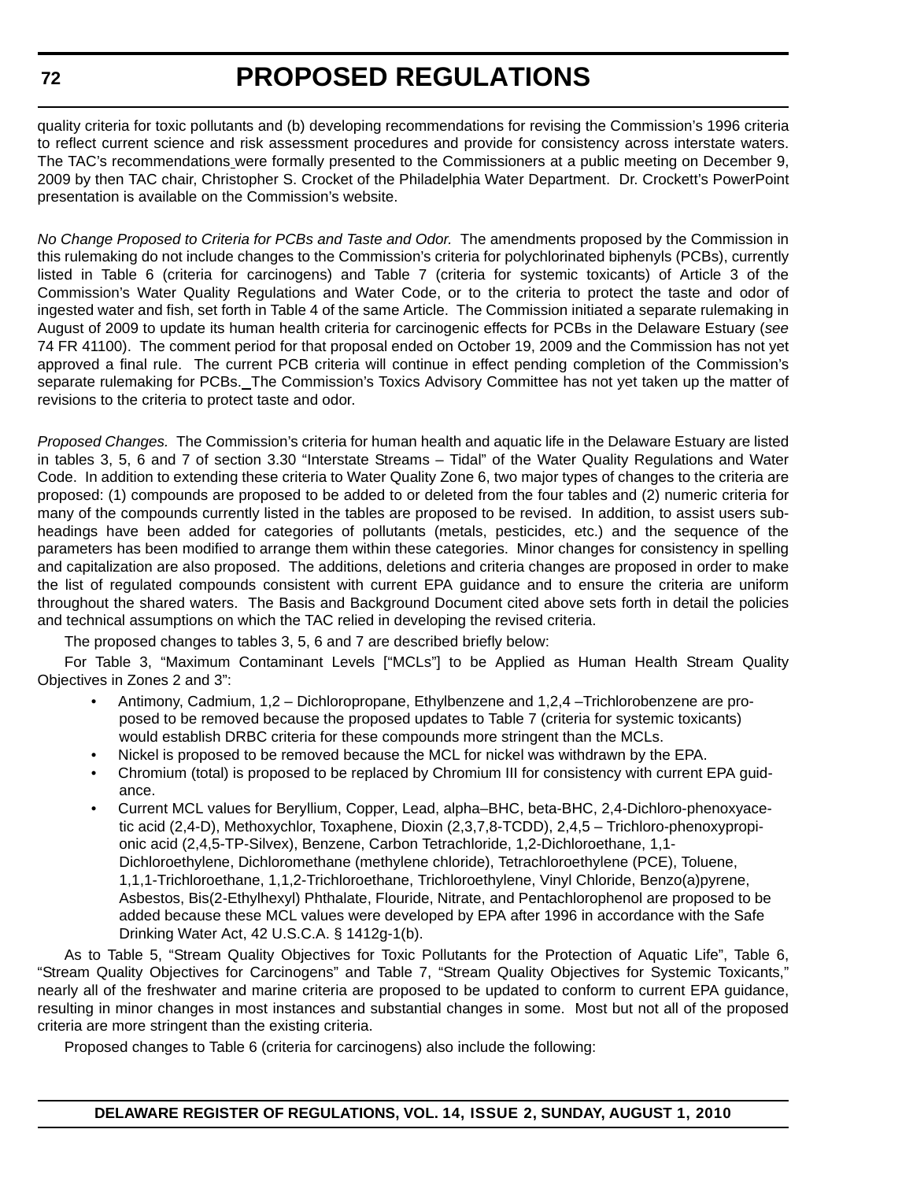quality criteria for toxic pollutants and (b) developing recommendations for revising the Commission's 1996 criteria to reflect current science and risk assessment procedures and provide for consistency across interstate waters. The TAC's recommendations were formally presented to the Commissioners at a public meeting on December 9, 2009 by then TAC chair, Christopher S. Crocket of the Philadelphia Water Department. Dr. Crockett's PowerPoint presentation is available on the Commission's website.

*No Change Proposed to Criteria for PCBs and Taste and Odor.* The amendments proposed by the Commission in this rulemaking do not include changes to the Commission's criteria for polychlorinated biphenyls (PCBs), currently listed in Table 6 (criteria for carcinogens) and Table 7 (criteria for systemic toxicants) of Article 3 of the Commission's Water Quality Regulations and Water Code, or to the criteria to protect the taste and odor of ingested water and fish, set forth in Table 4 of the same Article. The Commission initiated a separate rulemaking in August of 2009 to update its human health criteria for carcinogenic effects for PCBs in the Delaware Estuary (*see* 74 FR 41100). The comment period for that proposal ended on October 19, 2009 and the Commission has not yet approved a final rule. The current PCB criteria will continue in effect pending completion of the Commission's separate rulemaking for PCBs. The Commission's Toxics Advisory Committee has not yet taken up the matter of revisions to the criteria to protect taste and odor.

*Proposed Changes.* The Commission's criteria for human health and aquatic life in the Delaware Estuary are listed in tables 3, 5, 6 and 7 of section 3.30 "Interstate Streams – Tidal" of the Water Quality Regulations and Water Code. In addition to extending these criteria to Water Quality Zone 6, two major types of changes to the criteria are proposed: (1) compounds are proposed to be added to or deleted from the four tables and (2) numeric criteria for many of the compounds currently listed in the tables are proposed to be revised. In addition, to assist users sub-headings have been added for categories of pollutants (metals, pesticides, etc.) and the sequence of the parameters has been modified to arrange them within these categories. Minor changes for consistency in spelling and capitalization are also proposed. The additions, deletions and criteria changes are proposed in order to make the list of regulated compounds consistent with current EPA guidance and to ensure the criteria are uniform throughout the shared waters. The Basis and Background Document cited above sets forth in detail the policies and technical assumptions on which the TAC relied in developing the revised criteria.

The proposed changes to tables 3, 5, 6 and 7 are described briefly below:

For Table 3, "Maximum Contaminant Levels ["MCLs"] to be Applied as Human Health Stream Quality Objectives in Zones 2 and 3":

- Antimony, Cadmium, 1,2 – Dichloropropane, Ethylbenzene and 1,2,4 –Trichlorobenzene are proposed to be removed because the proposed updates to Table 7 (criteria for systemic toxicants) would establish DRBC criteria for these compounds more stringent than the MCLs.
- Nickel is proposed to be removed because the MCL for nickel was withdrawn by the EPA.
- Chromium (total) is proposed to be replaced by Chromium III for consistency with current EPA guidance.
- Current MCL values for Beryllium, Copper, Lead, alpha–BHC, beta-BHC, 2,4-Dichloro-phenoxyacetic acid (2,4-D), Methoxychlor, Toxaphene, Dioxin (2,3,7,8-TCDD), 2,4,5 – Trichloro-phenoxypropionic acid (2,4,5-TP-Silvex), Benzene, Carbon Tetrachloride, 1,2-Dichloroethane, 1,1-Dichloroethylene, Dichloromethane (methylene chloride), Tetrachloroethylene (PCE), Toluene, 1,1,1-Trichloroethane, 1,1,2-Trichloroethane, Trichloroethylene, Vinyl Chloride, Benzo(a)pyrene, Asbestos, Bis(2-Ethylhexyl) Phthalate, Flouride, Nitrate, and Pentachlorophenol are proposed to be added because these MCL values were developed by EPA after 1996 in accordance with the Safe Drinking Water Act, 42 U.S.C.A. § 1412g-1(b).

As to Table 5, "Stream Quality Objectives for Toxic Pollutants for the Protection of Aquatic Life", Table 6, "Stream Quality Objectives for Carcinogens" and Table 7, "Stream Quality Objectives for Systemic Toxicants," nearly all of the freshwater and marine criteria are proposed to be updated to conform to current EPA guidance, resulting in minor changes in most instances and substantial changes in some. Most but not all of the proposed criteria are more stringent than the existing criteria.

Proposed changes to Table 6 (criteria for carcinogens) also include the following: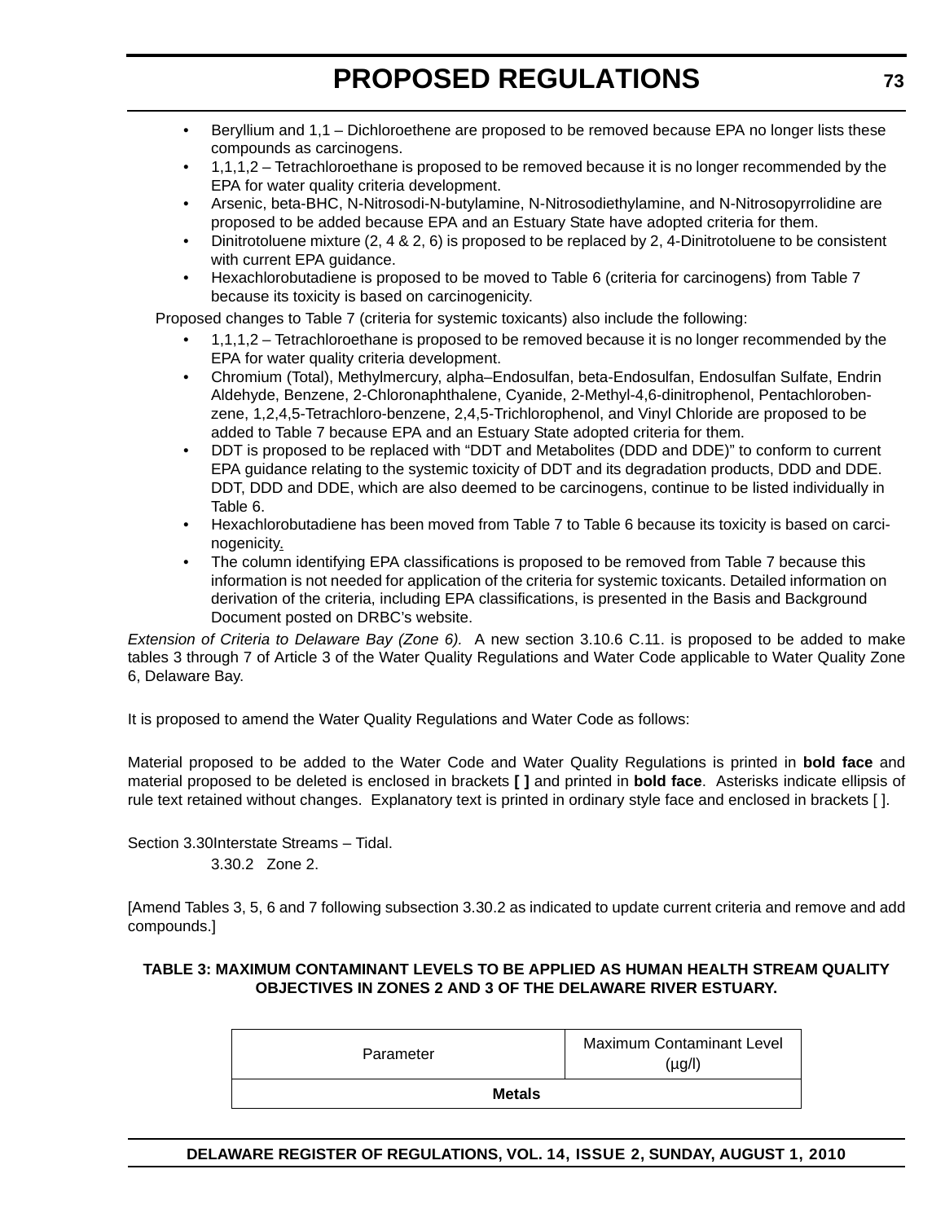- Beryllium and 1,1 – Dichloroethene are proposed to be removed because EPA no longer lists these compounds as carcinogens.
- 1,1,1,2 – Tetrachloroethane is proposed to be removed because it is no longer recommended by the EPA for water quality criteria development.
- Arsenic, beta-BHC, N-Nitrosodi-N-butylamine, N-Nitrosodiethylamine, and N-Nitrosopyrrolidine are proposed to be added because EPA and an Estuary State have adopted criteria for them.
- Dinitrotoluene mixture (2, 4 & 2, 6) is proposed to be replaced by 2, 4-Dinitrotoluene to be consistent with current EPA guidance.
- Hexachlorobutadiene is proposed to be moved to Table 6 (criteria for carcinogens) from Table 7 because its toxicity is based on carcinogenicity.

Proposed changes to Table 7 (criteria for systemic toxicants) also include the following:

- 1,1,1,2 – Tetrachloroethane is proposed to be removed because it is no longer recommended by the EPA for water quality criteria development.
- Chromium (Total), Methylmercury, alpha–Endosulfan, beta-Endosulfan, Endosulfan Sulfate, Endrin Aldehyde, Benzene, 2-Chloronaphthalene, Cyanide, 2-Methyl-4,6-dinitrophenol, Pentachlorobenzene, 1,2,4,5-Tetrachloro-benzene, 2,4,5-Trichlorophenol, and Vinyl Chloride are proposed to be added to Table 7 because EPA and an Estuary State adopted criteria for them.
- DDT is proposed to be replaced with "DDT and Metabolites (DDD and DDE)" to conform to current EPA guidance relating to the systemic toxicity of DDT and its degradation products, DDD and DDE. DDT, DDD and DDE, which are also deemed to be carcinogens, continue to be listed individually in Table 6.
- Hexachlorobutadiene has been moved from Table 7 to Table 6 because its toxicity is based on carcinogenicity.
- The column identifying EPA classifications is proposed to be removed from Table 7 because this information is not needed for application of the criteria for systemic toxicants. Detailed information on derivation of the criteria, including EPA classifications, is presented in the Basis and Background Document posted on DRBC's website.

*Extension of Criteria to Delaware Bay (Zone 6).* A new section 3.10.6 C.11. is proposed to be added to make tables 3 through 7 of Article 3 of the Water Quality Regulations and Water Code applicable to Water Quality Zone 6, Delaware Bay.

It is proposed to amend the Water Quality Regulations and Water Code as follows:

Material proposed to be added to the Water Code and Water Quality Regulations is printed in **bold face** and material proposed to be deleted is enclosed in brackets **[ ]** and printed in **bold face**. Asterisks indicate ellipsis of rule text retained without changes. Explanatory text is printed in ordinary style face and enclosed in brackets [ ].

Section 3.30 Interstate Streams – Tidal.

3.30.2 Zone 2.

[Amend Tables 3, 5, 6 and 7 following subsection 3.30.2 as indicated to update current criteria and remove and add compounds.]

**TABLE 3: MAXIMUM CONTAMINANT LEVELS TO BE APPLIED AS HUMAN HEALTH STREAM QUALITY OBJECTIVES IN ZONES 2 AND 3 OF THE DELAWARE RIVER ESTUARY.**

| Parameter | Maximum Contaminant Level (µg/l) |
|---|---|
| **Metals** | |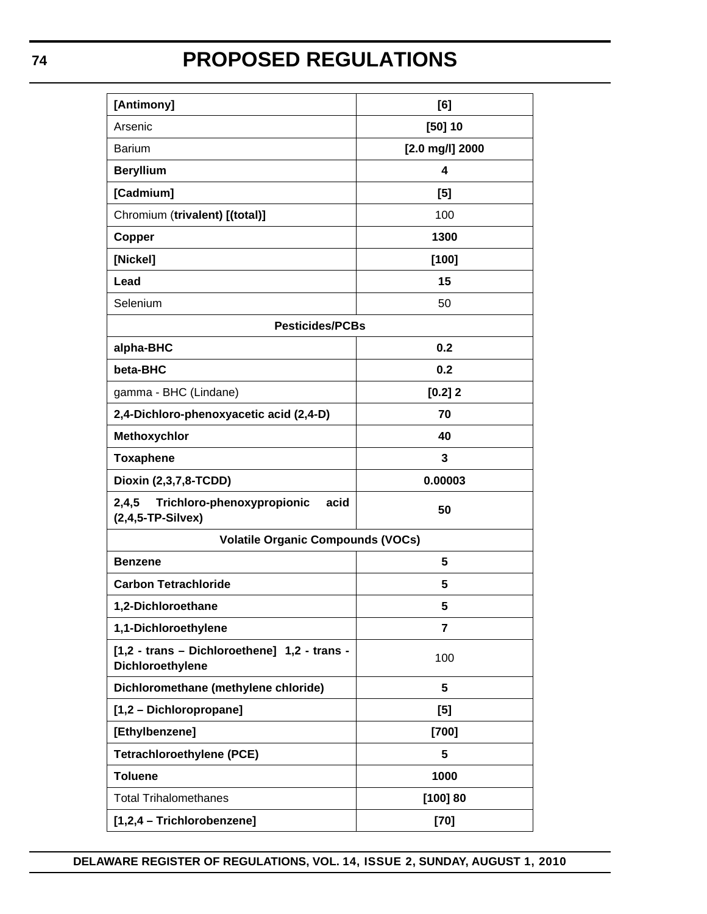| [Antimony] | [6] |
|---|---|
| Arsenic | **[50] 10** |
| Barium | **[2.0 mg/l] 2000** |
| **Beryllium** | **4** |
| **[Cadmium]** | **[5]** |
| Chromium (**trivalent) [(total)]** | 100 |
| **Copper** | **1300** |
| **[Nickel]** | **[100]** |
| **Lead** | **15** |
| Selenium | 50 |
| **Pesticides/PCBs** | |
| **alpha-BHC** | **0.2** |
| **beta-BHC** | **0.2** |
| gamma - BHC (Lindane) | **[0.2] 2** |
| **2,4-Dichloro-phenoxyacetic acid (2,4-D)** | **70** |
| **Methoxychlor** | **40** |
| **Toxaphene** | **3** |
| **Dioxin (2,3,7,8-TCDD)** | **0.00003** |
| **2,4,5 Trichloro-phenoxypropionic acid (2,4,5-TP-Silvex)** | **50** |
| **Volatile Organic Compounds (VOCs)** | |
| **Benzene** | **5** |
| **Carbon Tetrachloride** | **5** |
| **1,2-Dichloroethane** | **5** |
| **1,1-Dichloroethylene** | **7** |
| **[1,2 - trans – Dichloroethene] 1,2 - trans - Dichloroethylene** | 100 |
| **Dichloromethane (methylene chloride)** | **5** |
| **[1,2 – Dichloropropane]** | **[5]** |
| **[Ethylbenzene]** | **[700]** |
| **Tetrachloroethylene (PCE)** | **5** |
| **Toluene** | **1000** |
| Total Trihalomethanes | **[100] 80** |
| **[1,2,4 – Trichlorobenzene]** | **[70]** |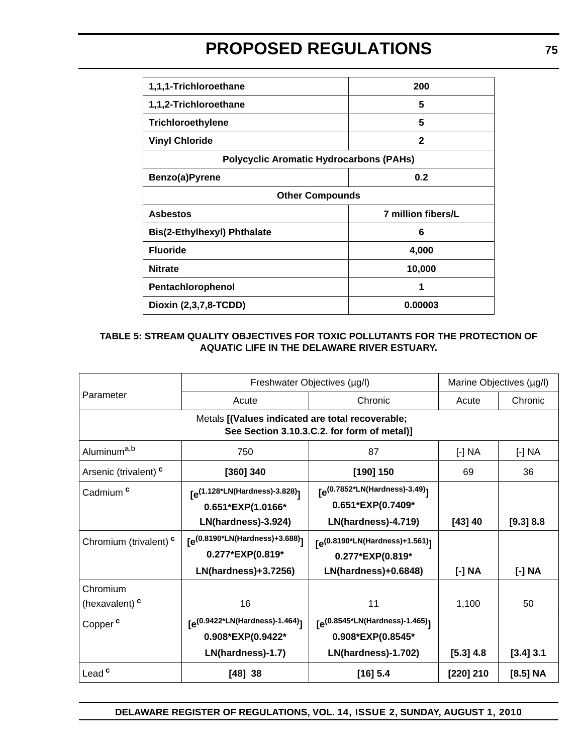| | |
|---|---|
| **1,1,1-Trichloroethane** | **200** |
| **1,1,2-Trichloroethane** | **5** |
| **Trichloroethylene** | **5** |
| **Vinyl Chloride** | **2** |
| **Polycyclic Aromatic Hydrocarbons (PAHs)** | |
| **Benzo(a)Pyrene** | **0.2** |
| **Other Compounds** | |
| **Asbestos** | **7 million fibers/L** |
| **Bis(2-Ethylhexyl) Phthalate** | **6** |
| **Fluoride** | **4,000** |
| **Nitrate** | **10,000** |
| **Pentachlorophenol** | **1** |
| **Dioxin (2,3,7,8-TCDD)** | **0.00003** |

**TABLE 5: STREAM QUALITY OBJECTIVES FOR TOXIC POLLUTANTS FOR THE PROTECTION OF AQUATIC LIFE IN THE DELAWARE RIVER ESTUARY.**

| Parameter | Freshwater Objectives (µg/l) | | Marine Objectives (µg/l) | |
|---|---|---|---|---|
| | Acute | Chronic | Acute | Chronic |
| Metals **[(Values indicated are total recoverable; See Section 3.10.3.C.2. for form of metal)]** | | | | |
| Aluminum[a,b] | 750 | 87 | [-] NA | [-] NA |
| Arsenic (trivalent) **[c]** | **[360] 340** | **[190] 150** | 69 | 36 |
| Cadmium **[c]** | **[$e^{(1.128*LN(Hardness)-3.828)}$] 0.651*EXP(1.0166* LN(hardness)-3.924)** | **[$e^{(0.7852*LN(Hardness)-3.49)}$] 0.651*EXP(0.7409* LN(hardness)-4.719)** | **[43] 40** | **[9.3] 8.8** |
| Chromium (trivalent) **[c]** | **[$e^{(0.8190*LN(Hardness)+3.688)}$] 0.277*EXP(0.819* LN(hardness)+3.7256)** | **[$e^{(0.8190*LN(Hardness)+1.561)}$] 0.277*EXP(0.819* LN(hardness)+0.6848)** | **[-] NA** | **[-] NA** |
| Chromium (hexavalent) **[c]** | 16 | 11 | 1,100 | 50 |
| Copper **[c]** | **[$e^{(0.9422*LN(Hardness)-1.464)}$] 0.908*EXP(0.9422* LN(hardness)-1.7)** | **[$e^{(0.8545*LN(Hardness)-1.465)}$] 0.908*EXP(0.8545* LN(hardness)-1.702)** | **[5.3] 4.8** | **[3.4] 3.1** |
| Lead **[c]** | **[48] 38** | **[16] 5.4** | **[220] 210** | **[8.5] NA** |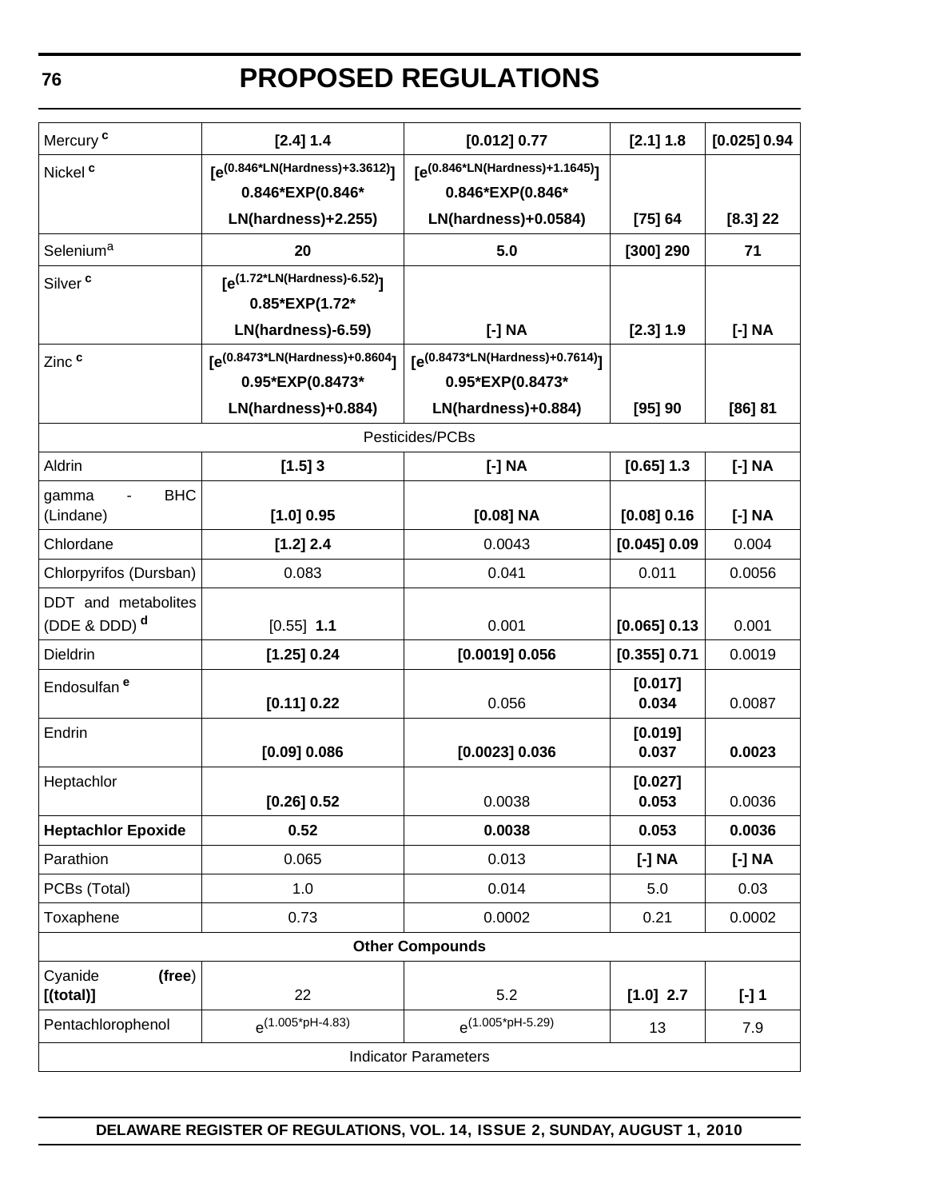| | | | | |
|---|---|---|---|---|
| Mercury [c] | **[2.4] 1.4** | **[0.012] 0.77** | **[2.1] 1.8** | **[0.025] 0.94** |
| Nickel [c] | **[$e^{(0.846*LN(Hardness)+3.3612)}$] 0.846*EXP(0.846* LN(hardness)+2.255)** | **[$e^{(0.846*LN(Hardness)+1.1645)}$] 0.846*EXP(0.846* LN(hardness)+0.0584)** | **[75] 64** | **[8.3] 22** |
| Selenium[a] | **20** | **5.0** | **[300] 290** | **71** |
| Silver [c] | **[$e^{(1.72*LN(Hardness)-6.52)}$] 0.85*EXP(1.72* LN(hardness)-6.59)** | **[-] NA** | **[2.3] 1.9** | **[-] NA** |
| Zinc [c] | **[$e^{(0.8473*LN(Hardness)+0.8604}$] 0.95*EXP(0.8473* LN(hardness)+0.884)** | **[$e^{(0.8473*LN(Hardness)+0.7614)}$] 0.95*EXP(0.8473* LN(hardness)+0.884)** | **[95] 90** | **[86] 81** |
| Pesticides/PCBs | | | | |
| Aldrin | **[1.5] 3** | **[-] NA** | **[0.65] 1.3** | **[-] NA** |
| gamma - BHC (Lindane) | **[1.0] 0.95** | **[0.08] NA** | **[0.08] 0.16** | **[-] NA** |
| Chlordane | **[1.2] 2.4** | 0.0043 | **[0.045] 0.09** | 0.004 |
| Chlorpyrifos (Dursban) | 0.083 | 0.041 | 0.011 | 0.0056 |
| DDT and metabolites (DDE & DDD) [d] | [0.55] **1.1** | 0.001 | **[0.065] 0.13** | 0.001 |
| Dieldrin | **[1.25] 0.24** | **[0.0019] 0.056** | **[0.355] 0.71** | 0.0019 |
| Endosulfan [e] | **[0.11] 0.22** | 0.056 | **[0.017] 0.034** | 0.0087 |
| Endrin | **[0.09] 0.086** | **[0.0023] 0.036** | **[0.019] 0.037** | **0.0023** |
| Heptachlor | **[0.26] 0.52** | 0.0038 | **[0.027] 0.053** | 0.0036 |
| **Heptachlor Epoxide** | **0.52** | **0.0038** | **0.053** | **0.0036** |
| Parathion | 0.065 | 0.013 | **[-] NA** | **[-] NA** |
| PCBs (Total) | 1.0 | 0.014 | 5.0 | 0.03 |
| Toxaphene | 0.73 | 0.0002 | 0.21 | 0.0002 |
| **Other Compounds** | | | | |
| Cyanide **(free**) **[(total)]** | 22 | 5.2 | **[1.0] 2.7** | **[-] 1** |
| Pentachlorophenol | $e^{(1.005*pH-4.83)}$ | $e^{(1.005*pH-5.29)}$ | 13 | 7.9 |
| Indicator Parameters | | | | |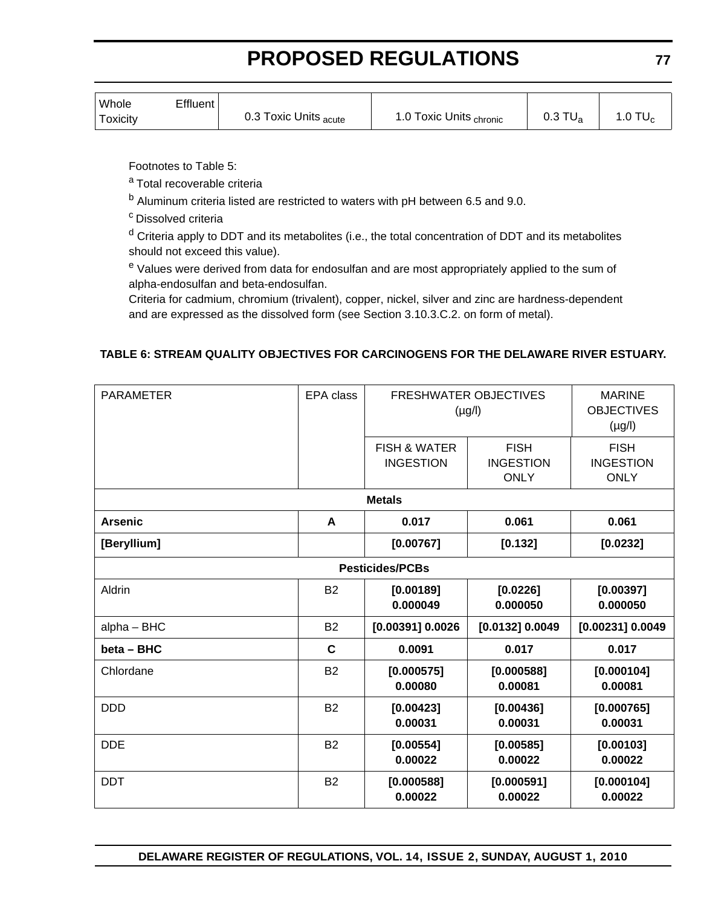| Whole Effluent Toxicity | 0.3 Toxic Units $_{acute}$ | 1.0 Toxic Units $_{chronic}$ | 0.3 $TU_a$ | 1.0 $TU_c$ |
|---|---|---|---|---|

Footnotes to Table 5:

[a] Total recoverable criteria

[b] Aluminum criteria listed are restricted to waters with pH between 6.5 and 9.0.

[c] Dissolved criteria

[d] Criteria apply to DDT and its metabolites (i.e., the total concentration of DDT and its metabolites should not exceed this value).

[e] Values were derived from data for endosulfan and are most appropriately applied to the sum of alpha-endosulfan and beta-endosulfan.

Criteria for cadmium, chromium (trivalent), copper, nickel, silver and zinc are hardness-dependent and are expressed as the dissolved form (see Section 3.10.3.C.2. on form of metal).

**TABLE 6: STREAM QUALITY OBJECTIVES FOR CARCINOGENS FOR THE DELAWARE RIVER ESTUARY.**

| PARAMETER | EPA class | FRESHWATER OBJECTIVES (µg/l) | | MARINE OBJECTIVES (µg/l) |
|---|---|---|---|---|
| | | FISH & WATER INGESTION | FISH INGESTION ONLY | FISH INGESTION ONLY |
| **Metals** | | | | |
| **Arsenic** | **A** | **0.017** | **0.061** | **0.061** |
| **[Beryllium]** | | **[0.00767]** | **[0.132]** | **[0.0232]** |
| **Pesticides/PCBs** | | | | |
| Aldrin | B2 | **[0.00189] 0.000049** | **[0.0226] 0.000050** | **[0.00397] 0.000050** |
| alpha – BHC | B2 | **[0.00391] 0.0026** | **[0.0132] 0.0049** | **[0.00231] 0.0049** |
| **beta – BHC** | **C** | **0.0091** | **0.017** | **0.017** |
| Chlordane | B2 | **[0.000575] 0.00080** | **[0.000588] 0.00081** | **[0.000104] 0.00081** |
| DDD | B2 | **[0.00423] 0.00031** | **[0.00436] 0.00031** | **[0.000765] 0.00031** |
| DDE | B2 | **[0.00554] 0.00022** | **[0.00585] 0.00022** | **[0.00103] 0.00022** |
| DDT | B2 | **[0.000588] 0.00022** | **[0.000591] 0.00022** | **[0.000104] 0.00022** |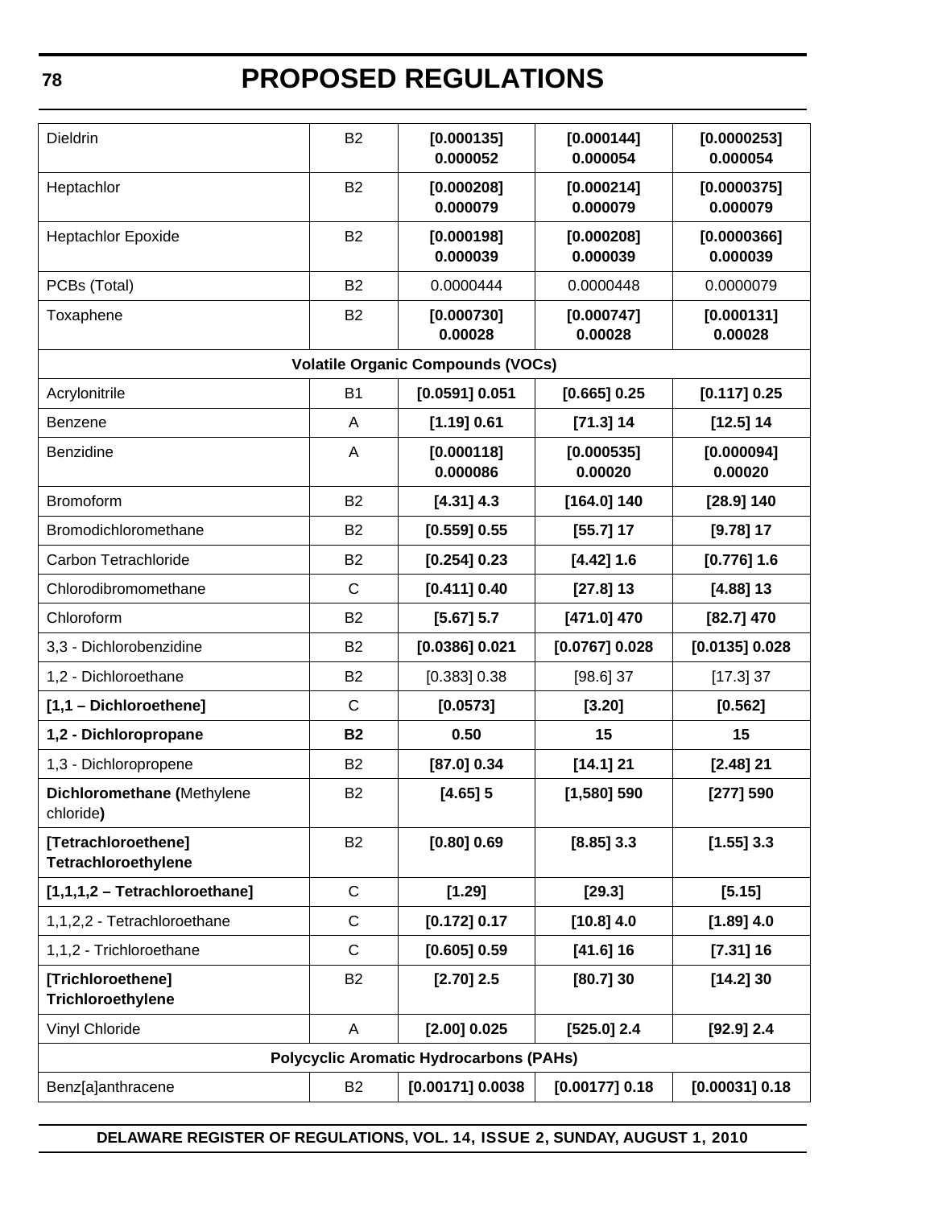| Dieldrin | B2 | **[0.000135] 0.000052** | **[0.000144] 0.000054** | **[0.0000253] 0.000054** |
|---|---|---|---|---|
| Heptachlor | B2 | **[0.000208] 0.000079** | **[0.000214] 0.000079** | **[0.0000375] 0.000079** |
| Heptachlor Epoxide | B2 | **[0.000198] 0.000039** | **[0.000208] 0.000039** | **[0.0000366] 0.000039** |
| PCBs (Total) | B2 | 0.0000444 | 0.0000448 | 0.0000079 |
| Toxaphene | B2 | **[0.000730] 0.00028** | **[0.000747] 0.00028** | **[0.000131] 0.00028** |
| **Volatile Organic Compounds (VOCs)** | | | | |
| Acrylonitrile | B1 | **[0.0591] 0.051** | **[0.665] 0.25** | **[0.117] 0.25** |
| Benzene | A | **[1.19] 0.61** | **[71.3] 14** | **[12.5] 14** |
| Benzidine | A | **[0.000118] 0.000086** | **[0.000535] 0.00020** | **[0.000094] 0.00020** |
| Bromoform | B2 | **[4.31] 4.3** | **[164.0] 140** | **[28.9] 140** |
| Bromodichloromethane | B2 | **[0.559] 0.55** | **[55.7] 17** | **[9.78] 17** |
| Carbon Tetrachloride | B2 | **[0.254] 0.23** | **[4.42] 1.6** | **[0.776] 1.6** |
| Chlorodibromomethane | C | **[0.411] 0.40** | **[27.8] 13** | **[4.88] 13** |
| Chloroform | B2 | **[5.67] 5.7** | **[471.0] 470** | **[82.7] 470** |
| 3,3 - Dichlorobenzidine | B2 | **[0.0386] 0.021** | **[0.0767] 0.028** | **[0.0135] 0.028** |
| 1,2 - Dichloroethane | B2 | [0.383] 0.38 | [98.6] 37 | [17.3] 37 |
| **[1,1 – Dichloroethene]** | C | **[0.0573]** | **[3.20]** | **[0.562]** |
| **1,2 - Dichloropropane** | **B2** | **0.50** | **15** | **15** |
| 1,3 - Dichloropropene | B2 | **[87.0] 0.34** | **[14.1] 21** | **[2.48] 21** |
| **Dichloromethane (**Methylene chloride**)** | B2 | **[4.65] 5** | **[1,580] 590** | **[277] 590** |
| **[Tetrachloroethene] Tetrachloroethylene** | B2 | **[0.80] 0.69** | **[8.85] 3.3** | **[1.55] 3.3** |
| **[1,1,1,2 – Tetrachloroethane]** | C | **[1.29]** | **[29.3]** | **[5.15]** |
| 1,1,2,2 - Tetrachloroethane | C | **[0.172] 0.17** | **[10.8] 4.0** | **[1.89] 4.0** |
| 1,1,2 - Trichloroethane | C | **[0.605] 0.59** | **[41.6] 16** | **[7.31] 16** |
| **[Trichloroethene] Trichloroethylene** | B2 | **[2.70] 2.5** | **[80.7] 30** | **[14.2] 30** |
| Vinyl Chloride | A | **[2.00] 0.025** | **[525.0] 2.4** | **[92.9] 2.4** |
| **Polycyclic Aromatic Hydrocarbons (PAHs)** | | | | |
| Benz[a]anthracene | B2 | **[0.00171] 0.0038** | **[0.00177] 0.18** | **[0.00031] 0.18** |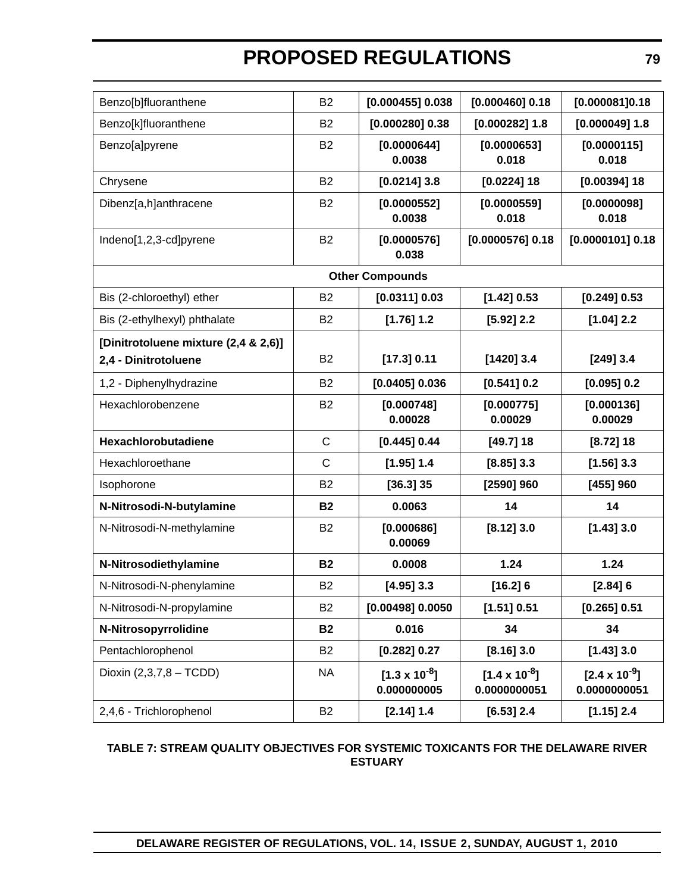| | | | | |
|---|---|---|---|---|
| Benzo[b]fluoranthene | B2 | **[0.000455] 0.038** | **[0.000460] 0.18** | **[0.000081]0.18** |
| Benzo[k]fluoranthene | B2 | **[0.000280] 0.38** | **[0.000282] 1.8** | **[0.000049] 1.8** |
| Benzo[a]pyrene | B2 | **[0.0000644] 0.0038** | **[0.0000653] 0.018** | **[0.0000115] 0.018** |
| Chrysene | B2 | **[0.0214] 3.8** | **[0.0224] 18** | **[0.00394] 18** |
| Dibenz[a,h]anthracene | B2 | **[0.0000552] 0.0038** | **[0.0000559] 0.018** | **[0.0000098] 0.018** |
| Indeno[1,2,3-cd]pyrene | B2 | **[0.0000576] 0.038** | **[0.0000576] 0.18** | **[0.0000101] 0.18** |
| **Other Compounds** | | | | |
| Bis (2-chloroethyl) ether | B2 | **[0.0311] 0.03** | **[1.42] 0.53** | **[0.249] 0.53** |
| Bis (2-ethylhexyl) phthalate | B2 | **[1.76] 1.2** | **[5.92] 2.2** | **[1.04] 2.2** |
| **[Dinitrotoluene mixture (2,4 & 2,6)] 2,4 - Dinitrotoluene** | B2 | **[17.3] 0.11** | **[1420] 3.4** | **[249] 3.4** |
| 1,2 - Diphenylhydrazine | B2 | **[0.0405] 0.036** | **[0.541] 0.2** | **[0.095] 0.2** |
| Hexachlorobenzene | B2 | **[0.000748] 0.00028** | **[0.000775] 0.00029** | **[0.000136] 0.00029** |
| **Hexachlorobutadiene** | C | **[0.445] 0.44** | **[49.7] 18** | **[8.72] 18** |
| Hexachloroethane | C | **[1.95] 1.4** | **[8.85] 3.3** | **[1.56] 3.3** |
| Isophorone | B2 | **[36.3] 35** | **[2590] 960** | **[455] 960** |
| **N-Nitrosodi-N-butylamine** | **B2** | **0.0063** | **14** | **14** |
| N-Nitrosodi-N-methylamine | B2 | **[0.000686] 0.00069** | **[8.12] 3.0** | **[1.43] 3.0** |
| **N-Nitrosodiethylamine** | **B2** | **0.0008** | **1.24** | **1.24** |
| N-Nitrosodi-N-phenylamine | B2 | **[4.95] 3.3** | **[16.2] 6** | **[2.84] 6** |
| N-Nitrosodi-N-propylamine | B2 | **[0.00498] 0.0050** | **[1.51] 0.51** | **[0.265] 0.51** |
| **N-Nitrosopyrrolidine** | **B2** | **0.016** | **34** | **34** |
| Pentachlorophenol | B2 | **[0.282] 0.27** | **[8.16] 3.0** | **[1.43] 3.0** |
| Dioxin (2,3,7,8 – TCDD) | NA | **[$1.3 \times 10^{-8}$] 0.000000005** | **[$1.4 \times 10^{-8}$] 0.0000000051** | **[$2.4 \times 10^{-9}$] 0.0000000051** |
| 2,4,6 - Trichlorophenol | B2 | **[2.14] 1.4** | **[6.53] 2.4** | **[1.15] 2.4** |

**TABLE 7: STREAM QUALITY OBJECTIVES FOR SYSTEMIC TOXICANTS FOR THE DELAWARE RIVER ESTUARY**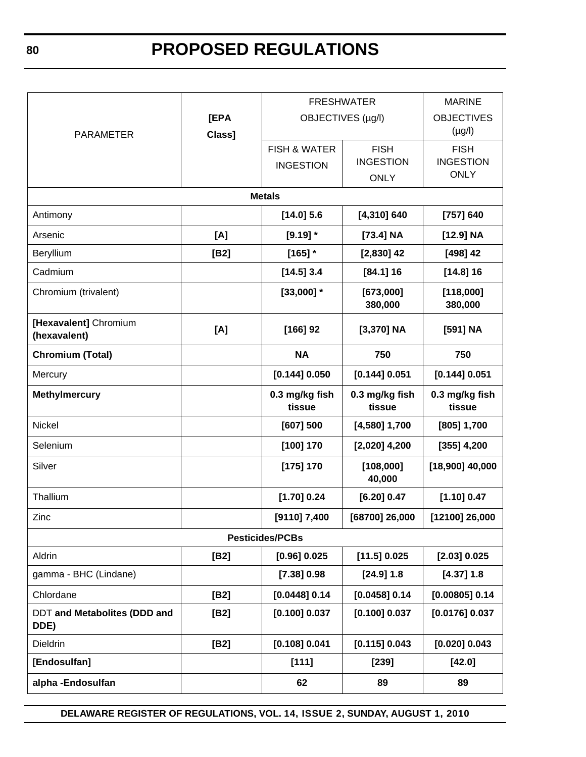| PARAMETER | [EPA Class] | FRESHWATER OBJECTIVES (µg/l) | | MARINE OBJECTIVES (µg/l) |
|---|---|---|---|---|
| | | FISH & WATER INGESTION | FISH INGESTION ONLY | FISH INGESTION ONLY |
| **Metals** | | | | |
| Antimony | | **[14.0] 5.6** | **[4,310] 640** | **[757] 640** |
| Arsenic | **[A]** | **[9.19] \*** | **[73.4] NA** | **[12.9] NA** |
| Beryllium | **[B2]** | **[165] \*** | **[2,830] 42** | **[498] 42** |
| Cadmium | | **[14.5] 3.4** | **[84.1] 16** | **[14.8] 16** |
| Chromium (trivalent) | | **[33,000] \*** | **[673,000] 380,000** | **[118,000] 380,000** |
| **[Hexavalent]** Chromium **(hexavalent)** | **[A]** | **[166] 92** | **[3,370] NA** | **[591] NA** |
| **Chromium (Total)** | | **NA** | **750** | **750** |
| Mercury | | **[0.144] 0.050** | **[0.144] 0.051** | **[0.144] 0.051** |
| **Methylmercury** | | **0.3 mg/kg fish tissue** | **0.3 mg/kg fish tissue** | **0.3 mg/kg fish tissue** |
| Nickel | | **[607] 500** | **[4,580] 1,700** | **[805] 1,700** |
| Selenium | | **[100] 170** | **[2,020] 4,200** | **[355] 4,200** |
| Silver | | **[175] 170** | **[108,000] 40,000** | **[18,900] 40,000** |
| Thallium | | **[1.70] 0.24** | **[6.20] 0.47** | **[1.10] 0.47** |
| Zinc | | **[9110] 7,400** | **[68700] 26,000** | **[12100] 26,000** |
| **Pesticides/PCBs** | | | | |
| Aldrin | **[B2]** | **[0.96] 0.025** | **[11.5] 0.025** | **[2.03] 0.025** |
| gamma - BHC (Lindane) | | **[7.38] 0.98** | **[24.9] 1.8** | **[4.37] 1.8** |
| Chlordane | **[B2]** | **[0.0448] 0.14** | **[0.0458] 0.14** | **[0.00805] 0.14** |
| DDT **and Metabolites (DDD and DDE)** | **[B2]** | **[0.100] 0.037** | **[0.100] 0.037** | **[0.0176] 0.037** |
| Dieldrin | **[B2]** | **[0.108] 0.041** | **[0.115] 0.043** | **[0.020] 0.043** |
| **[Endosulfan]** | | **[111]** | **[239]** | **[42.0]** |
| **alpha -Endosulfan** | | **62** | **89** | **89** |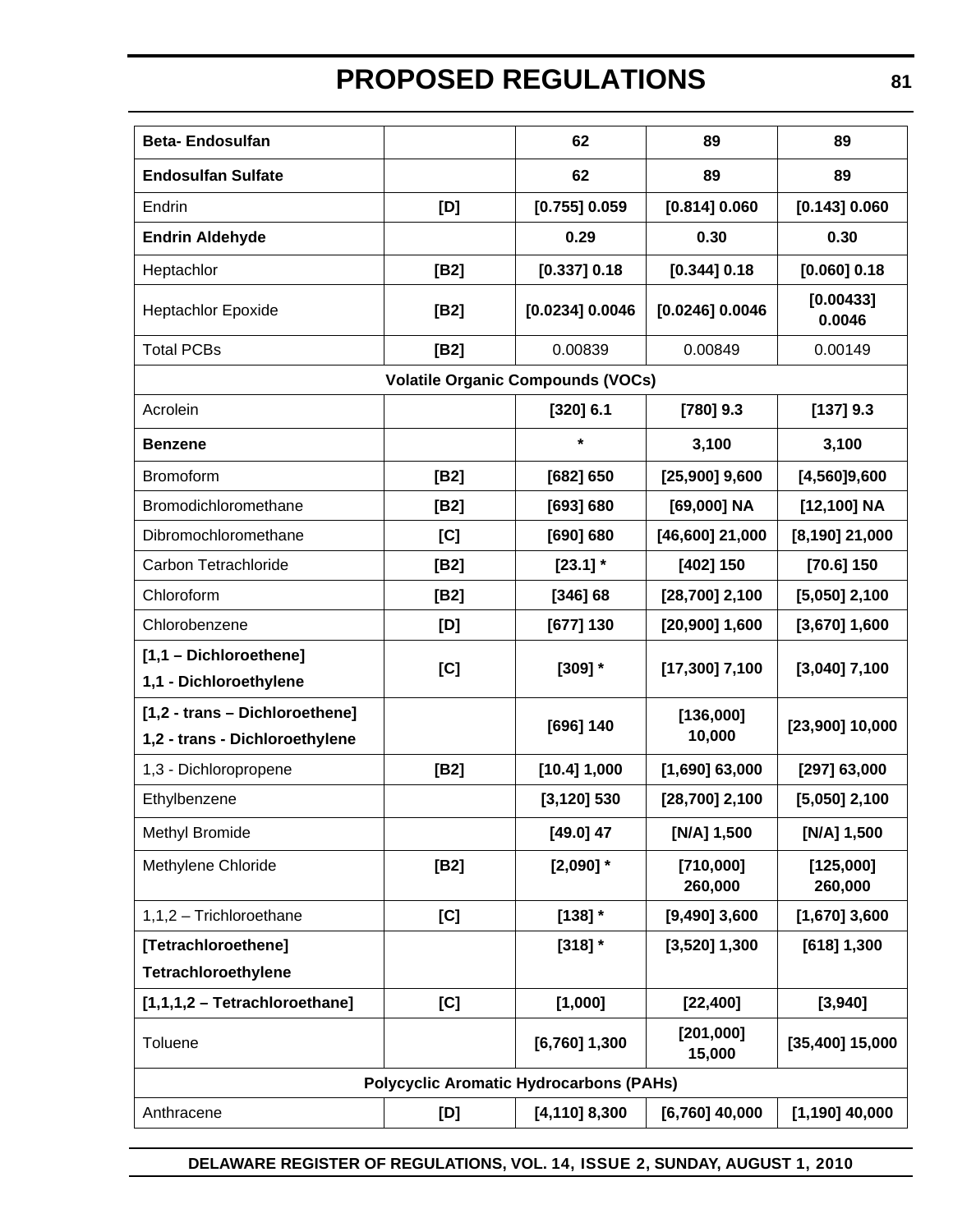| **Beta- Endosulfan** | | **62** | **89** | **89** |
|---|---|---|---|---|
| **Endosulfan Sulfate** | | **62** | **89** | **89** |
| Endrin | **[D]** | **[0.755] 0.059** | **[0.814] 0.060** | **[0.143] 0.060** |
| **Endrin Aldehyde** | | **0.29** | **0.30** | **0.30** |
| Heptachlor | **[B2]** | **[0.337] 0.18** | **[0.344] 0.18** | **[0.060] 0.18** |
| Heptachlor Epoxide | **[B2]** | **[0.0234] 0.0046** | **[0.0246] 0.0046** | **[0.00433] 0.0046** |
| Total PCBs | **[B2]** | 0.00839 | 0.00849 | 0.00149 |
| **Volatile Organic Compounds (VOCs)** | | | | |
| Acrolein | | **[320] 6.1** | **[780] 9.3** | **[137] 9.3** |
| **Benzene** | | **\*** | **3,100** | **3,100** |
| Bromoform | **[B2]** | **[682] 650** | **[25,900] 9,600** | **[4,560]9,600** |
| Bromodichloromethane | **[B2]** | **[693] 680** | **[69,000] NA** | **[12,100] NA** |
| Dibromochloromethane | **[C]** | **[690] 680** | **[46,600] 21,000** | **[8,190] 21,000** |
| Carbon Tetrachloride | **[B2]** | **[23.1] \*** | **[402] 150** | **[70.6] 150** |
| Chloroform | **[B2]** | **[346] 68** | **[28,700] 2,100** | **[5,050] 2,100** |
| Chlorobenzene | **[D]** | **[677] 130** | **[20,900] 1,600** | **[3,670] 1,600** |
| **[1,1 – Dichloroethene]** **1,1 - Dichloroethylene** | **[C]** | **[309] \*** | **[17,300] 7,100** | **[3,040] 7,100** |
| **[1,2 - trans – Dichloroethene]** **1,2 - trans - Dichloroethylene** | | **[696] 140** | **[136,000] 10,000** | **[23,900] 10,000** |
| 1,3 - Dichloropropene | **[B2]** | **[10.4] 1,000** | **[1,690] 63,000** | **[297] 63,000** |
| Ethylbenzene | | **[3,120] 530** | **[28,700] 2,100** | **[5,050] 2,100** |
| Methyl Bromide | | **[49.0] 47** | **[N/A] 1,500** | **[N/A] 1,500** |
| Methylene Chloride | **[B2]** | **[2,090] \*** | **[710,000] 260,000** | **[125,000] 260,000** |
| 1,1,2 – Trichloroethane | **[C]** | **[138] \*** | **[9,490] 3,600** | **[1,670] 3,600** |
| **[Tetrachloroethene]** **Tetrachloroethylene** | | **[318] \*** | **[3,520] 1,300** | **[618] 1,300** |
| **[1,1,1,2 – Tetrachloroethane]** | **[C]** | **[1,000]** | **[22,400]** | **[3,940]** |
| Toluene | | **[6,760] 1,300** | **[201,000] 15,000** | **[35,400] 15,000** |
| **Polycyclic Aromatic Hydrocarbons (PAHs)** | | | | |
| Anthracene | **[D]** | **[4,110] 8,300** | **[6,760] 40,000** | **[1,190] 40,000** |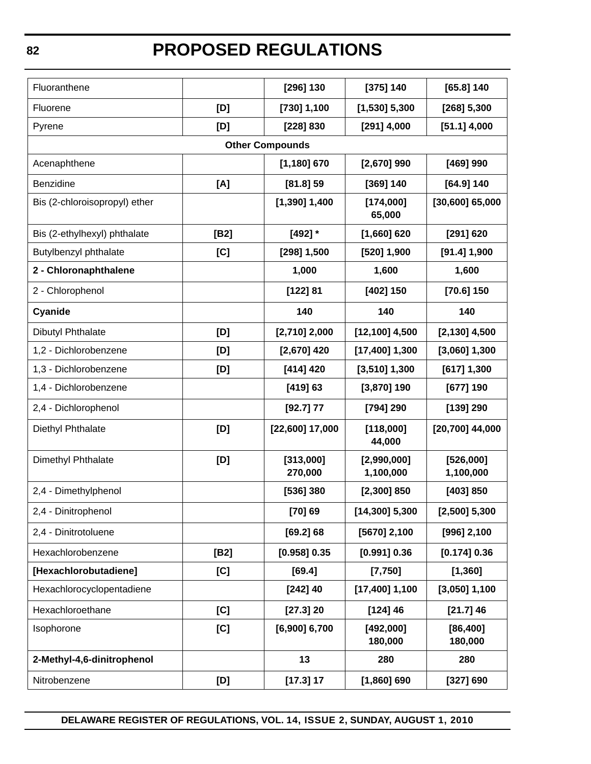| | | | | |
|---|---|---|---|---|
| Fluoranthene | | **[296] 130** | **[375] 140** | **[65.8] 140** |
| Fluorene | **[D]** | **[730] 1,100** | **[1,530] 5,300** | **[268] 5,300** |
| Pyrene | **[D]** | **[228] 830** | **[291] 4,000** | **[51.1] 4,000** |
| **Other Compounds** | | | | |
| Acenaphthene | | **[1,180] 670** | **[2,670] 990** | **[469] 990** |
| Benzidine | **[A]** | **[81.8] 59** | **[369] 140** | **[64.9] 140** |
| Bis (2-chloroisopropyl) ether | | **[1,390] 1,400** | **[174,000] 65,000** | **[30,600] 65,000** |
| Bis (2-ethylhexyl) phthalate | **[B2]** | **[492] *** | **[1,660] 620** | **[291] 620** |
| Butylbenzyl phthalate | **[C]** | **[298] 1,500** | **[520] 1,900** | **[91.4] 1,900** |
| **2 - Chloronaphthalene** | | **1,000** | **1,600** | **1,600** |
| 2 - Chlorophenol | | **[122] 81** | **[402] 150** | **[70.6] 150** |
| **Cyanide** | | **140** | **140** | **140** |
| Dibutyl Phthalate | **[D]** | **[2,710] 2,000** | **[12,100] 4,500** | **[2,130] 4,500** |
| 1,2 - Dichlorobenzene | **[D]** | **[2,670] 420** | **[17,400] 1,300** | **[3,060] 1,300** |
| 1,3 - Dichlorobenzene | **[D]** | **[414] 420** | **[3,510] 1,300** | **[617] 1,300** |
| 1,4 - Dichlorobenzene | | **[419] 63** | **[3,870] 190** | **[677] 190** |
| 2,4 - Dichlorophenol | | **[92.7] 77** | **[794] 290** | **[139] 290** |
| Diethyl Phthalate | **[D]** | **[22,600] 17,000** | **[118,000] 44,000** | **[20,700] 44,000** |
| Dimethyl Phthalate | **[D]** | **[313,000] 270,000** | **[2,990,000] 1,100,000** | **[526,000] 1,100,000** |
| 2,4 - Dimethylphenol | | **[536] 380** | **[2,300] 850** | **[403] 850** |
| 2,4 - Dinitrophenol | | **[70] 69** | **[14,300] 5,300** | **[2,500] 5,300** |
| 2,4 - Dinitrotoluene | | **[69.2] 68** | **[5670] 2,100** | **[996] 2,100** |
| Hexachlorobenzene | **[B2]** | **[0.958] 0.35** | **[0.991] 0.36** | **[0.174] 0.36** |
| **[Hexachlorobutadiene]** | **[C]** | **[69.4]** | **[7,750]** | **[1,360]** |
| Hexachlorocyclopentadiene | | **[242] 40** | **[17,400] 1,100** | **[3,050] 1,100** |
| Hexachloroethane | **[C]** | **[27.3] 20** | **[124] 46** | **[21.7] 46** |
| Isophorone | **[C]** | **[6,900] 6,700** | **[492,000] 180,000** | **[86,400] 180,000** |
| **2-Methyl-4,6-dinitrophenol** | | **13** | **280** | **280** |
| Nitrobenzene | **[D]** | **[17.3] 17** | **[1,860] 690** | **[327] 690** |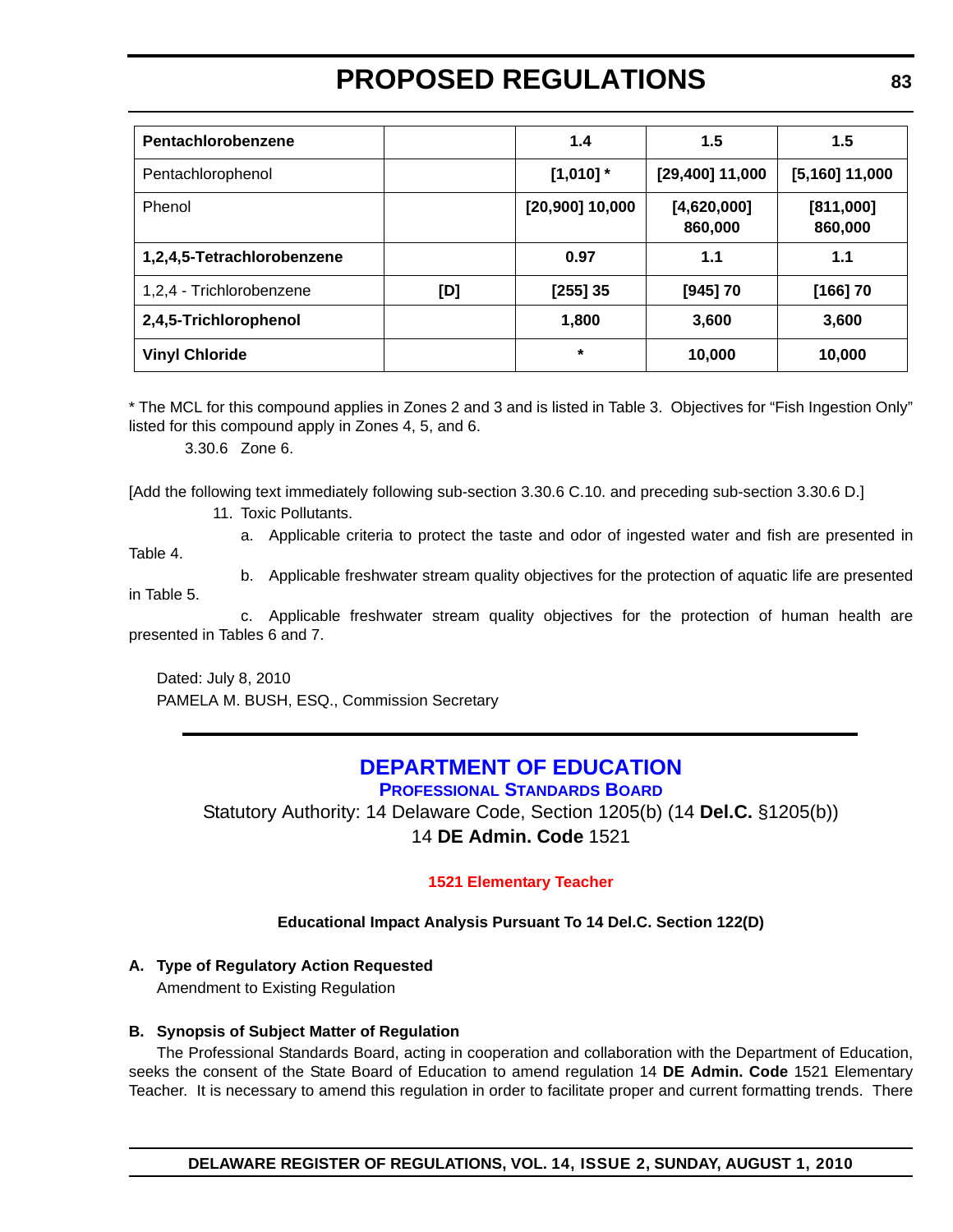| **Pentachlorobenzene** | | **1.4** | **1.5** | **1.5** |
| --- | --- | --- | --- | --- |
| Pentachlorophenol | | **[1,010] *** | **[29,400] 11,000** | **[5,160] 11,000** |
| Phenol | | **[20,900] 10,000** | **[4,620,000] 860,000** | **[811,000] 860,000** |
| **1,2,4,5-Tetrachlorobenzene** | | **0.97** | **1.1** | **1.1** |
| 1,2,4 - Trichlorobenzene | **[D]** | **[255] 35** | **[945] 70** | **[166] 70** |
| **2,4,5-Trichlorophenol** | | **1,800** | **3,600** | **3,600** |
| **Vinyl Chloride** | | ***** | **10,000** | **10,000** |

* The MCL for this compound applies in Zones 2 and 3 and is listed in Table 3. Objectives for "Fish Ingestion Only" listed for this compound apply in Zones 4, 5, and 6.

3.30.6 Zone 6.

[Add the following text immediately following sub-section 3.30.6 C.10. and preceding sub-section 3.30.6 D.]

11. Toxic Pollutants.

a. Applicable criteria to protect the taste and odor of ingested water and fish are presented in Table 4.

b. Applicable freshwater stream quality objectives for the protection of aquatic life are presented in Table 5.

c. Applicable freshwater stream quality objectives for the protection of human health are presented in Tables 6 and 7.

Dated: July 8, 2010
PAMELA M. BUSH, ESQ., Commission Secretary

---

## DEPARTMENT OF EDUCATION

### PROFESSIONAL STANDARDS BOARD

Statutory Authority: 14 Delaware Code, Section 1205(b) (14 **Del.C.** §1205(b))
14 **DE Admin. Code** 1521

### 1521 Elementary Teacher

**Educational Impact Analysis Pursuant To 14 Del.C. Section 122(D)**

**A. Type of Regulatory Action Requested**

Amendment to Existing Regulation

**B. Synopsis of Subject Matter of Regulation**

The Professional Standards Board, acting in cooperation and collaboration with the Department of Education, seeks the consent of the State Board of Education to amend regulation 14 **DE Admin. Code** 1521 Elementary Teacher. It is necessary to amend this regulation in order to facilitate proper and current formatting trends. There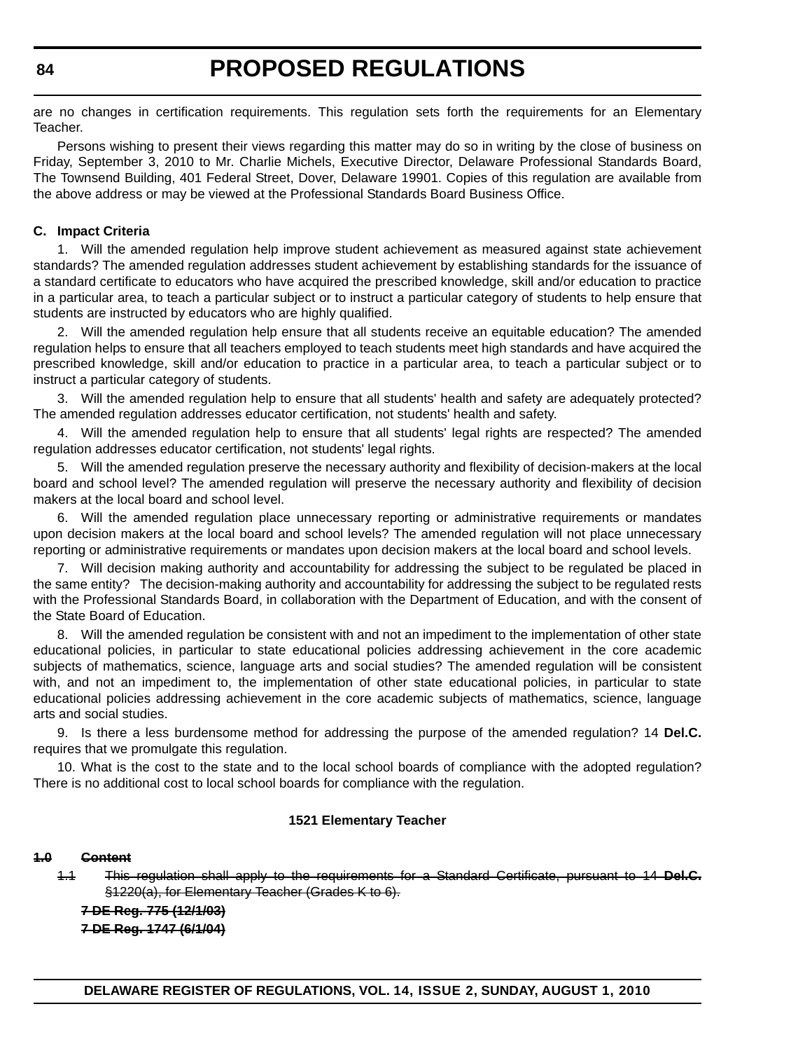are no changes in certification requirements. This regulation sets forth the requirements for an Elementary Teacher.

Persons wishing to present their views regarding this matter may do so in writing by the close of business on Friday, September 3, 2010 to Mr. Charlie Michels, Executive Director, Delaware Professional Standards Board, The Townsend Building, 401 Federal Street, Dover, Delaware 19901. Copies of this regulation are available from the above address or may be viewed at the Professional Standards Board Business Office.

**C. Impact Criteria**

1. Will the amended regulation help improve student achievement as measured against state achievement standards? The amended regulation addresses student achievement by establishing standards for the issuance of a standard certificate to educators who have acquired the prescribed knowledge, skill and/or education to practice in a particular area, to teach a particular subject or to instruct a particular category of students to help ensure that students are instructed by educators who are highly qualified.

2. Will the amended regulation help ensure that all students receive an equitable education? The amended regulation helps to ensure that all teachers employed to teach students meet high standards and have acquired the prescribed knowledge, skill and/or education to practice in a particular area, to teach a particular subject or to instruct a particular category of students.

3. Will the amended regulation help to ensure that all students' health and safety are adequately protected? The amended regulation addresses educator certification, not students' health and safety.

4. Will the amended regulation help to ensure that all students' legal rights are respected? The amended regulation addresses educator certification, not students' legal rights.

5. Will the amended regulation preserve the necessary authority and flexibility of decision-makers at the local board and school level? The amended regulation will preserve the necessary authority and flexibility of decision makers at the local board and school level.

6. Will the amended regulation place unnecessary reporting or administrative requirements or mandates upon decision makers at the local board and school levels? The amended regulation will not place unnecessary reporting or administrative requirements or mandates upon decision makers at the local board and school levels.

7. Will decision making authority and accountability for addressing the subject to be regulated be placed in the same entity? The decision-making authority and accountability for addressing the subject to be regulated rests with the Professional Standards Board, in collaboration with the Department of Education, and with the consent of the State Board of Education.

8. Will the amended regulation be consistent with and not an impediment to the implementation of other state educational policies, in particular to state educational policies addressing achievement in the core academic subjects of mathematics, science, language arts and social studies? The amended regulation will be consistent with, and not an impediment to, the implementation of other state educational policies, in particular to state educational policies addressing achievement in the core academic subjects of mathematics, science, language arts and social studies.

9. Is there a less burdensome method for addressing the purpose of the amended regulation? 14 **Del.C.** requires that we promulgate this regulation.

10. What is the cost to the state and to the local school boards of compliance with the adopted regulation? There is no additional cost to local school boards for compliance with the regulation.

**1521 Elementary Teacher**

~~**1.0 Content**~~

~~1.1 This regulation shall apply to the requirements for a Standard Certificate, pursuant to 14 **Del.C.** §1220(a), for Elementary Teacher (Grades K to 6).~~

~~**7 DE Reg. 775 (12/1/03)**~~

~~**7 DE Reg. 1747 (6/1/04)**~~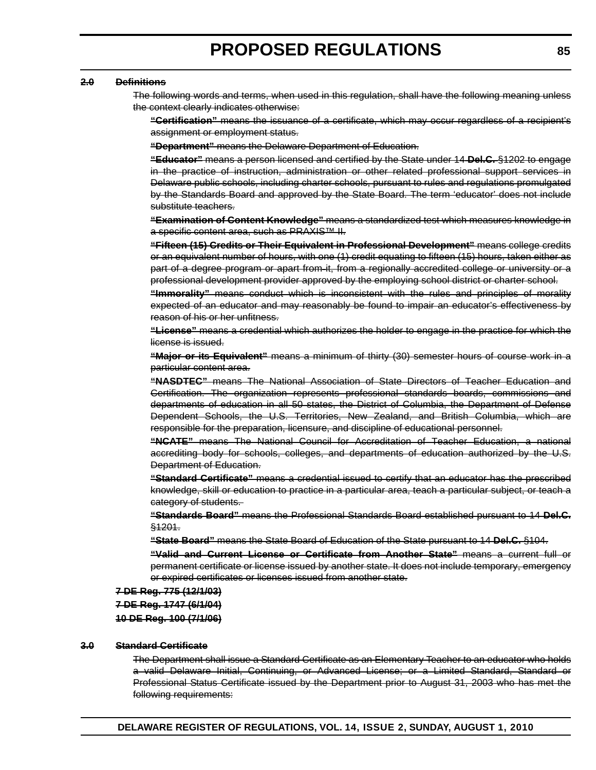**~~2.0 Definitions~~**

~~The following words and terms, when used in this regulation, shall have the following meaning unless the context clearly indicates otherwise:~~

~~**"Certification"** means the issuance of a certificate, which may occur regardless of a recipient's assignment or employment status.~~

~~**"Department"** means the Delaware Department of Education.~~

~~**"Educator"** means a person licensed and certified by the State under 14 **Del.C.** §1202 to engage in the practice of instruction, administration or other related professional support services in Delaware public schools, including charter schools, pursuant to rules and regulations promulgated by the Standards Board and approved by the State Board. The term 'educator' does not include substitute teachers.~~

~~**"Examination of Content Knowledge"** means a standardized test which measures knowledge in a specific content area, such as PRAXIS™ II.~~

~~**"Fifteen (15) Credits or Their Equivalent in Professional Development"** means college credits or an equivalent number of hours, with one (1) credit equating to fifteen (15) hours, taken either as part of a degree program or apart from it, from a regionally accredited college or university or a professional development provider approved by the employing school district or charter school.~~

~~**"Immorality"** means conduct which is inconsistent with the rules and principles of morality expected of an educator and may reasonably be found to impair an educator's effectiveness by reason of his or her unfitness.~~

~~**"License"** means a credential which authorizes the holder to engage in the practice for which the license is issued.~~

~~**"Major or its Equivalent"** means a minimum of thirty (30) semester hours of course work in a particular content area.~~

~~**"NASDTEC"** means The National Association of State Directors of Teacher Education and Certification. The organization represents professional standards boards, commissions and departments of education in all 50 states, the District of Columbia, the Department of Defense Dependent Schools, the U.S. Territories, New Zealand, and British Columbia, which are responsible for the preparation, licensure, and discipline of educational personnel.~~

~~**"NCATE"** means The National Council for Accreditation of Teacher Education, a national accrediting body for schools, colleges, and departments of education authorized by the U.S. Department of Education.~~

~~**"Standard Certificate"** means a credential issued to certify that an educator has the prescribed knowledge, skill or education to practice in a particular area, teach a particular subject, or teach a category of students.~~

~~**"Standards Board"** means the Professional Standards Board established pursuant to 14 **Del.C.** §1201.~~

~~**"State Board"** means the State Board of Education of the State pursuant to 14 **Del.C.** §104.~~

~~**"Valid and Current License or Certificate from Another State"** means a current full or permanent certificate or license issued by another state. It does not include temporary, emergency or expired certificates or licenses issued from another state.~~

**~~7 DE Reg. 775 (12/1/03)~~**

**~~7 DE Reg. 1747 (6/1/04)~~**

**~~10 DE Reg. 100 (7/1/06)~~**

**~~3.0 Standard Certificate~~**

~~The Department shall issue a Standard Certificate as an Elementary Teacher to an educator who holds a valid Delaware Initial, Continuing, or Advanced License; or a Limited Standard, Standard or Professional Status Certificate issued by the Department prior to August 31, 2003 who has met the following requirements:~~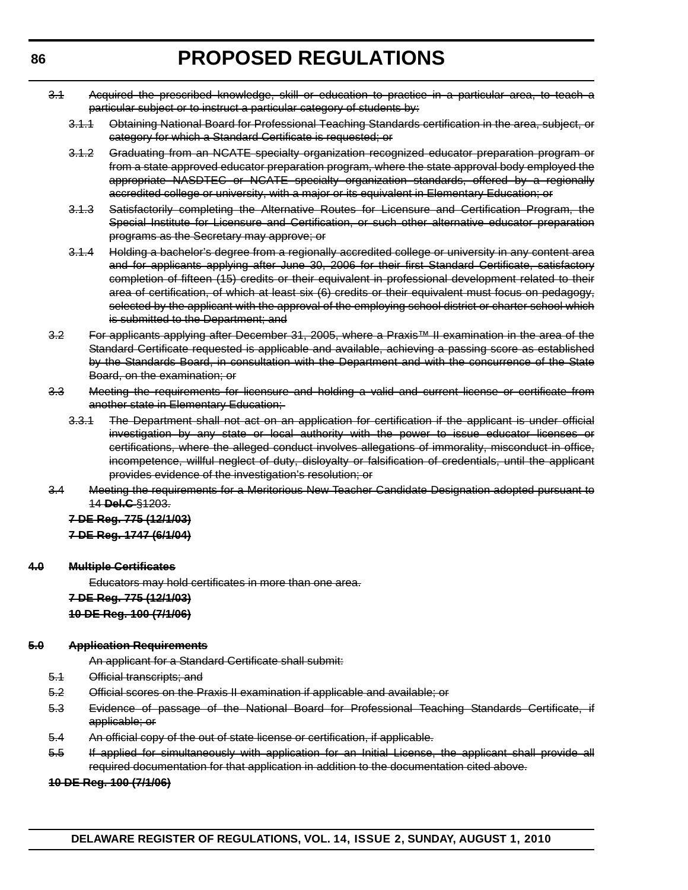~~3.1 Acquired the prescribed knowledge, skill or education to practice in a particular area, to teach a particular subject or to instruct a particular category of students by:~~

~~3.1.1 Obtaining National Board for Professional Teaching Standards certification in the area, subject, or category for which a Standard Certificate is requested; or~~

~~3.1.2 Graduating from an NCATE specialty organization recognized educator preparation program or from a state approved educator preparation program, where the state approval body employed the appropriate NASDTEC or NCATE specialty organization standards, offered by a regionally accredited college or university, with a major or its equivalent in Elementary Education; or~~

~~3.1.3 Satisfactorily completing the Alternative Routes for Licensure and Certification Program, the Special Institute for Licensure and Certification, or such other alternative educator preparation programs as the Secretary may approve; or~~

~~3.1.4 Holding a bachelor's degree from a regionally accredited college or university in any content area and for applicants applying after June 30, 2006 for their first Standard Certificate, satisfactory completion of fifteen (15) credits or their equivalent in professional development related to their area of certification, of which at least six (6) credits or their equivalent must focus on pedagogy, selected by the applicant with the approval of the employing school district or charter school which is submitted to the Department; and~~

~~3.2 For applicants applying after December 31, 2005, where a Praxis™ II examination in the area of the Standard Certificate requested is applicable and available, achieving a passing score as established by the Standards Board, in consultation with the Department and with the concurrence of the State Board, on the examination; or~~

~~3.3 Meeting the requirements for licensure and holding a valid and current license or certificate from another state in Elementary Education;~~

~~3.3.1 The Department shall not act on an application for certification if the applicant is under official investigation by any state or local authority with the power to issue educator licenses or certifications, where the alleged conduct involves allegations of immorality, misconduct in office, incompetence, willful neglect of duty, disloyalty or falsification of credentials, until the applicant provides evidence of the investigation's resolution; or~~

~~3.4 Meeting the requirements for a Meritorious New Teacher Candidate Designation adopted pursuant to 14 **Del.C** §1203.~~

~~**7 DE Reg. 775 (12/1/03)**~~

~~**7 DE Reg. 1747 (6/1/04)**~~

~~**4.0 Multiple Certificates**~~

~~Educators may hold certificates in more than one area.~~

~~**7 DE Reg. 775 (12/1/03)**~~

~~**10 DE Reg. 100 (7/1/06)**~~

~~**5.0 Application Requirements**~~

~~An applicant for a Standard Certificate shall submit:~~

~~5.1 Official transcripts; and~~

~~5.2 Official scores on the Praxis II examination if applicable and available; or~~

~~5.3 Evidence of passage of the National Board for Professional Teaching Standards Certificate, if applicable; or~~

~~5.4 An official copy of the out of state license or certification, if applicable.~~

~~5.5 If applied for simultaneously with application for an Initial License, the applicant shall provide all required documentation for that application in addition to the documentation cited above.~~

~~**10 DE Reg. 100 (7/1/06)**~~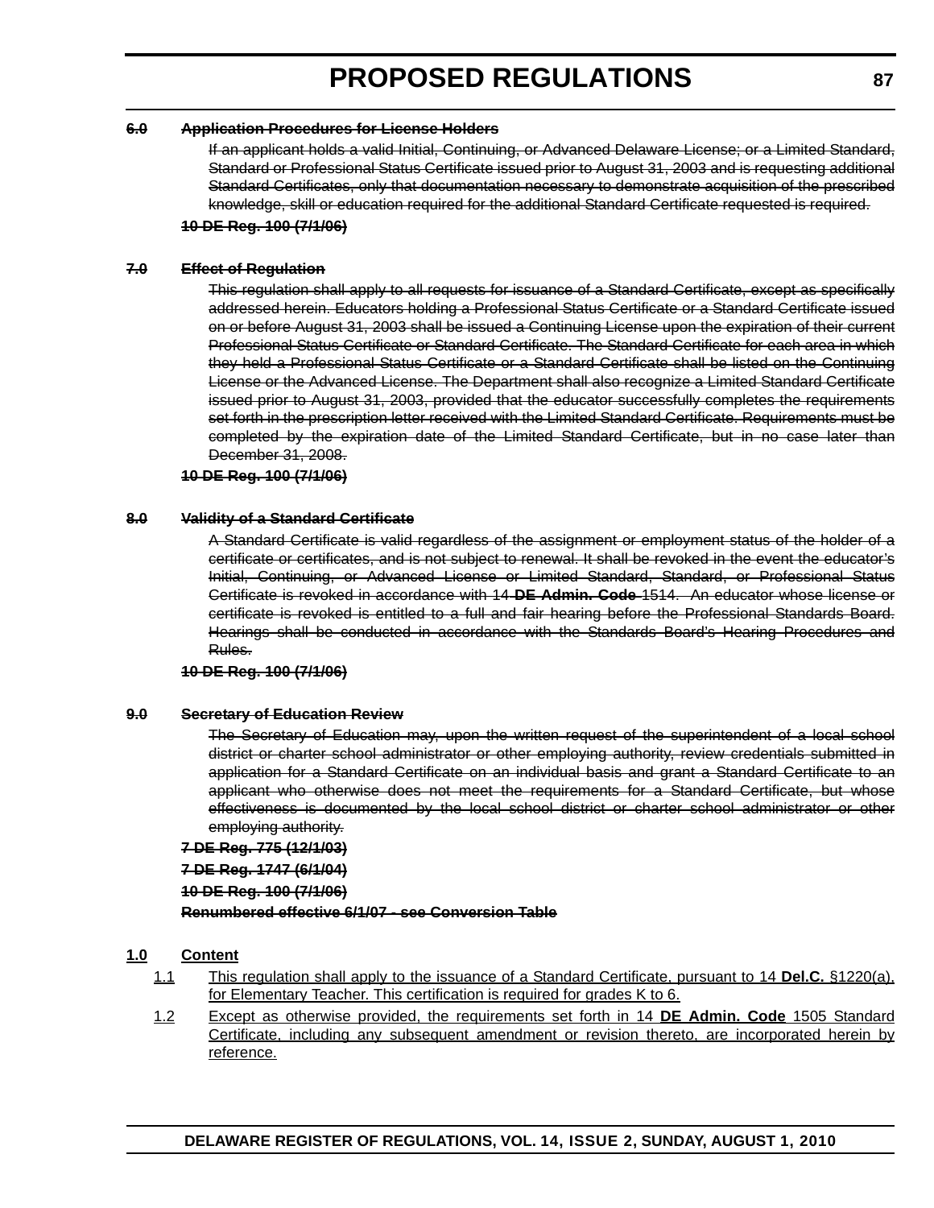~~**6.0 Application Procedures for License Holders**~~

~~If an applicant holds a valid Initial, Continuing, or Advanced Delaware License; or a Limited Standard, Standard or Professional Status Certificate issued prior to August 31, 2003 and is requesting additional Standard Certificates, only that documentation necessary to demonstrate acquisition of the prescribed knowledge, skill or education required for the additional Standard Certificate requested is required.~~

~~**10 DE Reg. 100 (7/1/06)**~~

~~**7.0 Effect of Regulation**~~

~~This regulation shall apply to all requests for issuance of a Standard Certificate, except as specifically addressed herein. Educators holding a Professional Status Certificate or a Standard Certificate issued on or before August 31, 2003 shall be issued a Continuing License upon the expiration of their current Professional Status Certificate or Standard Certificate. The Standard Certificate for each area in which they held a Professional Status Certificate or a Standard Certificate shall be listed on the Continuing License or the Advanced License. The Department shall also recognize a Limited Standard Certificate issued prior to August 31, 2003, provided that the educator successfully completes the requirements set forth in the prescription letter received with the Limited Standard Certificate. Requirements must be completed by the expiration date of the Limited Standard Certificate, but in no case later than December 31, 2008.~~

~~**10 DE Reg. 100 (7/1/06)**~~

~~**8.0 Validity of a Standard Certificate**~~

~~A Standard Certificate is valid regardless of the assignment or employment status of the holder of a certificate or certificates, and is not subject to renewal. It shall be revoked in the event the educator's Initial, Continuing, or Advanced License or Limited Standard, Standard, or Professional Status Certificate is revoked in accordance with 14 **DE Admin. Code** 1514. An educator whose license or certificate is revoked is entitled to a full and fair hearing before the Professional Standards Board. Hearings shall be conducted in accordance with the Standards Board's Hearing Procedures and Rules.~~

~~**10 DE Reg. 100 (7/1/06)**~~

~~**9.0 Secretary of Education Review**~~

~~The Secretary of Education may, upon the written request of the superintendent of a local school district or charter school administrator or other employing authority, review credentials submitted in application for a Standard Certificate on an individual basis and grant a Standard Certificate to an applicant who otherwise does not meet the requirements for a Standard Certificate, but whose effectiveness is documented by the local school district or charter school administrator or other employing authority.~~

~~**7 DE Reg. 775 (12/1/03)**~~

~~**7 DE Reg. 1747 (6/1/04)**~~

~~**10 DE Reg. 100 (7/1/06)**~~

~~**Renumbered effective 6/1/07 - see Conversion Table**~~

<u>**1.0 Content**</u>

<u>1.1 This regulation shall apply to the issuance of a Standard Certificate, pursuant to 14 **Del.C.** §1220(a), for Elementary Teacher. This certification is required for grades K to 6.</u>

<u>1.2 Except as otherwise provided, the requirements set forth in 14 **DE Admin. Code** 1505 Standard Certificate, including any subsequent amendment or revision thereto, are incorporated herein by reference.</u>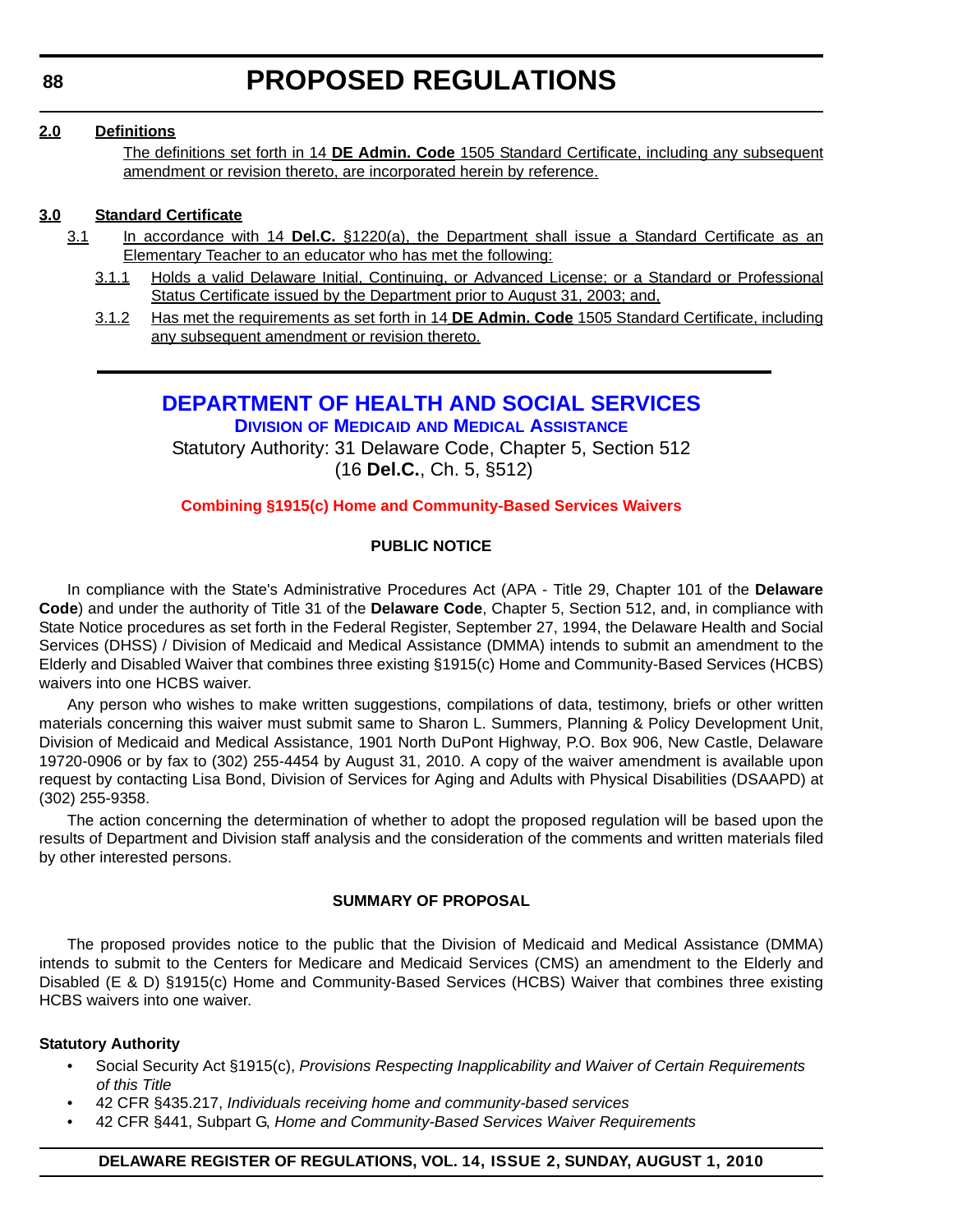**2.0 Definitions**

The definitions set forth in 14 **DE Admin. Code** 1505 Standard Certificate, including any subsequent amendment or revision thereto, are incorporated herein by reference.

**3.0 Standard Certificate**

3.1 In accordance with 14 **Del.C.** §1220(a), the Department shall issue a Standard Certificate as an Elementary Teacher to an educator who has met the following:

3.1.1 Holds a valid Delaware Initial, Continuing, or Advanced License; or a Standard or Professional Status Certificate issued by the Department prior to August 31, 2003; and,

3.1.2 Has met the requirements as set forth in 14 **DE Admin. Code** 1505 Standard Certificate, including any subsequent amendment or revision thereto.

# DEPARTMENT OF HEALTH AND SOCIAL SERVICES

## Division of Medicaid and Medical Assistance

Statutory Authority: 31 Delaware Code, Chapter 5, Section 512 (16 **Del.C.**, Ch. 5, §512)

### Combining §1915(c) Home and Community-Based Services Waivers

**PUBLIC NOTICE**

In compliance with the State's Administrative Procedures Act (APA - Title 29, Chapter 101 of the **Delaware Code**) and under the authority of Title 31 of the **Delaware Code**, Chapter 5, Section 512, and, in compliance with State Notice procedures as set forth in the Federal Register, September 27, 1994, the Delaware Health and Social Services (DHSS) / Division of Medicaid and Medical Assistance (DMMA) intends to submit an amendment to the Elderly and Disabled Waiver that combines three existing §1915(c) Home and Community-Based Services (HCBS) waivers into one HCBS waiver.

Any person who wishes to make written suggestions, compilations of data, testimony, briefs or other written materials concerning this waiver must submit same to Sharon L. Summers, Planning & Policy Development Unit, Division of Medicaid and Medical Assistance, 1901 North DuPont Highway, P.O. Box 906, New Castle, Delaware 19720-0906 or by fax to (302) 255-4454 by August 31, 2010. A copy of the waiver amendment is available upon request by contacting Lisa Bond, Division of Services for Aging and Adults with Physical Disabilities (DSAAPD) at (302) 255-9358.

The action concerning the determination of whether to adopt the proposed regulation will be based upon the results of Department and Division staff analysis and the consideration of the comments and written materials filed by other interested persons.

**SUMMARY OF PROPOSAL**

The proposed provides notice to the public that the Division of Medicaid and Medical Assistance (DMMA) intends to submit to the Centers for Medicare and Medicaid Services (CMS) an amendment to the Elderly and Disabled (E & D) §1915(c) Home and Community-Based Services (HCBS) Waiver that combines three existing HCBS waivers into one waiver.

**Statutory Authority**

- Social Security Act §1915(c), *Provisions Respecting Inapplicability and Waiver of Certain Requirements of this Title*
- 42 CFR §435.217, *Individuals receiving home and community-based services*
- 42 CFR §441, Subpart G, *Home and Community-Based Services Waiver Requirements*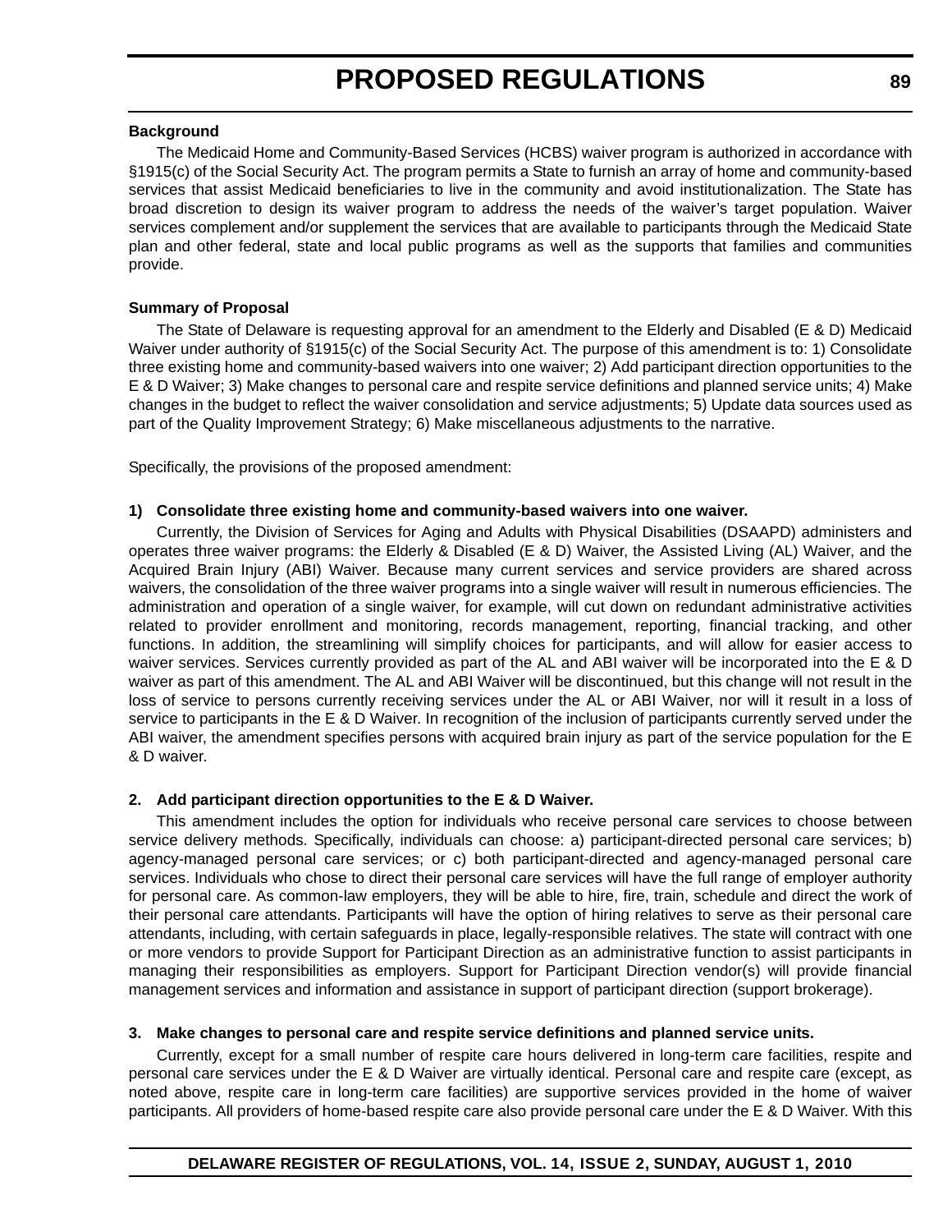**Background**

The Medicaid Home and Community-Based Services (HCBS) waiver program is authorized in accordance with §1915(c) of the Social Security Act. The program permits a State to furnish an array of home and community-based services that assist Medicaid beneficiaries to live in the community and avoid institutionalization. The State has broad discretion to design its waiver program to address the needs of the waiver's target population. Waiver services complement and/or supplement the services that are available to participants through the Medicaid State plan and other federal, state and local public programs as well as the supports that families and communities provide.

**Summary of Proposal**

The State of Delaware is requesting approval for an amendment to the Elderly and Disabled (E & D) Medicaid Waiver under authority of §1915(c) of the Social Security Act. The purpose of this amendment is to: 1) Consolidate three existing home and community-based waivers into one waiver; 2) Add participant direction opportunities to the E & D Waiver; 3) Make changes to personal care and respite service definitions and planned service units; 4) Make changes in the budget to reflect the waiver consolidation and service adjustments; 5) Update data sources used as part of the Quality Improvement Strategy; 6) Make miscellaneous adjustments to the narrative.

Specifically, the provisions of the proposed amendment:

**1) Consolidate three existing home and community-based waivers into one waiver.**

Currently, the Division of Services for Aging and Adults with Physical Disabilities (DSAAPD) administers and operates three waiver programs: the Elderly & Disabled (E & D) Waiver, the Assisted Living (AL) Waiver, and the Acquired Brain Injury (ABI) Waiver. Because many current services and service providers are shared across waivers, the consolidation of the three waiver programs into a single waiver will result in numerous efficiencies. The administration and operation of a single waiver, for example, will cut down on redundant administrative activities related to provider enrollment and monitoring, records management, reporting, financial tracking, and other functions. In addition, the streamlining will simplify choices for participants, and will allow for easier access to waiver services. Services currently provided as part of the AL and ABI waiver will be incorporated into the E & D waiver as part of this amendment. The AL and ABI Waiver will be discontinued, but this change will not result in the loss of service to persons currently receiving services under the AL or ABI Waiver, nor will it result in a loss of service to participants in the E & D Waiver. In recognition of the inclusion of participants currently served under the ABI waiver, the amendment specifies persons with acquired brain injury as part of the service population for the E & D waiver.

**2. Add participant direction opportunities to the E & D Waiver.**

This amendment includes the option for individuals who receive personal care services to choose between service delivery methods. Specifically, individuals can choose: a) participant-directed personal care services; b) agency-managed personal care services; or c) both participant-directed and agency-managed personal care services. Individuals who chose to direct their personal care services will have the full range of employer authority for personal care. As common-law employers, they will be able to hire, fire, train, schedule and direct the work of their personal care attendants. Participants will have the option of hiring relatives to serve as their personal care attendants, including, with certain safeguards in place, legally-responsible relatives. The state will contract with one or more vendors to provide Support for Participant Direction as an administrative function to assist participants in managing their responsibilities as employers. Support for Participant Direction vendor(s) will provide financial management services and information and assistance in support of participant direction (support brokerage).

**3. Make changes to personal care and respite service definitions and planned service units.**

Currently, except for a small number of respite care hours delivered in long-term care facilities, respite and personal care services under the E & D Waiver are virtually identical. Personal care and respite care (except, as noted above, respite care in long-term care facilities) are supportive services provided in the home of waiver participants. All providers of home-based respite care also provide personal care under the E & D Waiver. With this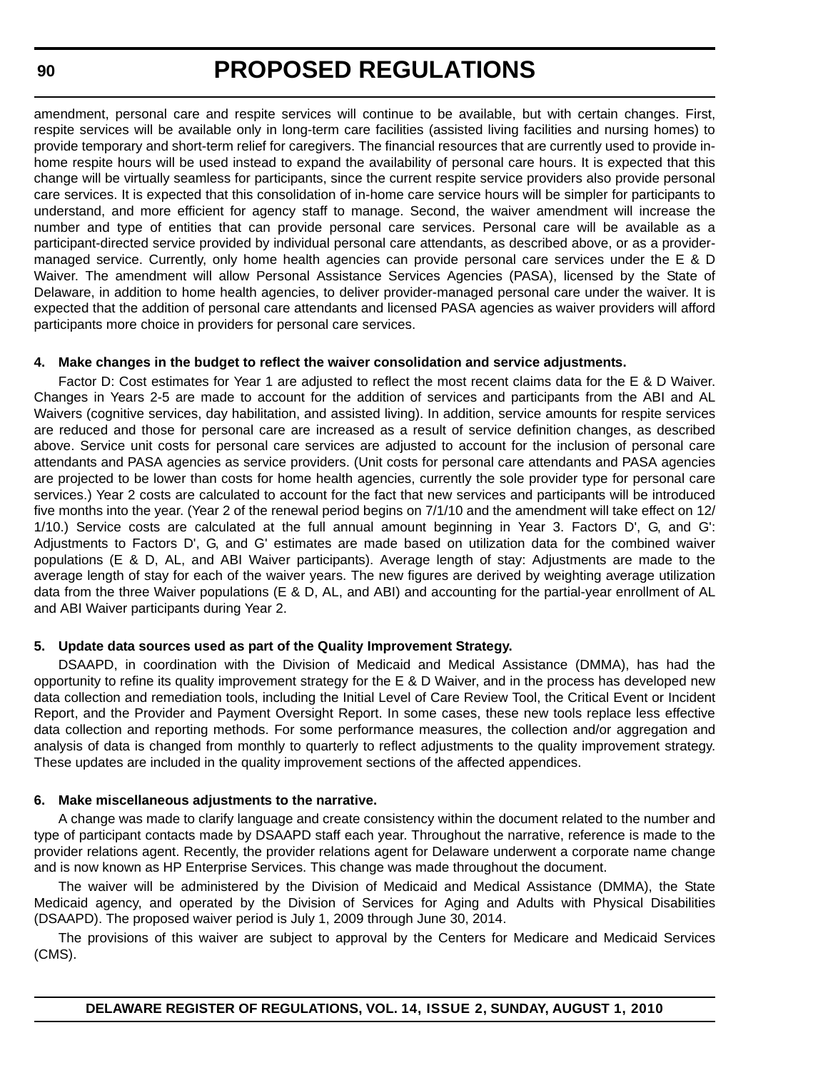amendment, personal care and respite services will continue to be available, but with certain changes. First, respite services will be available only in long-term care facilities (assisted living facilities and nursing homes) to provide temporary and short-term relief for caregivers. The financial resources that are currently used to provide in-home respite hours will be used instead to expand the availability of personal care hours. It is expected that this change will be virtually seamless for participants, since the current respite service providers also provide personal care services. It is expected that this consolidation of in-home care service hours will be simpler for participants to understand, and more efficient for agency staff to manage. Second, the waiver amendment will increase the number and type of entities that can provide personal care services. Personal care will be available as a participant-directed service provided by individual personal care attendants, as described above, or as a provider-managed service. Currently, only home health agencies can provide personal care services under the E & D Waiver. The amendment will allow Personal Assistance Services Agencies (PASA), licensed by the State of Delaware, in addition to home health agencies, to deliver provider-managed personal care under the waiver. It is expected that the addition of personal care attendants and licensed PASA agencies as waiver providers will afford participants more choice in providers for personal care services.

**4. Make changes in the budget to reflect the waiver consolidation and service adjustments.**

Factor D: Cost estimates for Year 1 are adjusted to reflect the most recent claims data for the E & D Waiver. Changes in Years 2-5 are made to account for the addition of services and participants from the ABI and AL Waivers (cognitive services, day habilitation, and assisted living). In addition, service amounts for respite services are reduced and those for personal care are increased as a result of service definition changes, as described above. Service unit costs for personal care services are adjusted to account for the inclusion of personal care attendants and PASA agencies as service providers. (Unit costs for personal care attendants and PASA agencies are projected to be lower than costs for home health agencies, currently the sole provider type for personal care services.) Year 2 costs are calculated to account for the fact that new services and participants will be introduced five months into the year. (Year 2 of the renewal period begins on 7/1/10 and the amendment will take effect on 12/1/10.) Service costs are calculated at the full annual amount beginning in Year 3. Factors D', G, and G': Adjustments to Factors D', G, and G' estimates are made based on utilization data for the combined waiver populations (E & D, AL, and ABI Waiver participants). Average length of stay: Adjustments are made to the average length of stay for each of the waiver years. The new figures are derived by weighting average utilization data from the three Waiver populations (E & D, AL, and ABI) and accounting for the partial-year enrollment of AL and ABI Waiver participants during Year 2.

**5. Update data sources used as part of the Quality Improvement Strategy.**

DSAAPD, in coordination with the Division of Medicaid and Medical Assistance (DMMA), has had the opportunity to refine its quality improvement strategy for the E & D Waiver, and in the process has developed new data collection and remediation tools, including the Initial Level of Care Review Tool, the Critical Event or Incident Report, and the Provider and Payment Oversight Report. In some cases, these new tools replace less effective data collection and reporting methods. For some performance measures, the collection and/or aggregation and analysis of data is changed from monthly to quarterly to reflect adjustments to the quality improvement strategy. These updates are included in the quality improvement sections of the affected appendices.

**6. Make miscellaneous adjustments to the narrative.**

A change was made to clarify language and create consistency within the document related to the number and type of participant contacts made by DSAAPD staff each year. Throughout the narrative, reference is made to the provider relations agent. Recently, the provider relations agent for Delaware underwent a corporate name change and is now known as HP Enterprise Services. This change was made throughout the document.

The waiver will be administered by the Division of Medicaid and Medical Assistance (DMMA), the State Medicaid agency, and operated by the Division of Services for Aging and Adults with Physical Disabilities (DSAAPD). The proposed waiver period is July 1, 2009 through June 30, 2014.

The provisions of this waiver are subject to approval by the Centers for Medicare and Medicaid Services (CMS).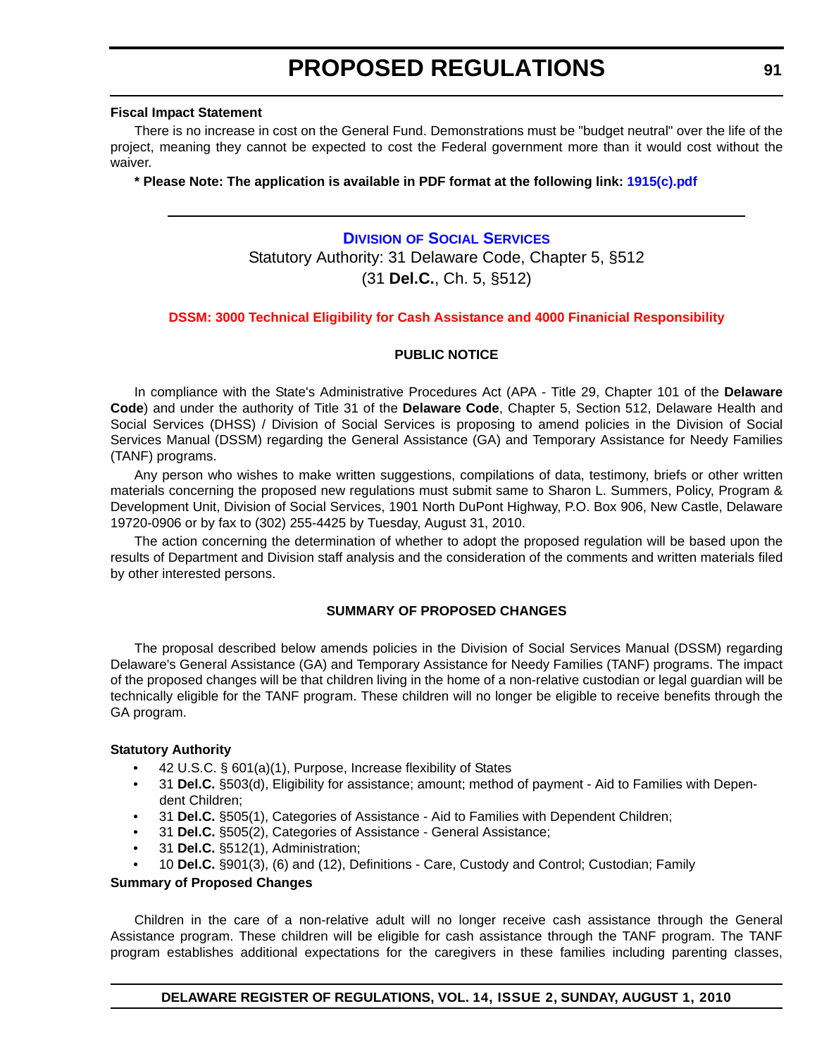**Fiscal Impact Statement**

There is no increase in cost on the General Fund. Demonstrations must be "budget neutral" over the life of the project, meaning they cannot be expected to cost the Federal government more than it would cost without the waiver.

**\* Please Note: The application is available in PDF format at the following link: 1915(c).pdf**

---

## Division of Social Services

Statutory Authority: 31 Delaware Code, Chapter 5, §512 (31 **Del.C.**, Ch. 5, §512)

**DSSM: 3000 Technical Eligibility for Cash Assistance and 4000 Finanicial Responsibility**

**PUBLIC NOTICE**

In compliance with the State's Administrative Procedures Act (APA - Title 29, Chapter 101 of the **Delaware Code**) and under the authority of Title 31 of the **Delaware Code**, Chapter 5, Section 512, Delaware Health and Social Services (DHSS) / Division of Social Services is proposing to amend policies in the Division of Social Services Manual (DSSM) regarding the General Assistance (GA) and Temporary Assistance for Needy Families (TANF) programs.

Any person who wishes to make written suggestions, compilations of data, testimony, briefs or other written materials concerning the proposed new regulations must submit same to Sharon L. Summers, Policy, Program & Development Unit, Division of Social Services, 1901 North DuPont Highway, P.O. Box 906, New Castle, Delaware 19720-0906 or by fax to (302) 255-4425 by Tuesday, August 31, 2010.

The action concerning the determination of whether to adopt the proposed regulation will be based upon the results of Department and Division staff analysis and the consideration of the comments and written materials filed by other interested persons.

**SUMMARY OF PROPOSED CHANGES**

The proposal described below amends policies in the Division of Social Services Manual (DSSM) regarding Delaware's General Assistance (GA) and Temporary Assistance for Needy Families (TANF) programs. The impact of the proposed changes will be that children living in the home of a non-relative custodian or legal guardian will be technically eligible for the TANF program. These children will no longer be eligible to receive benefits through the GA program.

**Statutory Authority**

- 42 U.S.C. § 601(a)(1), Purpose, Increase flexibility of States
- 31 **Del.C.** §503(d), Eligibility for assistance; amount; method of payment - Aid to Families with Dependent Children;
- 31 **Del.C.** §505(1), Categories of Assistance - Aid to Families with Dependent Children;
- 31 **Del.C.** §505(2), Categories of Assistance - General Assistance;
- 31 **Del.C.** §512(1), Administration;
- 10 **Del.C.** §901(3), (6) and (12), Definitions - Care, Custody and Control; Custodian; Family

**Summary of Proposed Changes**

Children in the care of a non-relative adult will no longer receive cash assistance through the General Assistance program. These children will be eligible for cash assistance through the TANF program. The TANF program establishes additional expectations for the caregivers in these families including parenting classes,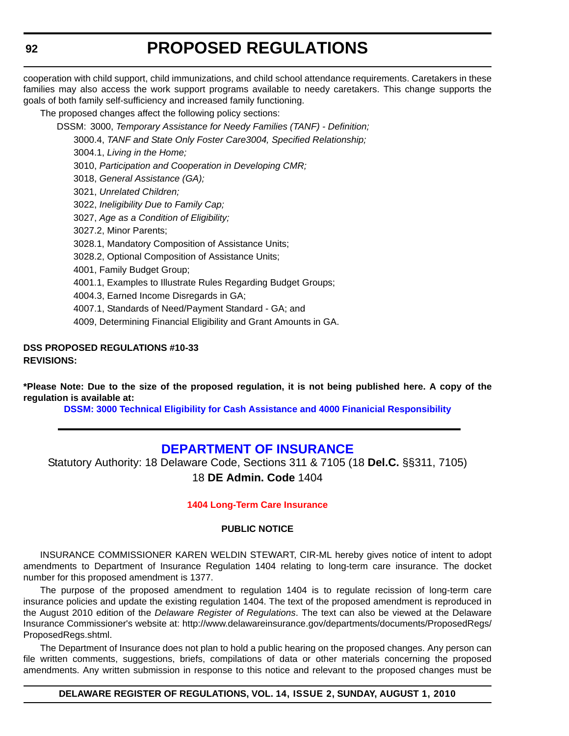cooperation with child support, child immunizations, and child school attendance requirements. Caretakers in these families may also access the work support programs available to needy caretakers. This change supports the goals of both family self-sufficiency and increased family functioning.

The proposed changes affect the following policy sections:

DSSM: 3000, *Temporary Assistance for Needy Families (TANF) - Definition;*

3000.4, *TANF and State Only Foster Care3004, Specified Relationship;*

3004.1, *Living in the Home;*

3010, *Participation and Cooperation in Developing CMR;*

3018, *General Assistance (GA);*

3021, *Unrelated Children;*

3022, *Ineligibility Due to Family Cap;*

3027, *Age as a Condition of Eligibility;*

3027.2, Minor Parents;

3028.1, Mandatory Composition of Assistance Units;

3028.2, Optional Composition of Assistance Units;

4001, Family Budget Group;

4001.1, Examples to Illustrate Rules Regarding Budget Groups;

4004.3, Earned Income Disregards in GA;

4007.1, Standards of Need/Payment Standard - GA; and

4009, Determining Financial Eligibility and Grant Amounts in GA.

**DSS PROPOSED REGULATIONS #10-33**
**REVISIONS:**

***Please Note: Due to the size of the proposed regulation, it is not being published here. A copy of the regulation is available at:**

**DSSM: 3000 Technical Eligibility for Cash Assistance and 4000 Finanicial Responsibility**

---

## DEPARTMENT OF INSURANCE

Statutory Authority: 18 Delaware Code, Sections 311 & 7105 (18 **Del.C.** §§311, 7105)
18 **DE Admin. Code** 1404

### 1404 Long-Term Care Insurance

**PUBLIC NOTICE**

INSURANCE COMMISSIONER KAREN WELDIN STEWART, CIR-ML hereby gives notice of intent to adopt amendments to Department of Insurance Regulation 1404 relating to long-term care insurance. The docket number for this proposed amendment is 1377.

The purpose of the proposed amendment to regulation 1404 is to regulate recission of long-term care insurance policies and update the existing regulation 1404. The text of the proposed amendment is reproduced in the August 2010 edition of the *Delaware Register of Regulations*. The text can also be viewed at the Delaware Insurance Commissioner's website at: http://www.delawareinsurance.gov/departments/documents/ProposedRegs/ProposedRegs.shtml.

The Department of Insurance does not plan to hold a public hearing on the proposed changes. Any person can file written comments, suggestions, briefs, compilations of data or other materials concerning the proposed amendments. Any written submission in response to this notice and relevant to the proposed changes must be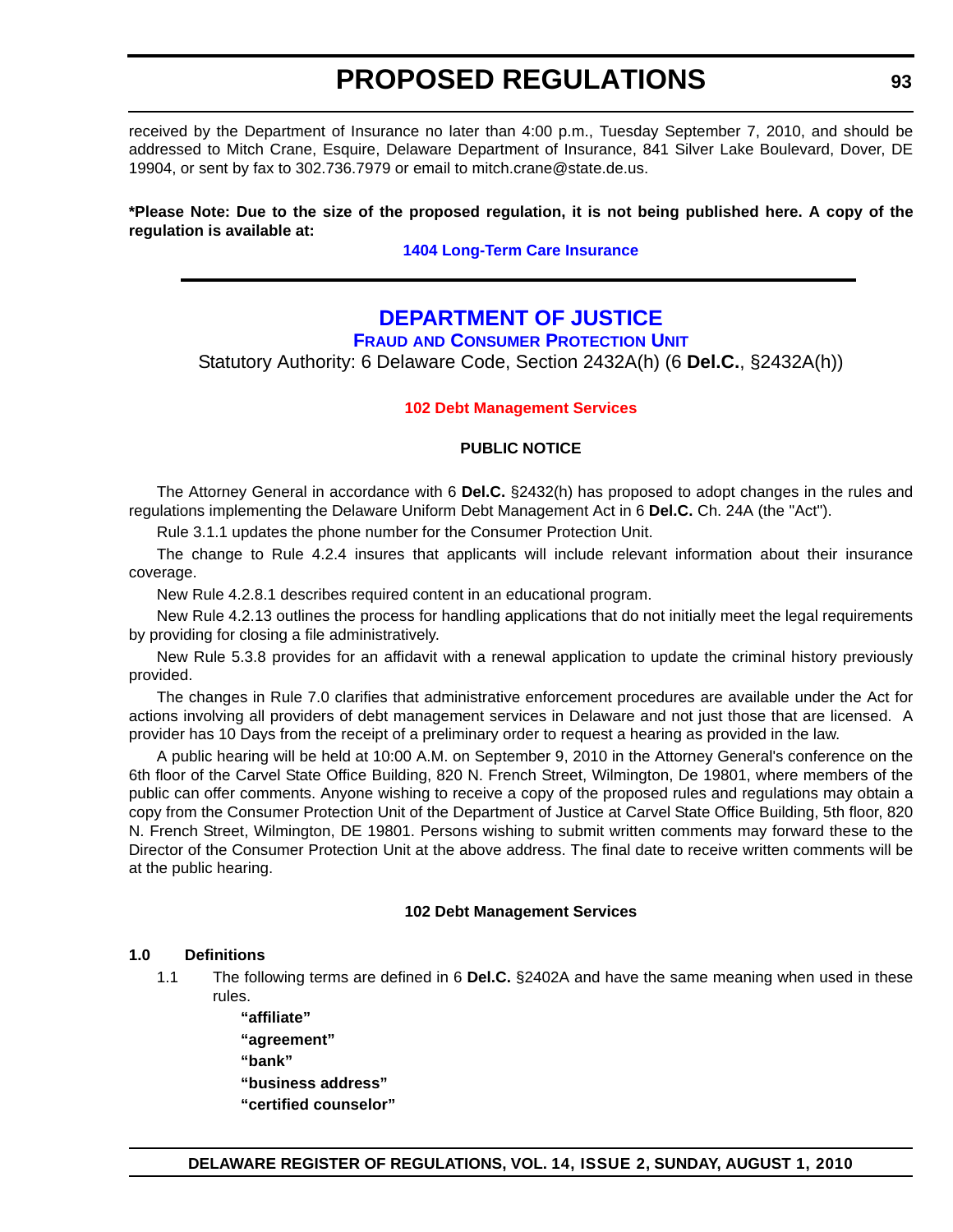received by the Department of Insurance no later than 4:00 p.m., Tuesday September 7, 2010, and should be addressed to Mitch Crane, Esquire, Delaware Department of Insurance, 841 Silver Lake Boulevard, Dover, DE 19904, or sent by fax to 302.736.7979 or email to mitch.crane@state.de.us.

**\*Please Note: Due to the size of the proposed regulation, it is not being published here. A copy of the regulation is available at:**

**1404 Long-Term Care Insurance**

---

# DEPARTMENT OF JUSTICE

## FRAUD AND CONSUMER PROTECTION UNIT

Statutory Authority: 6 Delaware Code, Section 2432A(h) (6 **Del.C.**, §2432A(h))

### 102 Debt Management Services

**PUBLIC NOTICE**

The Attorney General in accordance with 6 **Del.C.** §2432(h) has proposed to adopt changes in the rules and regulations implementing the Delaware Uniform Debt Management Act in 6 **Del.C.** Ch. 24A (the "Act").

Rule 3.1.1 updates the phone number for the Consumer Protection Unit.

The change to Rule 4.2.4 insures that applicants will include relevant information about their insurance coverage.

New Rule 4.2.8.1 describes required content in an educational program.

New Rule 4.2.13 outlines the process for handling applications that do not initially meet the legal requirements by providing for closing a file administratively.

New Rule 5.3.8 provides for an affidavit with a renewal application to update the criminal history previously provided.

The changes in Rule 7.0 clarifies that administrative enforcement procedures are available under the Act for actions involving all providers of debt management services in Delaware and not just those that are licensed. A provider has 10 Days from the receipt of a preliminary order to request a hearing as provided in the law.

A public hearing will be held at 10:00 A.M. on September 9, 2010 in the Attorney General's conference on the 6th floor of the Carvel State Office Building, 820 N. French Street, Wilmington, De 19801, where members of the public can offer comments. Anyone wishing to receive a copy of the proposed rules and regulations may obtain a copy from the Consumer Protection Unit of the Department of Justice at Carvel State Office Building, 5th floor, 820 N. French Street, Wilmington, DE 19801. Persons wishing to submit written comments may forward these to the Director of the Consumer Protection Unit at the above address. The final date to receive written comments will be at the public hearing.

**102 Debt Management Services**

**1.0 Definitions**

1.1 The following terms are defined in 6 **Del.C.** §2402A and have the same meaning when used in these rules.

**"affiliate"**

**"agreement"**

**"bank"**

**"business address"**

**"certified counselor"**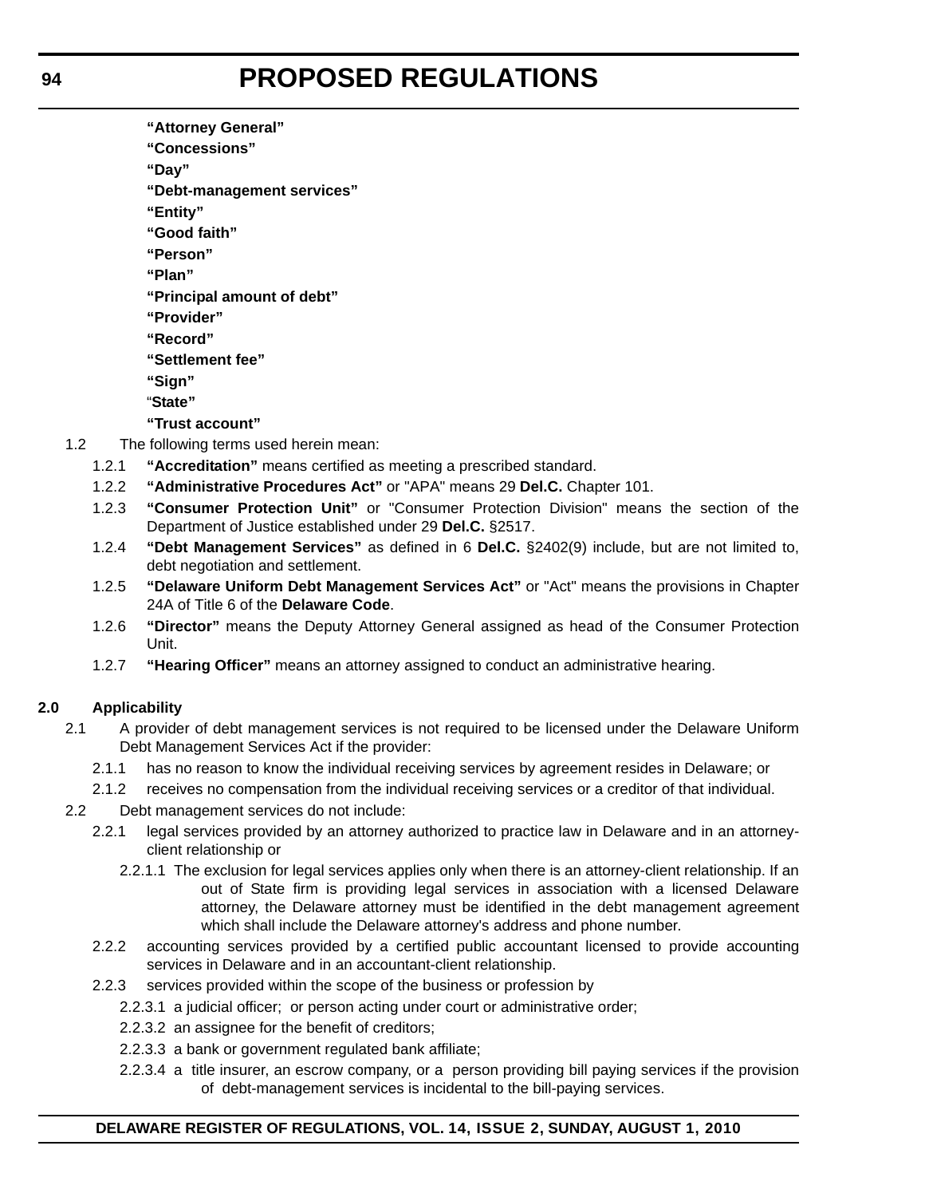**"Attorney General"**

**"Concessions"**

**"Day"**

**"Debt-management services"**

**"Entity"**

**"Good faith"**

**"Person"**

**"Plan"**

**"Principal amount of debt"**

**"Provider"**

**"Record"**

**"Settlement fee"**

**"Sign"**

"**State"**

**"Trust account"**

1.2 The following terms used herein mean:

1.2.1 **"Accreditation"** means certified as meeting a prescribed standard.

1.2.2 **"Administrative Procedures Act"** or "APA" means 29 **Del.C.** Chapter 101.

1.2.3 **"Consumer Protection Unit"** or "Consumer Protection Division" means the section of the Department of Justice established under 29 **Del.C.** §2517.

1.2.4 **"Debt Management Services"** as defined in 6 **Del.C.** §2402(9) include, but are not limited to, debt negotiation and settlement.

1.2.5 **"Delaware Uniform Debt Management Services Act"** or "Act" means the provisions in Chapter 24A of Title 6 of the **Delaware Code**.

1.2.6 **"Director"** means the Deputy Attorney General assigned as head of the Consumer Protection Unit.

1.2.7 **"Hearing Officer"** means an attorney assigned to conduct an administrative hearing.

**2.0 Applicability**

2.1 A provider of debt management services is not required to be licensed under the Delaware Uniform Debt Management Services Act if the provider:

2.1.1 has no reason to know the individual receiving services by agreement resides in Delaware; or

2.1.2 receives no compensation from the individual receiving services or a creditor of that individual.

2.2 Debt management services do not include:

2.2.1 legal services provided by an attorney authorized to practice law in Delaware and in an attorney-client relationship or

2.2.1.1 The exclusion for legal services applies only when there is an attorney-client relationship. If an out of State firm is providing legal services in association with a licensed Delaware attorney, the Delaware attorney must be identified in the debt management agreement which shall include the Delaware attorney's address and phone number.

2.2.2 accounting services provided by a certified public accountant licensed to provide accounting services in Delaware and in an accountant-client relationship.

2.2.3 services provided within the scope of the business or profession by

2.2.3.1 a judicial officer; or person acting under court or administrative order;

2.2.3.2 an assignee for the benefit of creditors;

2.2.3.3 a bank or government regulated bank affiliate;

2.2.3.4 a title insurer, an escrow company, or a person providing bill paying services if the provision of debt-management services is incidental to the bill-paying services.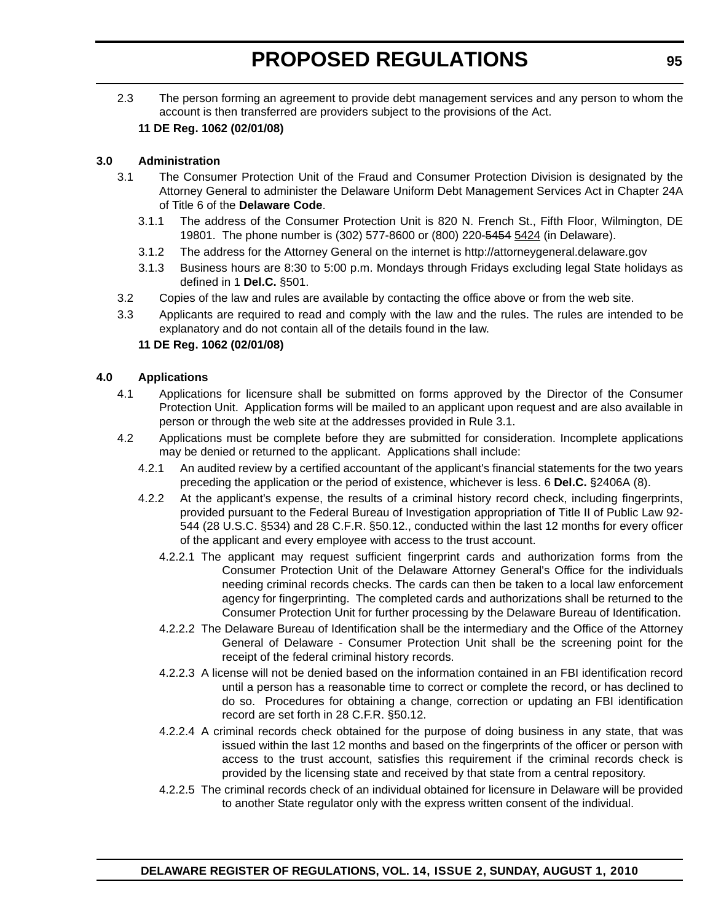2.3 The person forming an agreement to provide debt management services and any person to whom the account is then transferred are providers subject to the provisions of the Act.

**11 DE Reg. 1062 (02/01/08)**

**3.0 Administration**

3.1 The Consumer Protection Unit of the Fraud and Consumer Protection Division is designated by the Attorney General to administer the Delaware Uniform Debt Management Services Act in Chapter 24A of Title 6 of the **Delaware Code**.

3.1.1 The address of the Consumer Protection Unit is 820 N. French St., Fifth Floor, Wilmington, DE 19801. The phone number is (302) 577-8600 or (800) 220-~~5454~~ 5424 (in Delaware).

3.1.2 The address for the Attorney General on the internet is http://attorneygeneral.delaware.gov

3.1.3 Business hours are 8:30 to 5:00 p.m. Mondays through Fridays excluding legal State holidays as defined in 1 **Del.C.** §501.

3.2 Copies of the law and rules are available by contacting the office above or from the web site.

3.3 Applicants are required to read and comply with the law and the rules. The rules are intended to be explanatory and do not contain all of the details found in the law.

**11 DE Reg. 1062 (02/01/08)**

**4.0 Applications**

4.1 Applications for licensure shall be submitted on forms approved by the Director of the Consumer Protection Unit. Application forms will be mailed to an applicant upon request and are also available in person or through the web site at the addresses provided in Rule 3.1.

4.2 Applications must be complete before they are submitted for consideration. Incomplete applications may be denied or returned to the applicant. Applications shall include:

4.2.1 An audited review by a certified accountant of the applicant's financial statements for the two years preceding the application or the period of existence, whichever is less. 6 **Del.C.** §2406A (8).

4.2.2 At the applicant's expense, the results of a criminal history record check, including fingerprints, provided pursuant to the Federal Bureau of Investigation appropriation of Title II of Public Law 92-544 (28 U.S.C. §534) and 28 C.F.R. §50.12., conducted within the last 12 months for every officer of the applicant and every employee with access to the trust account.

4.2.2.1 The applicant may request sufficient fingerprint cards and authorization forms from the Consumer Protection Unit of the Delaware Attorney General's Office for the individuals needing criminal records checks. The cards can then be taken to a local law enforcement agency for fingerprinting. The completed cards and authorizations shall be returned to the Consumer Protection Unit for further processing by the Delaware Bureau of Identification.

4.2.2.2 The Delaware Bureau of Identification shall be the intermediary and the Office of the Attorney General of Delaware - Consumer Protection Unit shall be the screening point for the receipt of the federal criminal history records.

4.2.2.3 A license will not be denied based on the information contained in an FBI identification record until a person has a reasonable time to correct or complete the record, or has declined to do so. Procedures for obtaining a change, correction or updating an FBI identification record are set forth in 28 C.F.R. §50.12.

4.2.2.4 A criminal records check obtained for the purpose of doing business in any state, that was issued within the last 12 months and based on the fingerprints of the officer or person with access to the trust account, satisfies this requirement if the criminal records check is provided by the licensing state and received by that state from a central repository.

4.2.2.5 The criminal records check of an individual obtained for licensure in Delaware will be provided to another State regulator only with the express written consent of the individual.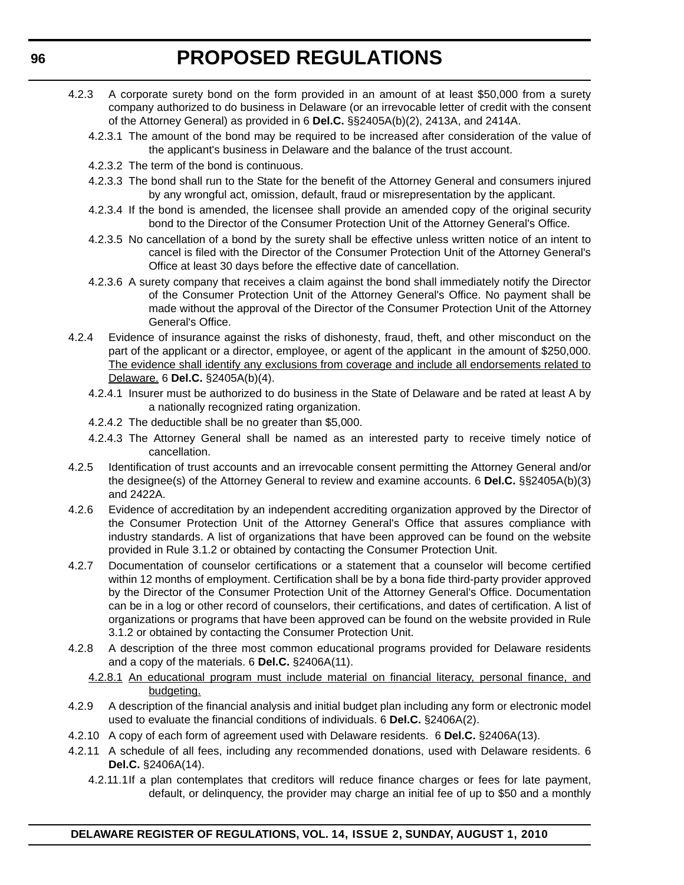4.2.3 A corporate surety bond on the form provided in an amount of at least $50,000 from a surety company authorized to do business in Delaware (or an irrevocable letter of credit with the consent of the Attorney General) as provided in 6 **Del.C.** §§2405A(b)(2), 2413A, and 2414A.

4.2.3.1 The amount of the bond may be required to be increased after consideration of the value of the applicant's business in Delaware and the balance of the trust account.

4.2.3.2 The term of the bond is continuous.

4.2.3.3 The bond shall run to the State for the benefit of the Attorney General and consumers injured by any wrongful act, omission, default, fraud or misrepresentation by the applicant.

4.2.3.4 If the bond is amended, the licensee shall provide an amended copy of the original security bond to the Director of the Consumer Protection Unit of the Attorney General's Office.

4.2.3.5 No cancellation of a bond by the surety shall be effective unless written notice of an intent to cancel is filed with the Director of the Consumer Protection Unit of the Attorney General's Office at least 30 days before the effective date of cancellation.

4.2.3.6 A surety company that receives a claim against the bond shall immediately notify the Director of the Consumer Protection Unit of the Attorney General's Office. No payment shall be made without the approval of the Director of the Consumer Protection Unit of the Attorney General's Office.

4.2.4 Evidence of insurance against the risks of dishonesty, fraud, theft, and other misconduct on the part of the applicant or a director, employee, or agent of the applicant in the amount of $250,000. <u>The evidence shall identify any exclusions from coverage and include all endorsements related to Delaware.</u> 6 **Del.C.** §2405A(b)(4).

4.2.4.1 Insurer must be authorized to do business in the State of Delaware and be rated at least A by a nationally recognized rating organization.

4.2.4.2 The deductible shall be no greater than $5,000.

4.2.4.3 The Attorney General shall be named as an interested party to receive timely notice of cancellation.

4.2.5 Identification of trust accounts and an irrevocable consent permitting the Attorney General and/or the designee(s) of the Attorney General to review and examine accounts. 6 **Del.C.** §§2405A(b)(3) and 2422A.

4.2.6 Evidence of accreditation by an independent accrediting organization approved by the Director of the Consumer Protection Unit of the Attorney General's Office that assures compliance with industry standards. A list of organizations that have been approved can be found on the website provided in Rule 3.1.2 or obtained by contacting the Consumer Protection Unit.

4.2.7 Documentation of counselor certifications or a statement that a counselor will become certified within 12 months of employment. Certification shall be by a bona fide third-party provider approved by the Director of the Consumer Protection Unit of the Attorney General's Office. Documentation can be in a log or other record of counselors, their certifications, and dates of certification. A list of organizations or programs that have been approved can be found on the website provided in Rule 3.1.2 or obtained by contacting the Consumer Protection Unit.

4.2.8 A description of the three most common educational programs provided for Delaware residents and a copy of the materials. 6 **Del.C.** §2406A(11).

<u>4.2.8.1 An educational program must include material on financial literacy, personal finance, and budgeting.</u>

4.2.9 A description of the financial analysis and initial budget plan including any form or electronic model used to evaluate the financial conditions of individuals. 6 **Del.C.** §2406A(2).

4.2.10 A copy of each form of agreement used with Delaware residents. 6 **Del.C.** §2406A(13).

4.2.11 A schedule of all fees, including any recommended donations, used with Delaware residents. 6 **Del.C.** §2406A(14).

4.2.11.1 If a plan contemplates that creditors will reduce finance charges or fees for late payment, default, or delinquency, the provider may charge an initial fee of up to $50 and a monthly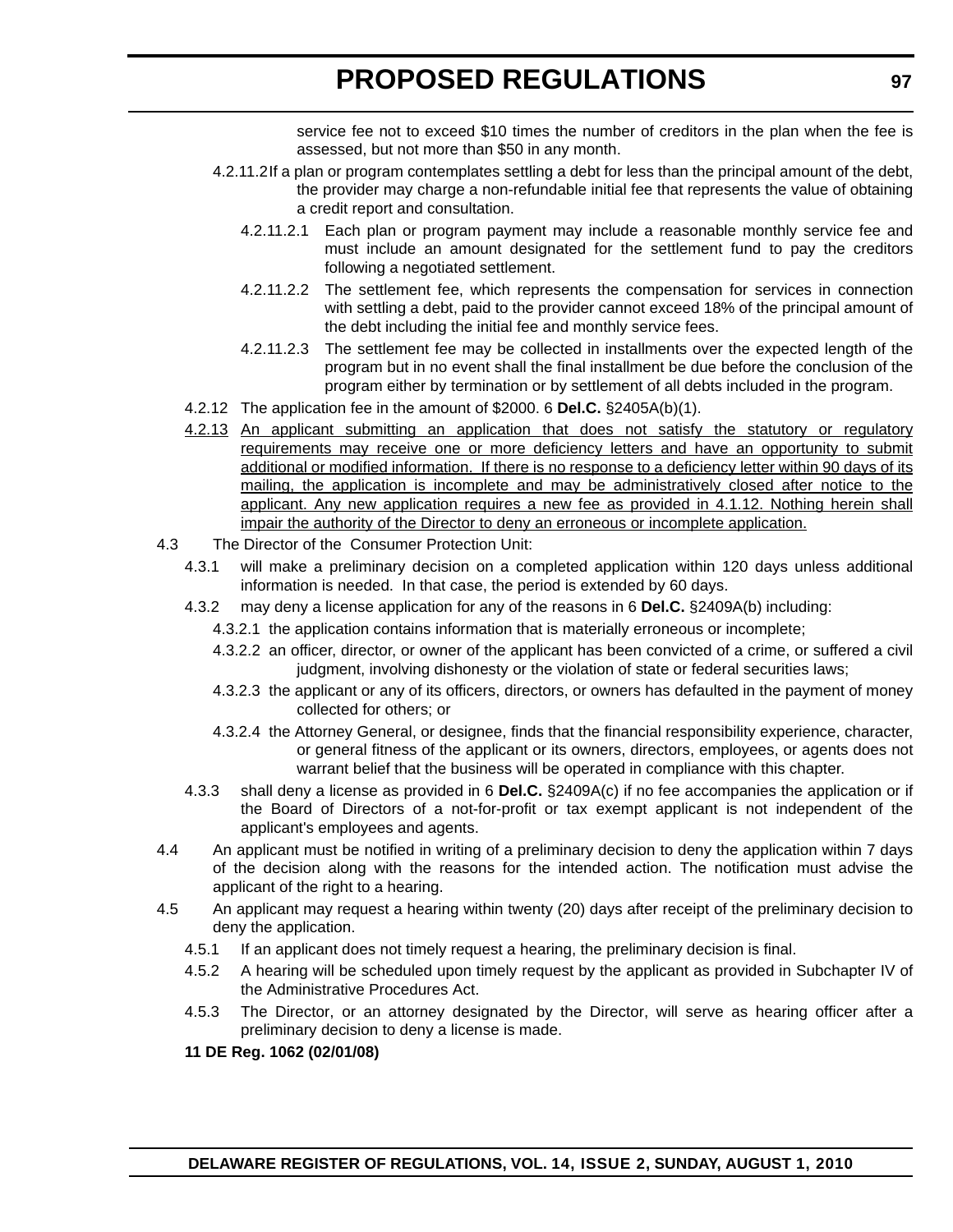service fee not to exceed $10 times the number of creditors in the plan when the fee is assessed, but not more than $50 in any month.

4.2.11.2 If a plan or program contemplates settling a debt for less than the principal amount of the debt, the provider may charge a non-refundable initial fee that represents the value of obtaining a credit report and consultation.

4.2.11.2.1 Each plan or program payment may include a reasonable monthly service fee and must include an amount designated for the settlement fund to pay the creditors following a negotiated settlement.

4.2.11.2.2 The settlement fee, which represents the compensation for services in connection with settling a debt, paid to the provider cannot exceed 18% of the principal amount of the debt including the initial fee and monthly service fees.

4.2.11.2.3 The settlement fee may be collected in installments over the expected length of the program but in no event shall the final installment be due before the conclusion of the program either by termination or by settlement of all debts included in the program.

4.2.12 The application fee in the amount of $2000. 6 **Del.C.** §2405A(b)(1).

<u>4.2.13</u> <u>An applicant submitting an application that does not satisfy the statutory or regulatory requirements may receive one or more deficiency letters and have an opportunity to submit additional or modified information. If there is no response to a deficiency letter within 90 days of its mailing, the application is incomplete and may be administratively closed after notice to the applicant. Any new application requires a new fee as provided in 4.1.12. Nothing herein shall impair the authority of the Director to deny an erroneous or incomplete application.</u>

4.3 The Director of the Consumer Protection Unit:

4.3.1 will make a preliminary decision on a completed application within 120 days unless additional information is needed. In that case, the period is extended by 60 days.

4.3.2 may deny a license application for any of the reasons in 6 **Del.C.** §2409A(b) including:

4.3.2.1 the application contains information that is materially erroneous or incomplete;

4.3.2.2 an officer, director, or owner of the applicant has been convicted of a crime, or suffered a civil judgment, involving dishonesty or the violation of state or federal securities laws;

4.3.2.3 the applicant or any of its officers, directors, or owners has defaulted in the payment of money collected for others; or

4.3.2.4 the Attorney General, or designee, finds that the financial responsibility experience, character, or general fitness of the applicant or its owners, directors, employees, or agents does not warrant belief that the business will be operated in compliance with this chapter.

4.3.3 shall deny a license as provided in 6 **Del.C.** §2409A(c) if no fee accompanies the application or if the Board of Directors of a not-for-profit or tax exempt applicant is not independent of the applicant's employees and agents.

4.4 An applicant must be notified in writing of a preliminary decision to deny the application within 7 days of the decision along with the reasons for the intended action. The notification must advise the applicant of the right to a hearing.

4.5 An applicant may request a hearing within twenty (20) days after receipt of the preliminary decision to deny the application.

4.5.1 If an applicant does not timely request a hearing, the preliminary decision is final.

4.5.2 A hearing will be scheduled upon timely request by the applicant as provided in Subchapter IV of the Administrative Procedures Act.

4.5.3 The Director, or an attorney designated by the Director, will serve as hearing officer after a preliminary decision to deny a license is made.

**11 DE Reg. 1062 (02/01/08)**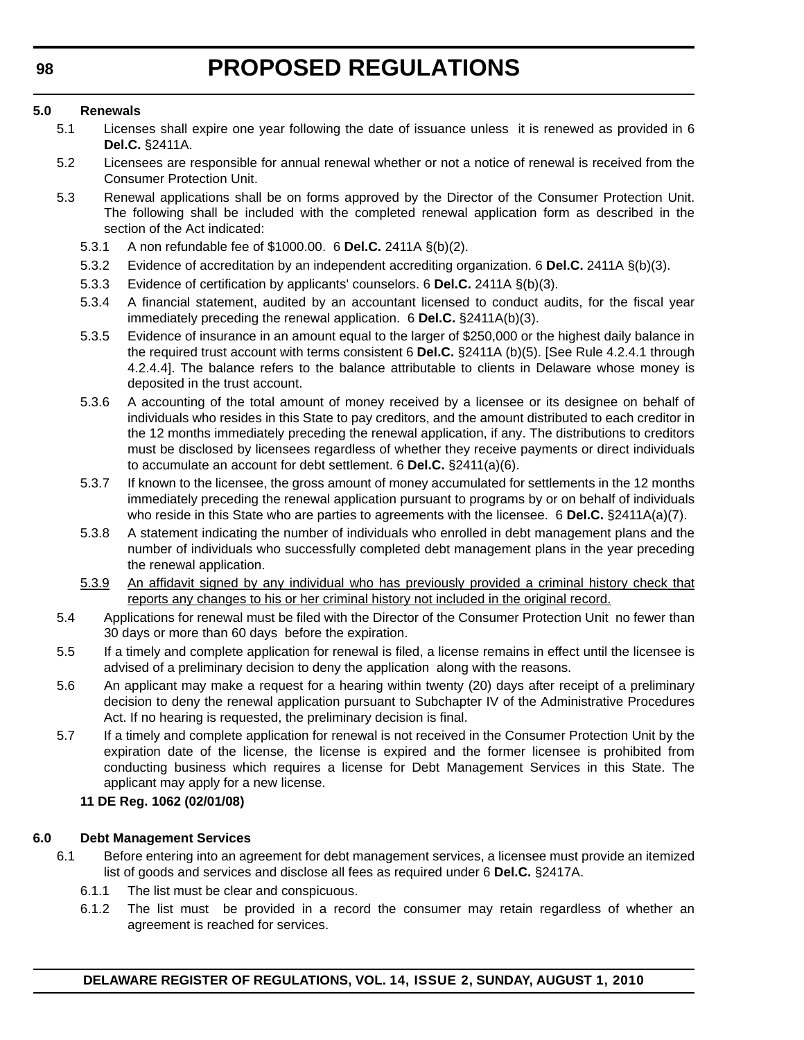**5.0 Renewals**

5.1 Licenses shall expire one year following the date of issuance unless it is renewed as provided in 6 **Del.C.** §2411A.

5.2 Licensees are responsible for annual renewal whether or not a notice of renewal is received from the Consumer Protection Unit.

5.3 Renewal applications shall be on forms approved by the Director of the Consumer Protection Unit. The following shall be included with the completed renewal application form as described in the section of the Act indicated:

5.3.1 A non refundable fee of $1000.00. 6 **Del.C.** 2411A §(b)(2).

5.3.2 Evidence of accreditation by an independent accrediting organization. 6 **Del.C.** 2411A §(b)(3).

5.3.3 Evidence of certification by applicants' counselors. 6 **Del.C.** 2411A §(b)(3).

5.3.4 A financial statement, audited by an accountant licensed to conduct audits, for the fiscal year immediately preceding the renewal application. 6 **Del.C.** §2411A(b)(3).

5.3.5 Evidence of insurance in an amount equal to the larger of $250,000 or the highest daily balance in the required trust account with terms consistent 6 **Del.C.** §2411A (b)(5). [See Rule 4.2.4.1 through 4.2.4.4]. The balance refers to the balance attributable to clients in Delaware whose money is deposited in the trust account.

5.3.6 A accounting of the total amount of money received by a licensee or its designee on behalf of individuals who resides in this State to pay creditors, and the amount distributed to each creditor in the 12 months immediately preceding the renewal application, if any. The distributions to creditors must be disclosed by licensees regardless of whether they receive payments or direct individuals to accumulate an account for debt settlement. 6 **Del.C.** §2411(a)(6).

5.3.7 If known to the licensee, the gross amount of money accumulated for settlements in the 12 months immediately preceding the renewal application pursuant to programs by or on behalf of individuals who reside in this State who are parties to agreements with the licensee. 6 **Del.C.** §2411A(a)(7).

5.3.8 A statement indicating the number of individuals who enrolled in debt management plans and the number of individuals who successfully completed debt management plans in the year preceding the renewal application.

<u>5.3.9 An affidavit signed by any individual who has previously provided a criminal history check that reports any changes to his or her criminal history not included in the original record.</u>

5.4 Applications for renewal must be filed with the Director of the Consumer Protection Unit no fewer than 30 days or more than 60 days before the expiration.

5.5 If a timely and complete application for renewal is filed, a license remains in effect until the licensee is advised of a preliminary decision to deny the application along with the reasons.

5.6 An applicant may make a request for a hearing within twenty (20) days after receipt of a preliminary decision to deny the renewal application pursuant to Subchapter IV of the Administrative Procedures Act. If no hearing is requested, the preliminary decision is final.

5.7 If a timely and complete application for renewal is not received in the Consumer Protection Unit by the expiration date of the license, the license is expired and the former licensee is prohibited from conducting business which requires a license for Debt Management Services in this State. The applicant may apply for a new license.

**11 DE Reg. 1062 (02/01/08)**

**6.0 Debt Management Services**

6.1 Before entering into an agreement for debt management services, a licensee must provide an itemized list of goods and services and disclose all fees as required under 6 **Del.C.** §2417A.

6.1.1 The list must be clear and conspicuous.

6.1.2 The list must be provided in a record the consumer may retain regardless of whether an agreement is reached for services.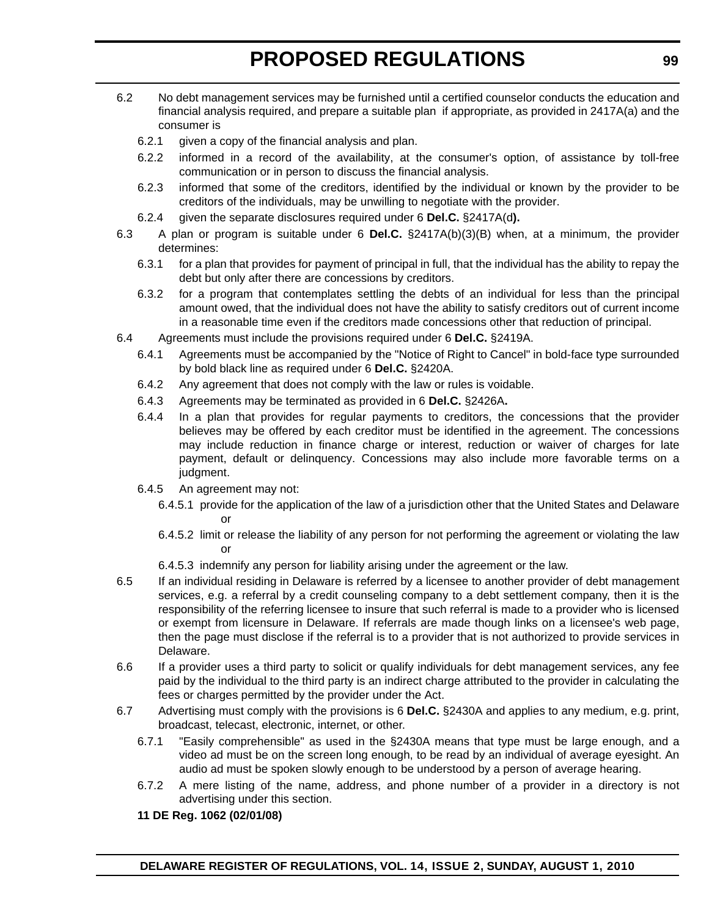6.2 No debt management services may be furnished until a certified counselor conducts the education and financial analysis required, and prepare a suitable plan if appropriate, as provided in 2417A(a) and the consumer is

6.2.1 given a copy of the financial analysis and plan.

6.2.2 informed in a record of the availability, at the consumer's option, of assistance by toll-free communication or in person to discuss the financial analysis.

6.2.3 informed that some of the creditors, identified by the individual or known by the provider to be creditors of the individuals, may be unwilling to negotiate with the provider.

6.2.4 given the separate disclosures required under 6 **Del.C.** §2417A(d**).**

6.3 A plan or program is suitable under 6 **Del.C.** §2417A(b)(3)(B) when, at a minimum, the provider determines:

6.3.1 for a plan that provides for payment of principal in full, that the individual has the ability to repay the debt but only after there are concessions by creditors.

6.3.2 for a program that contemplates settling the debts of an individual for less than the principal amount owed, that the individual does not have the ability to satisfy creditors out of current income in a reasonable time even if the creditors made concessions other that reduction of principal.

6.4 Agreements must include the provisions required under 6 **Del.C.** §2419A.

6.4.1 Agreements must be accompanied by the "Notice of Right to Cancel" in bold-face type surrounded by bold black line as required under 6 **Del.C.** §2420A.

6.4.2 Any agreement that does not comply with the law or rules is voidable.

6.4.3 Agreements may be terminated as provided in 6 **Del.C.** §2426A**.**

6.4.4 In a plan that provides for regular payments to creditors, the concessions that the provider believes may be offered by each creditor must be identified in the agreement. The concessions may include reduction in finance charge or interest, reduction or waiver of charges for late payment, default or delinquency. Concessions may also include more favorable terms on a judgment.

6.4.5 An agreement may not:

6.4.5.1 provide for the application of the law of a jurisdiction other that the United States and Delaware or

6.4.5.2 limit or release the liability of any person for not performing the agreement or violating the law or

6.4.5.3 indemnify any person for liability arising under the agreement or the law.

6.5 If an individual residing in Delaware is referred by a licensee to another provider of debt management services, e.g. a referral by a credit counseling company to a debt settlement company, then it is the responsibility of the referring licensee to insure that such referral is made to a provider who is licensed or exempt from licensure in Delaware. If referrals are made though links on a licensee's web page, then the page must disclose if the referral is to a provider that is not authorized to provide services in Delaware.

6.6 If a provider uses a third party to solicit or qualify individuals for debt management services, any fee paid by the individual to the third party is an indirect charge attributed to the provider in calculating the fees or charges permitted by the provider under the Act.

6.7 Advertising must comply with the provisions is 6 **Del.C.** §2430A and applies to any medium, e.g. print, broadcast, telecast, electronic, internet, or other.

6.7.1 "Easily comprehensible" as used in the §2430A means that type must be large enough, and a video ad must be on the screen long enough, to be read by an individual of average eyesight. An audio ad must be spoken slowly enough to be understood by a person of average hearing.

6.7.2 A mere listing of the name, address, and phone number of a provider in a directory is not advertising under this section.

**11 DE Reg. 1062 (02/01/08)**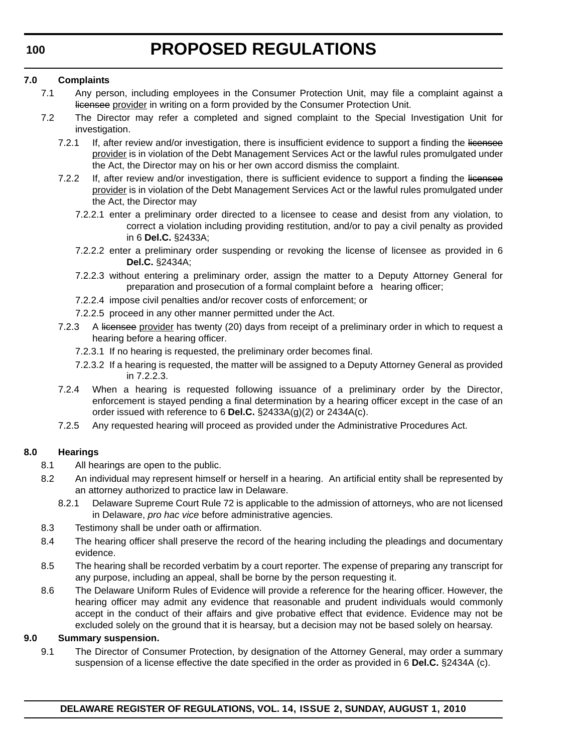**7.0 Complaints**

7.1 Any person, including employees in the Consumer Protection Unit, may file a complaint against a ~~licensee~~ provider in writing on a form provided by the Consumer Protection Unit.

7.2 The Director may refer a completed and signed complaint to the Special Investigation Unit for investigation.

7.2.1 If, after review and/or investigation, there is insufficient evidence to support a finding the ~~licensee~~ provider is in violation of the Debt Management Services Act or the lawful rules promulgated under the Act, the Director may on his or her own accord dismiss the complaint.

7.2.2 If, after review and/or investigation, there is sufficient evidence to support a finding the ~~licensee~~ provider is in violation of the Debt Management Services Act or the lawful rules promulgated under the Act, the Director may

7.2.2.1 enter a preliminary order directed to a licensee to cease and desist from any violation, to correct a violation including providing restitution, and/or to pay a civil penalty as provided in 6 **Del.C.** §2433A;

7.2.2.2 enter a preliminary order suspending or revoking the license of licensee as provided in 6 **Del.C.** §2434A;

7.2.2.3 without entering a preliminary order, assign the matter to a Deputy Attorney General for preparation and prosecution of a formal complaint before a hearing officer;

7.2.2.4 impose civil penalties and/or recover costs of enforcement; or

7.2.2.5 proceed in any other manner permitted under the Act.

7.2.3 A ~~licensee~~ provider has twenty (20) days from receipt of a preliminary order in which to request a hearing before a hearing officer.

7.2.3.1 If no hearing is requested, the preliminary order becomes final.

7.2.3.2 If a hearing is requested, the matter will be assigned to a Deputy Attorney General as provided in 7.2.2.3.

7.2.4 When a hearing is requested following issuance of a preliminary order by the Director, enforcement is stayed pending a final determination by a hearing officer except in the case of an order issued with reference to 6 **Del.C.** §2433A(g)(2) or 2434A(c).

7.2.5 Any requested hearing will proceed as provided under the Administrative Procedures Act.

**8.0 Hearings**

8.1 All hearings are open to the public.

8.2 An individual may represent himself or herself in a hearing. An artificial entity shall be represented by an attorney authorized to practice law in Delaware.

8.2.1 Delaware Supreme Court Rule 72 is applicable to the admission of attorneys, who are not licensed in Delaware, *pro hac vice* before administrative agencies.

8.3 Testimony shall be under oath or affirmation.

8.4 The hearing officer shall preserve the record of the hearing including the pleadings and documentary evidence.

8.5 The hearing shall be recorded verbatim by a court reporter. The expense of preparing any transcript for any purpose, including an appeal, shall be borne by the person requesting it.

8.6 The Delaware Uniform Rules of Evidence will provide a reference for the hearing officer. However, the hearing officer may admit any evidence that reasonable and prudent individuals would commonly accept in the conduct of their affairs and give probative effect that evidence. Evidence may not be excluded solely on the ground that it is hearsay, but a decision may not be based solely on hearsay.

**9.0 Summary suspension.**

9.1 The Director of Consumer Protection, by designation of the Attorney General, may order a summary suspension of a license effective the date specified in the order as provided in 6 **Del.C.** §2434A (c).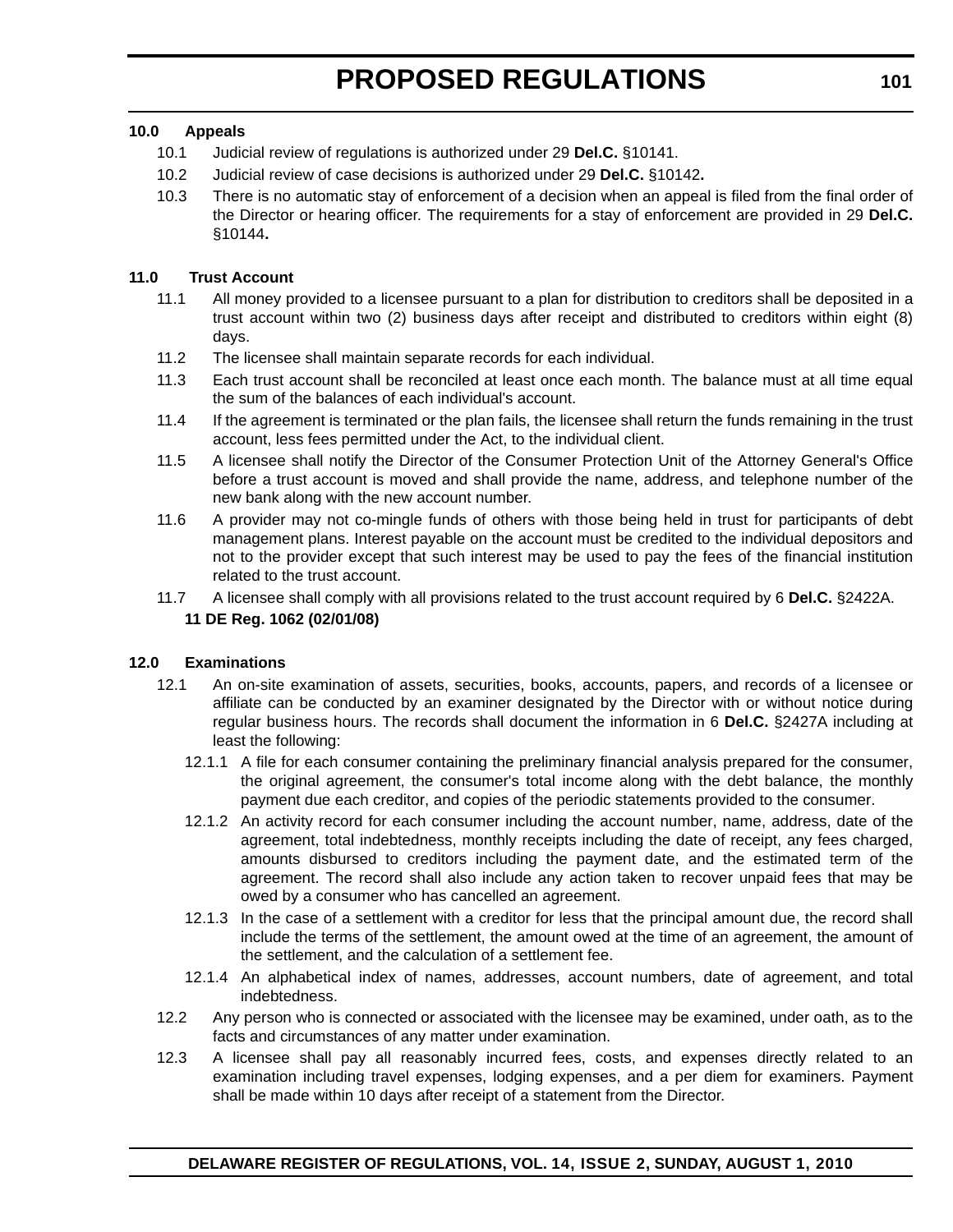**10.0 Appeals**

10.1 Judicial review of regulations is authorized under 29 **Del.C.** §10141.

10.2 Judicial review of case decisions is authorized under 29 **Del.C.** §10142**.**

10.3 There is no automatic stay of enforcement of a decision when an appeal is filed from the final order of the Director or hearing officer. The requirements for a stay of enforcement are provided in 29 **Del.C.** §10144**.**

**11.0 Trust Account**

11.1 All money provided to a licensee pursuant to a plan for distribution to creditors shall be deposited in a trust account within two (2) business days after receipt and distributed to creditors within eight (8) days.

11.2 The licensee shall maintain separate records for each individual.

11.3 Each trust account shall be reconciled at least once each month. The balance must at all time equal the sum of the balances of each individual's account.

11.4 If the agreement is terminated or the plan fails, the licensee shall return the funds remaining in the trust account, less fees permitted under the Act, to the individual client.

11.5 A licensee shall notify the Director of the Consumer Protection Unit of the Attorney General's Office before a trust account is moved and shall provide the name, address, and telephone number of the new bank along with the new account number.

11.6 A provider may not co-mingle funds of others with those being held in trust for participants of debt management plans. Interest payable on the account must be credited to the individual depositors and not to the provider except that such interest may be used to pay the fees of the financial institution related to the trust account.

11.7 A licensee shall comply with all provisions related to the trust account required by 6 **Del.C.** §2422A.

**11 DE Reg. 1062 (02/01/08)**

**12.0 Examinations**

12.1 An on-site examination of assets, securities, books, accounts, papers, and records of a licensee or affiliate can be conducted by an examiner designated by the Director with or without notice during regular business hours. The records shall document the information in 6 **Del.C.** §2427A including at least the following:

12.1.1 A file for each consumer containing the preliminary financial analysis prepared for the consumer, the original agreement, the consumer's total income along with the debt balance, the monthly payment due each creditor, and copies of the periodic statements provided to the consumer.

12.1.2 An activity record for each consumer including the account number, name, address, date of the agreement, total indebtedness, monthly receipts including the date of receipt, any fees charged, amounts disbursed to creditors including the payment date, and the estimated term of the agreement. The record shall also include any action taken to recover unpaid fees that may be owed by a consumer who has cancelled an agreement.

12.1.3 In the case of a settlement with a creditor for less that the principal amount due, the record shall include the terms of the settlement, the amount owed at the time of an agreement, the amount of the settlement, and the calculation of a settlement fee.

12.1.4 An alphabetical index of names, addresses, account numbers, date of agreement, and total indebtedness.

12.2 Any person who is connected or associated with the licensee may be examined, under oath, as to the facts and circumstances of any matter under examination.

12.3 A licensee shall pay all reasonably incurred fees, costs, and expenses directly related to an examination including travel expenses, lodging expenses, and a per diem for examiners. Payment shall be made within 10 days after receipt of a statement from the Director.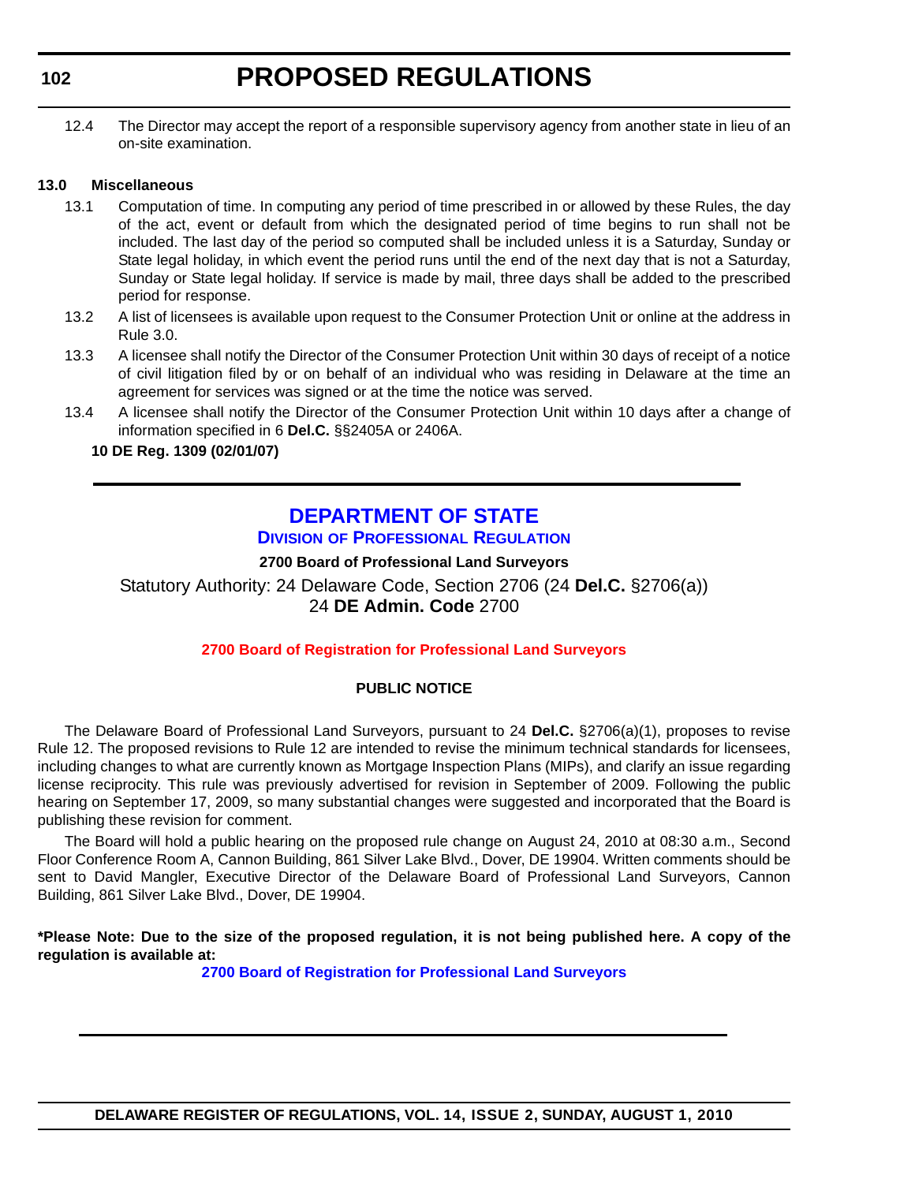12.4 The Director may accept the report of a responsible supervisory agency from another state in lieu of an on-site examination.

**13.0 Miscellaneous**

13.1 Computation of time. In computing any period of time prescribed in or allowed by these Rules, the day of the act, event or default from which the designated period of time begins to run shall not be included. The last day of the period so computed shall be included unless it is a Saturday, Sunday or State legal holiday, in which event the period runs until the end of the next day that is not a Saturday, Sunday or State legal holiday. If service is made by mail, three days shall be added to the prescribed period for response.

13.2 A list of licensees is available upon request to the Consumer Protection Unit or online at the address in Rule 3.0.

13.3 A licensee shall notify the Director of the Consumer Protection Unit within 30 days of receipt of a notice of civil litigation filed by or on behalf of an individual who was residing in Delaware at the time an agreement for services was signed or at the time the notice was served.

13.4 A licensee shall notify the Director of the Consumer Protection Unit within 10 days after a change of information specified in 6 **Del.C.** §§2405A or 2406A.

**10 DE Reg. 1309 (02/01/07)**

---

## DEPARTMENT OF STATE

### DIVISION OF PROFESSIONAL REGULATION

**2700 Board of Professional Land Surveyors**

Statutory Authority: 24 Delaware Code, Section 2706 (24 **Del.C.** §2706(a))
24 **DE Admin. Code** 2700

**2700 Board of Registration for Professional Land Surveyors**

**PUBLIC NOTICE**

The Delaware Board of Professional Land Surveyors, pursuant to 24 **Del.C.** §2706(a)(1), proposes to revise Rule 12. The proposed revisions to Rule 12 are intended to revise the minimum technical standards for licensees, including changes to what are currently known as Mortgage Inspection Plans (MIPs), and clarify an issue regarding license reciprocity. This rule was previously advertised for revision in September of 2009. Following the public hearing on September 17, 2009, so many substantial changes were suggested and incorporated that the Board is publishing these revision for comment.

The Board will hold a public hearing on the proposed rule change on August 24, 2010 at 08:30 a.m., Second Floor Conference Room A, Cannon Building, 861 Silver Lake Blvd., Dover, DE 19904. Written comments should be sent to David Mangler, Executive Director of the Delaware Board of Professional Land Surveyors, Cannon Building, 861 Silver Lake Blvd., Dover, DE 19904.

**\*Please Note: Due to the size of the proposed regulation, it is not being published here. A copy of the regulation is available at:**

**2700 Board of Registration for Professional Land Surveyors**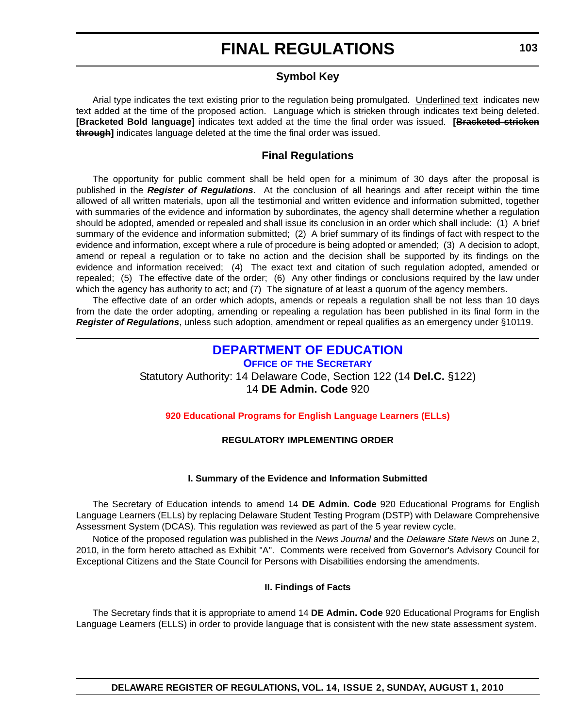# FINAL REGULATIONS

## Symbol Key

Arial type indicates the text existing prior to the regulation being promulgated. <u>Underlined text</u> indicates new text added at the time of the proposed action. Language which is ~~stricken~~ through indicates text being deleted. **[Bracketed Bold language]** indicates text added at the time the final order was issued. **[~~Bracketed stricken through~~]** indicates language deleted at the time the final order was issued.

## Final Regulations

The opportunity for public comment shall be held open for a minimum of 30 days after the proposal is published in the ***Register of Regulations***. At the conclusion of all hearings and after receipt within the time allowed of all written materials, upon all the testimonial and written evidence and information submitted, together with summaries of the evidence and information by subordinates, the agency shall determine whether a regulation should be adopted, amended or repealed and shall issue its conclusion in an order which shall include: (1) A brief summary of the evidence and information submitted; (2) A brief summary of its findings of fact with respect to the evidence and information, except where a rule of procedure is being adopted or amended; (3) A decision to adopt, amend or repeal a regulation or to take no action and the decision shall be supported by its findings on the evidence and information received; (4) The exact text and citation of such regulation adopted, amended or repealed; (5) The effective date of the order; (6) Any other findings or conclusions required by the law under which the agency has authority to act; and (7) The signature of at least a quorum of the agency members.

The effective date of an order which adopts, amends or repeals a regulation shall be not less than 10 days from the date the order adopting, amending or repealing a regulation has been published in its final form in the ***Register of Regulations***, unless such adoption, amendment or repeal qualifies as an emergency under §10119.

## DEPARTMENT OF EDUCATION

### OFFICE OF THE SECRETARY

Statutory Authority: 14 Delaware Code, Section 122 (14 **Del.C.** §122)
14 **DE Admin. Code** 920

**920 Educational Programs for English Language Learners (ELLs)**

**REGULATORY IMPLEMENTING ORDER**

**I. Summary of the Evidence and Information Submitted**

The Secretary of Education intends to amend 14 **DE Admin. Code** 920 Educational Programs for English Language Learners (ELLs) by replacing Delaware Student Testing Program (DSTP) with Delaware Comprehensive Assessment System (DCAS). This regulation was reviewed as part of the 5 year review cycle.

Notice of the proposed regulation was published in the *News Journal* and the *Delaware State News* on June 2, 2010, in the form hereto attached as Exhibit "A". Comments were received from Governor's Advisory Council for Exceptional Citizens and the State Council for Persons with Disabilities endorsing the amendments.

**II. Findings of Facts**

The Secretary finds that it is appropriate to amend 14 **DE Admin. Code** 920 Educational Programs for English Language Learners (ELLS) in order to provide language that is consistent with the new state assessment system.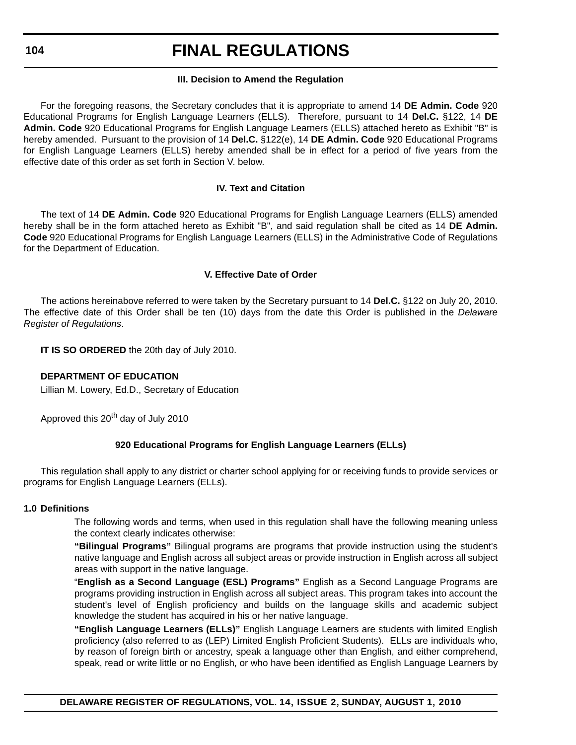### III. Decision to Amend the Regulation

For the foregoing reasons, the Secretary concludes that it is appropriate to amend 14 **DE Admin. Code** 920 Educational Programs for English Language Learners (ELLS). Therefore, pursuant to 14 **Del.C.** §122, 14 **DE Admin. Code** 920 Educational Programs for English Language Learners (ELLS) attached hereto as Exhibit "B" is hereby amended. Pursuant to the provision of 14 **Del.C.** §122(e), 14 **DE Admin. Code** 920 Educational Programs for English Language Learners (ELLS) hereby amended shall be in effect for a period of five years from the effective date of this order as set forth in Section V. below.

### IV. Text and Citation

The text of 14 **DE Admin. Code** 920 Educational Programs for English Language Learners (ELLS) amended hereby shall be in the form attached hereto as Exhibit "B", and said regulation shall be cited as 14 **DE Admin. Code** 920 Educational Programs for English Language Learners (ELLS) in the Administrative Code of Regulations for the Department of Education.

### V. Effective Date of Order

The actions hereinabove referred to were taken by the Secretary pursuant to 14 **Del.C.** §122 on July 20, 2010. The effective date of this Order shall be ten (10) days from the date this Order is published in the *Delaware Register of Regulations*.

**IT IS SO ORDERED** the 20th day of July 2010.

**DEPARTMENT OF EDUCATION**
Lillian M. Lowery, Ed.D., Secretary of Education

Approved this 20th day of July 2010

### 920 Educational Programs for English Language Learners (ELLs)

This regulation shall apply to any district or charter school applying for or receiving funds to provide services or programs for English Language Learners (ELLs).

**1.0 Definitions**

The following words and terms, when used in this regulation shall have the following meaning unless the context clearly indicates otherwise:

**"Bilingual Programs"** Bilingual programs are programs that provide instruction using the student's native language and English across all subject areas or provide instruction in English across all subject areas with support in the native language.

"**English as a Second Language (ESL) Programs"** English as a Second Language Programs are programs providing instruction in English across all subject areas. This program takes into account the student's level of English proficiency and builds on the language skills and academic subject knowledge the student has acquired in his or her native language.

**"English Language Learners (ELLs)"** English Language Learners are students with limited English proficiency (also referred to as (LEP) Limited English Proficient Students). ELLs are individuals who, by reason of foreign birth or ancestry, speak a language other than English, and either comprehend, speak, read or write little or no English, or who have been identified as English Language Learners by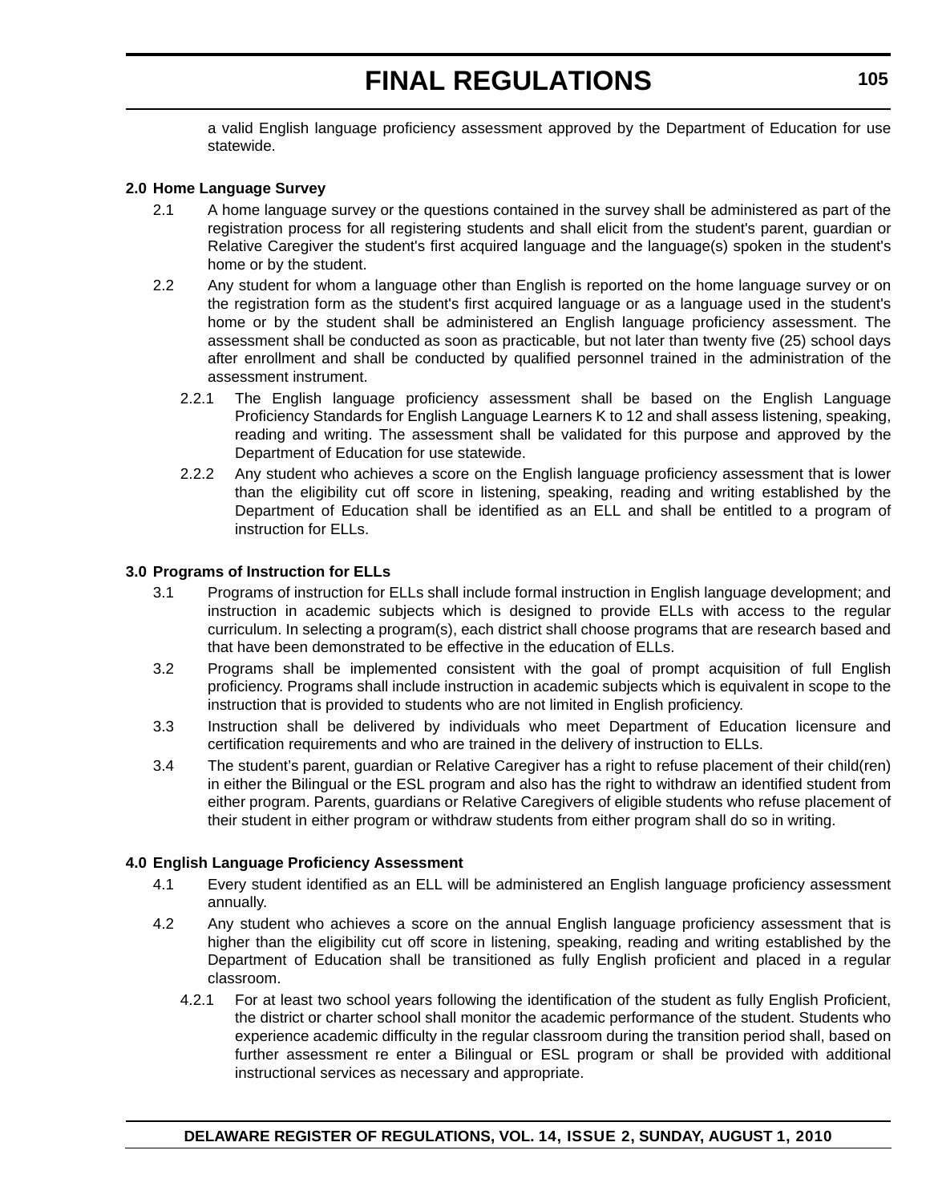a valid English language proficiency assessment approved by the Department of Education for use statewide.

**2.0 Home Language Survey**

2.1 A home language survey or the questions contained in the survey shall be administered as part of the registration process for all registering students and shall elicit from the student's parent, guardian or Relative Caregiver the student's first acquired language and the language(s) spoken in the student's home or by the student.

2.2 Any student for whom a language other than English is reported on the home language survey or on the registration form as the student's first acquired language or as a language used in the student's home or by the student shall be administered an English language proficiency assessment. The assessment shall be conducted as soon as practicable, but not later than twenty five (25) school days after enrollment and shall be conducted by qualified personnel trained in the administration of the assessment instrument.

2.2.1 The English language proficiency assessment shall be based on the English Language Proficiency Standards for English Language Learners K to 12 and shall assess listening, speaking, reading and writing. The assessment shall be validated for this purpose and approved by the Department of Education for use statewide.

2.2.2 Any student who achieves a score on the English language proficiency assessment that is lower than the eligibility cut off score in listening, speaking, reading and writing established by the Department of Education shall be identified as an ELL and shall be entitled to a program of instruction for ELLs.

**3.0 Programs of Instruction for ELLs**

3.1 Programs of instruction for ELLs shall include formal instruction in English language development; and instruction in academic subjects which is designed to provide ELLs with access to the regular curriculum. In selecting a program(s), each district shall choose programs that are research based and that have been demonstrated to be effective in the education of ELLs.

3.2 Programs shall be implemented consistent with the goal of prompt acquisition of full English proficiency. Programs shall include instruction in academic subjects which is equivalent in scope to the instruction that is provided to students who are not limited in English proficiency.

3.3 Instruction shall be delivered by individuals who meet Department of Education licensure and certification requirements and who are trained in the delivery of instruction to ELLs.

3.4 The student's parent, guardian or Relative Caregiver has a right to refuse placement of their child(ren) in either the Bilingual or the ESL program and also has the right to withdraw an identified student from either program. Parents, guardians or Relative Caregivers of eligible students who refuse placement of their student in either program or withdraw students from either program shall do so in writing.

**4.0 English Language Proficiency Assessment**

4.1 Every student identified as an ELL will be administered an English language proficiency assessment annually.

4.2 Any student who achieves a score on the annual English language proficiency assessment that is higher than the eligibility cut off score in listening, speaking, reading and writing established by the Department of Education shall be transitioned as fully English proficient and placed in a regular classroom.

4.2.1 For at least two school years following the identification of the student as fully English Proficient, the district or charter school shall monitor the academic performance of the student. Students who experience academic difficulty in the regular classroom during the transition period shall, based on further assessment re enter a Bilingual or ESL program or shall be provided with additional instructional services as necessary and appropriate.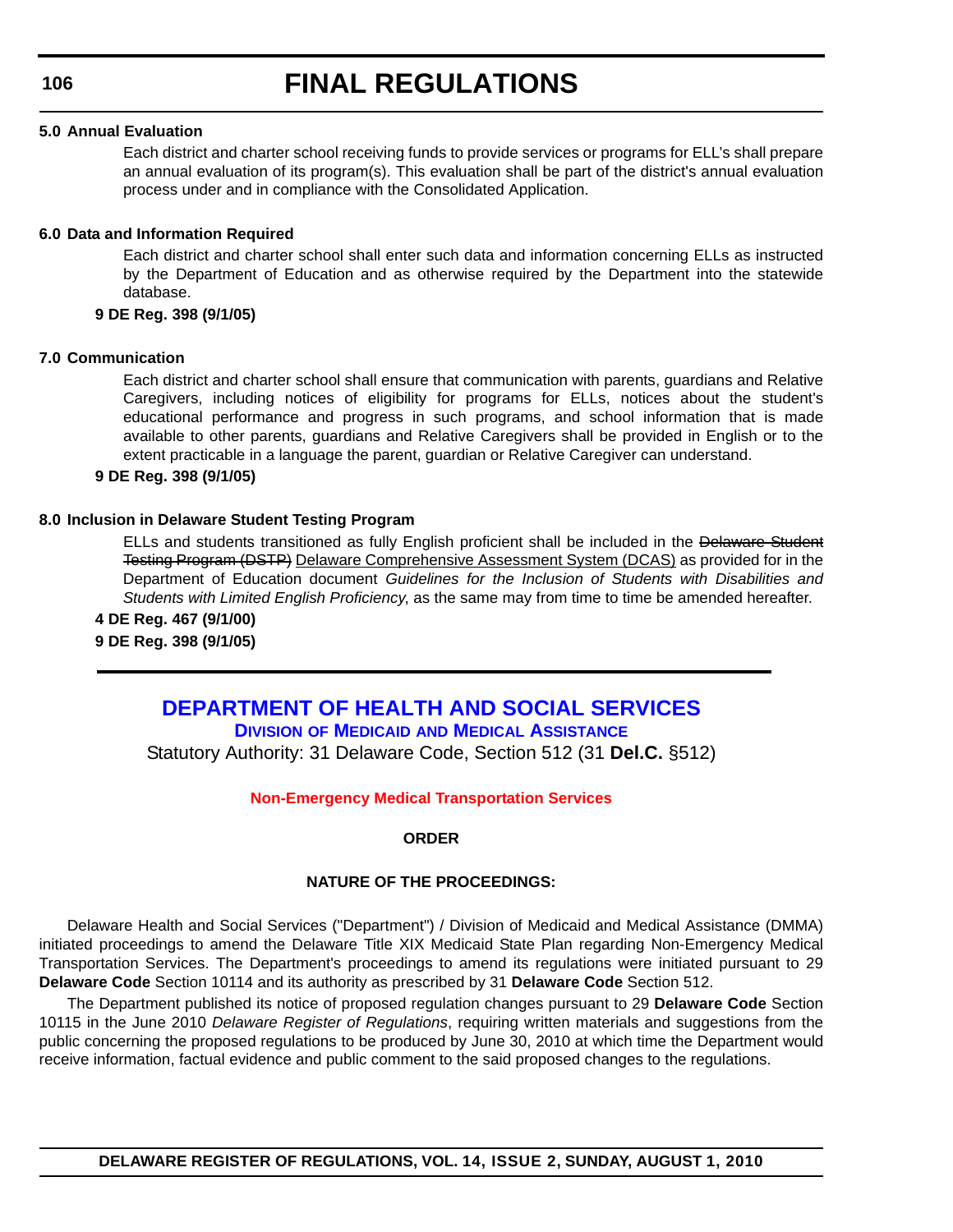**5.0 Annual Evaluation**

Each district and charter school receiving funds to provide services or programs for ELL's shall prepare an annual evaluation of its program(s). This evaluation shall be part of the district's annual evaluation process under and in compliance with the Consolidated Application.

**6.0 Data and Information Required**

Each district and charter school shall enter such data and information concerning ELLs as instructed by the Department of Education and as otherwise required by the Department into the statewide database.

**9 DE Reg. 398 (9/1/05)**

**7.0 Communication**

Each district and charter school shall ensure that communication with parents, guardians and Relative Caregivers, including notices of eligibility for programs for ELLs, notices about the student's educational performance and progress in such programs, and school information that is made available to other parents, guardians and Relative Caregivers shall be provided in English or to the extent practicable in a language the parent, guardian or Relative Caregiver can understand.

**9 DE Reg. 398 (9/1/05)**

**8.0 Inclusion in Delaware Student Testing Program**

ELLs and students transitioned as fully English proficient shall be included in the ~~Delaware Student Testing Program (DSTP)~~ <u>Delaware Comprehensive Assessment System (DCAS)</u> as provided for in the Department of Education document *Guidelines for the Inclusion of Students with Disabilities and Students with Limited English Proficiency*, as the same may from time to time be amended hereafter.

**4 DE Reg. 467 (9/1/00)**

**9 DE Reg. 398 (9/1/05)**

---

## DEPARTMENT OF HEALTH AND SOCIAL SERVICES

### DIVISION OF MEDICAID AND MEDICAL ASSISTANCE

Statutory Authority: 31 Delaware Code, Section 512 (31 **Del.C.** §512)

### Non-Emergency Medical Transportation Services

**ORDER**

**NATURE OF THE PROCEEDINGS:**

Delaware Health and Social Services ("Department") / Division of Medicaid and Medical Assistance (DMMA) initiated proceedings to amend the Delaware Title XIX Medicaid State Plan regarding Non-Emergency Medical Transportation Services. The Department's proceedings to amend its regulations were initiated pursuant to 29 **Delaware Code** Section 10114 and its authority as prescribed by 31 **Delaware Code** Section 512.

The Department published its notice of proposed regulation changes pursuant to 29 **Delaware Code** Section 10115 in the June 2010 *Delaware Register of Regulations*, requiring written materials and suggestions from the public concerning the proposed regulations to be produced by June 30, 2010 at which time the Department would receive information, factual evidence and public comment to the said proposed changes to the regulations.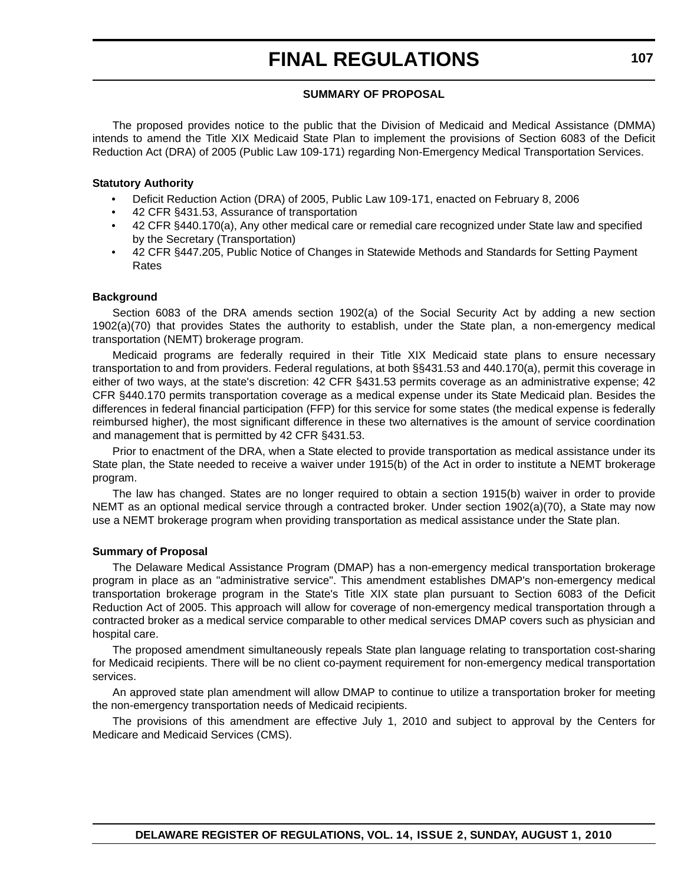### SUMMARY OF PROPOSAL

The proposed provides notice to the public that the Division of Medicaid and Medical Assistance (DMMA) intends to amend the Title XIX Medicaid State Plan to implement the provisions of Section 6083 of the Deficit Reduction Act (DRA) of 2005 (Public Law 109-171) regarding Non-Emergency Medical Transportation Services.

**Statutory Authority**

- Deficit Reduction Action (DRA) of 2005, Public Law 109-171, enacted on February 8, 2006
- 42 CFR §431.53, Assurance of transportation
- 42 CFR §440.170(a), Any other medical care or remedial care recognized under State law and specified by the Secretary (Transportation)
- 42 CFR §447.205, Public Notice of Changes in Statewide Methods and Standards for Setting Payment Rates

**Background**

Section 6083 of the DRA amends section 1902(a) of the Social Security Act by adding a new section 1902(a)(70) that provides States the authority to establish, under the State plan, a non-emergency medical transportation (NEMT) brokerage program.

Medicaid programs are federally required in their Title XIX Medicaid state plans to ensure necessary transportation to and from providers. Federal regulations, at both §§431.53 and 440.170(a), permit this coverage in either of two ways, at the state's discretion: 42 CFR §431.53 permits coverage as an administrative expense; 42 CFR §440.170 permits transportation coverage as a medical expense under its State Medicaid plan. Besides the differences in federal financial participation (FFP) for this service for some states (the medical expense is federally reimbursed higher), the most significant difference in these two alternatives is the amount of service coordination and management that is permitted by 42 CFR §431.53.

Prior to enactment of the DRA, when a State elected to provide transportation as medical assistance under its State plan, the State needed to receive a waiver under 1915(b) of the Act in order to institute a NEMT brokerage program.

The law has changed. States are no longer required to obtain a section 1915(b) waiver in order to provide NEMT as an optional medical service through a contracted broker. Under section 1902(a)(70), a State may now use a NEMT brokerage program when providing transportation as medical assistance under the State plan.

**Summary of Proposal**

The Delaware Medical Assistance Program (DMAP) has a non-emergency medical transportation brokerage program in place as an "administrative service". This amendment establishes DMAP's non-emergency medical transportation brokerage program in the State's Title XIX state plan pursuant to Section 6083 of the Deficit Reduction Act of 2005. This approach will allow for coverage of non-emergency medical transportation through a contracted broker as a medical service comparable to other medical services DMAP covers such as physician and hospital care.

The proposed amendment simultaneously repeals State plan language relating to transportation cost-sharing for Medicaid recipients. There will be no client co-payment requirement for non-emergency medical transportation services.

An approved state plan amendment will allow DMAP to continue to utilize a transportation broker for meeting the non-emergency transportation needs of Medicaid recipients.

The provisions of this amendment are effective July 1, 2010 and subject to approval by the Centers for Medicare and Medicaid Services (CMS).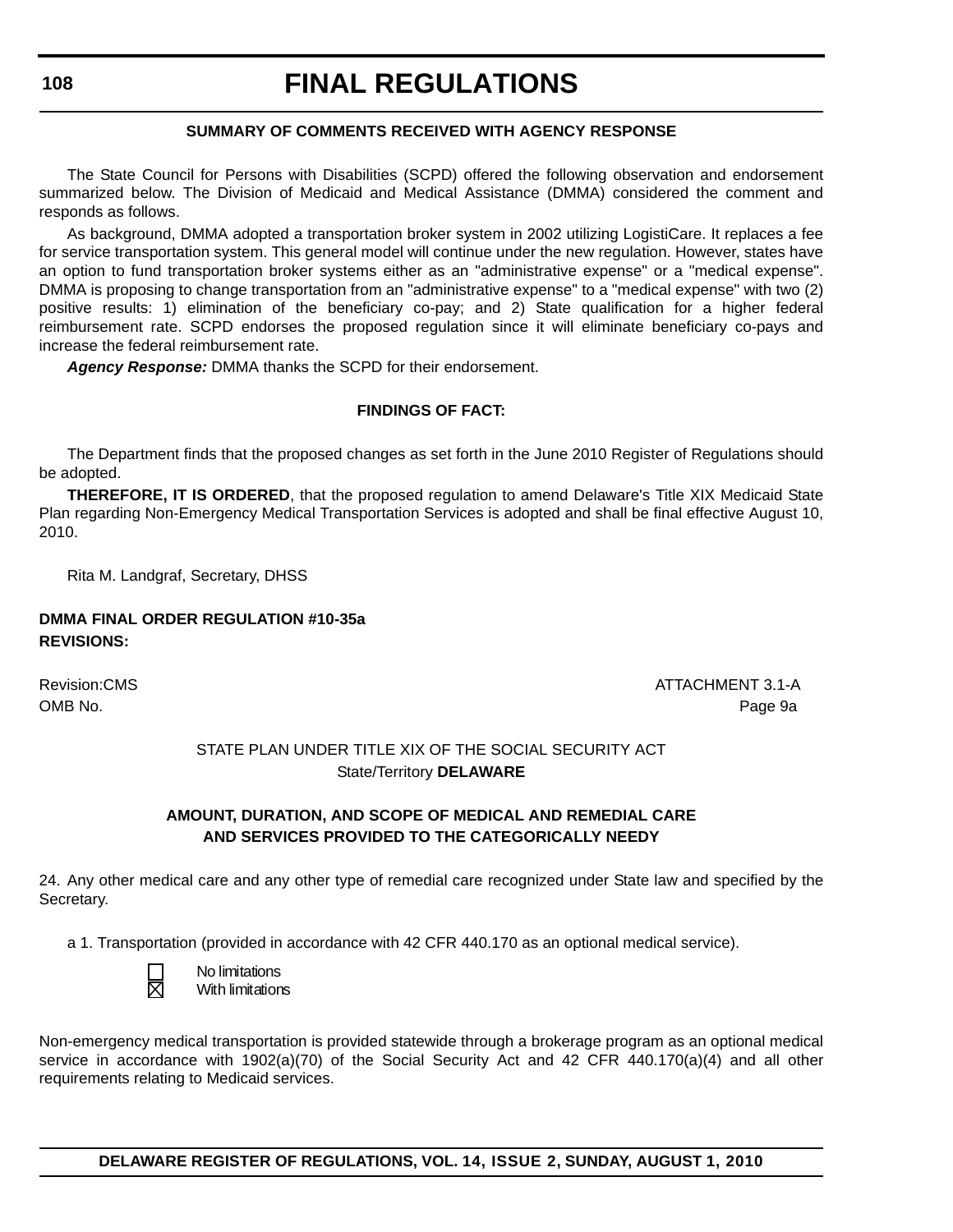#### SUMMARY OF COMMENTS RECEIVED WITH AGENCY RESPONSE

The State Council for Persons with Disabilities (SCPD) offered the following observation and endorsement summarized below. The Division of Medicaid and Medical Assistance (DMMA) considered the comment and responds as follows.

As background, DMMA adopted a transportation broker system in 2002 utilizing LogistiCare. It replaces a fee for service transportation system. This general model will continue under the new regulation. However, states have an option to fund transportation broker systems either as an "administrative expense" or a "medical expense". DMMA is proposing to change transportation from an "administrative expense" to a "medical expense" with two (2) positive results: 1) elimination of the beneficiary co-pay; and 2) State qualification for a higher federal reimbursement rate. SCPD endorses the proposed regulation since it will eliminate beneficiary co-pays and increase the federal reimbursement rate.

***Agency Response:*** DMMA thanks the SCPD for their endorsement.

#### FINDINGS OF FACT:

The Department finds that the proposed changes as set forth in the June 2010 Register of Regulations should be adopted.

**THEREFORE, IT IS ORDERED**, that the proposed regulation to amend Delaware's Title XIX Medicaid State Plan regarding Non-Emergency Medical Transportation Services is adopted and shall be final effective August 10, 2010.

Rita M. Landgraf, Secretary, DHSS

**DMMA FINAL ORDER REGULATION #10-35a**
**REVISIONS:**

Revision:CMS ATTACHMENT 3.1-A
OMB No. Page 9a

STATE PLAN UNDER TITLE XIX OF THE SOCIAL SECURITY ACT
State/Territory **DELAWARE**

**AMOUNT, DURATION, AND SCOPE OF MEDICAL AND REMEDIAL CARE AND SERVICES PROVIDED TO THE CATEGORICALLY NEEDY**

24. Any other medical care and any other type of remedial care recognized under State law and specified by the Secretary.

a 1. Transportation (provided in accordance with 42 CFR 440.170 as an optional medical service).

☐ No limitations
☒ With limitations

Non-emergency medical transportation is provided statewide through a brokerage program as an optional medical service in accordance with 1902(a)(70) of the Social Security Act and 42 CFR 440.170(a)(4) and all other requirements relating to Medicaid services.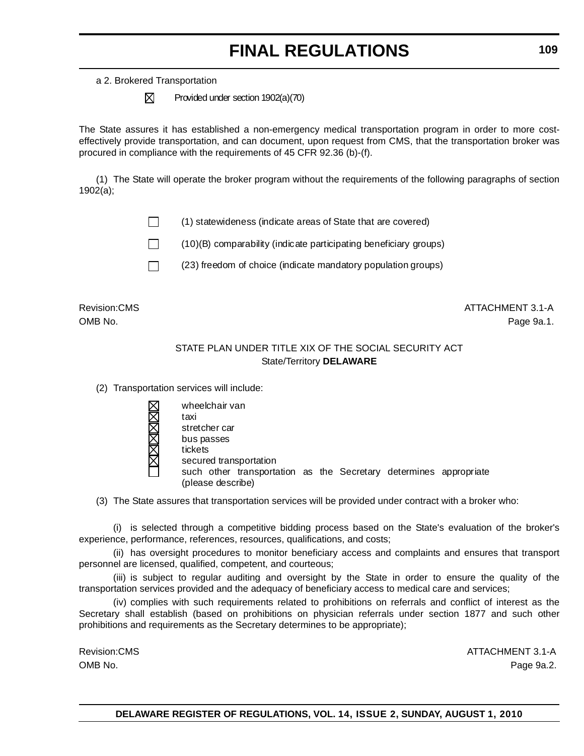a 2. Brokered Transportation

☒ Provided under section 1902(a)(70)

The State assures it has established a non-emergency medical transportation program in order to more cost-effectively provide transportation, and can document, upon request from CMS, that the transportation broker was procured in compliance with the requirements of 45 CFR 92.36 (b)-(f).

(1) The State will operate the broker program without the requirements of the following paragraphs of section 1902(a);

☐ (1) statewideness (indicate areas of State that are covered)

☐ (10)(B) comparability (indicate participating beneficiary groups)

☐ (23) freedom of choice (indicate mandatory population groups)

Revision:CMS ATTACHMENT 3.1-A
OMB No. Page 9a.1.

STATE PLAN UNDER TITLE XIX OF THE SOCIAL SECURITY ACT
State/Territory **DELAWARE**

(2) Transportation services will include:

☒ wheelchair van
☒ taxi
☒ stretcher car
☒ bus passes
☒ tickets
☒ secured transportation
☐ such other transportation as the Secretary determines appropriate (please describe)

(3) The State assures that transportation services will be provided under contract with a broker who:

(i) is selected through a competitive bidding process based on the State's evaluation of the broker's experience, performance, references, resources, qualifications, and costs;

(ii) has oversight procedures to monitor beneficiary access and complaints and ensures that transport personnel are licensed, qualified, competent, and courteous;

(iii) is subject to regular auditing and oversight by the State in order to ensure the quality of the transportation services provided and the adequacy of beneficiary access to medical care and services;

(iv) complies with such requirements related to prohibitions on referrals and conflict of interest as the Secretary shall establish (based on prohibitions on physician referrals under section 1877 and such other prohibitions and requirements as the Secretary determines to be appropriate);

Revision:CMS ATTACHMENT 3.1-A
OMB No. Page 9a.2.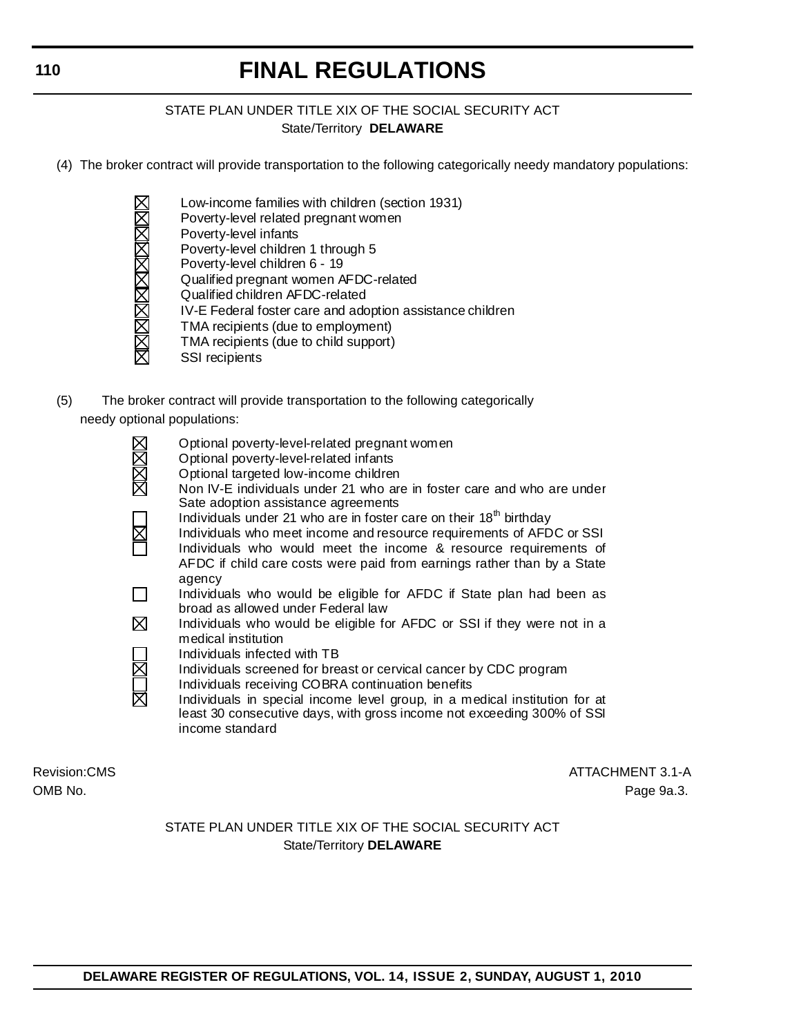STATE PLAN UNDER TITLE XIX OF THE SOCIAL SECURITY ACT
State/Territory **DELAWARE**

(4) The broker contract will provide transportation to the following categorically needy mandatory populations:

- ☒ Low-income families with children (section 1931)
- ☒ Poverty-level related pregnant women
- ☒ Poverty-level infants
- ☒ Poverty-level children 1 through 5
- ☒ Poverty-level children 6 - 19
- ☒ Qualified pregnant women AFDC-related
- ☒ Qualified children AFDC-related
- ☒ IV-E Federal foster care and adoption assistance children
- ☒ TMA recipients (due to employment)
- ☒ TMA recipients (due to child support)
- ☒ SSI recipients

(5) The broker contract will provide transportation to the following categorically needy optional populations:

- ☒ Optional poverty-level-related pregnant women
- ☒ Optional poverty-level-related infants
- ☒ Optional targeted low-income children
- ☒ Non IV-E individuals under 21 who are in foster care and who are under Sate adoption assistance agreements
- ☐ Individuals under 21 who are in foster care on their 18th birthday
- ☒ Individuals who meet income and resource requirements of AFDC or SSI
- ☐ Individuals who would meet the income & resource requirements of AFDC if child care costs were paid from earnings rather than by a State agency
- ☐ Individuals who would be eligible for AFDC if State plan had been as broad as allowed under Federal law
- ☒ Individuals who would be eligible for AFDC or SSI if they were not in a medical institution
- ☐ Individuals infected with TB
- ☒ Individuals screened for breast or cervical cancer by CDC program
- ☐ Individuals receiving COBRA continuation benefits
- ☒ Individuals in special income level group, in a medical institution for at least 30 consecutive days, with gross income not exceeding 300% of SSI income standard

Revision:CMS ATTACHMENT 3.1-A
OMB No. Page 9a.3.

STATE PLAN UNDER TITLE XIX OF THE SOCIAL SECURITY ACT
State/Territory **DELAWARE**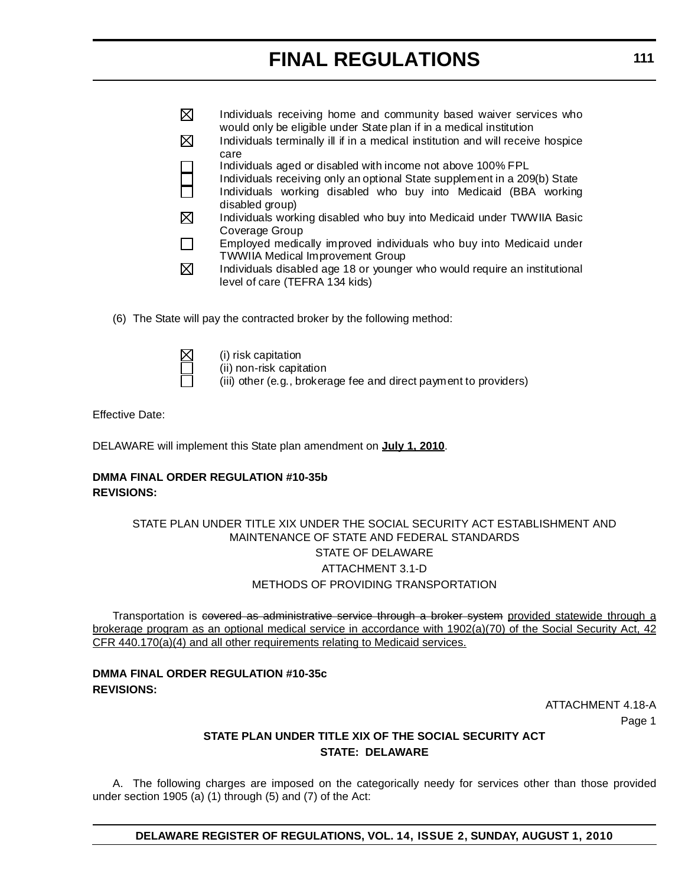- ☒ Individuals receiving home and community based waiver services who would only be eligible under State plan if in a medical institution
- ☒ Individuals terminally ill if in a medical institution and will receive hospice care
- ☐ Individuals aged or disabled with income not above 100% FPL
- ☐ Individuals receiving only an optional State supplement in a 209(b) State
- ☐ Individuals working disabled who buy into Medicaid (BBA working disabled group)
- ☒ Individuals working disabled who buy into Medicaid under TWWIIA Basic Coverage Group
- ☐ Employed medically improved individuals who buy into Medicaid under TWWIIA Medical Improvement Group
- ☒ Individuals disabled age 18 or younger who would require an institutional level of care (TEFRA 134 kids)

(6) The State will pay the contracted broker by the following method:

- ☒ (i) risk capitation
- ☐ (ii) non-risk capitation
- ☐ (iii) other (e.g., brokerage fee and direct payment to providers)

Effective Date:

DELAWARE will implement this State plan amendment on <u>**July 1, 2010**</u>.

**DMMA FINAL ORDER REGULATION #10-35b**
**REVISIONS:**

STATE PLAN UNDER TITLE XIX UNDER THE SOCIAL SECURITY ACT ESTABLISHMENT AND MAINTENANCE OF STATE AND FEDERAL STANDARDS

STATE OF DELAWARE

ATTACHMENT 3.1-D

METHODS OF PROVIDING TRANSPORTATION

Transportation is ~~covered as administrative service through a broker system~~ <u>provided statewide through a brokerage program as an optional medical service in accordance with 1902(a)(70) of the Social Security Act, 42 CFR 440.170(a)(4) and all other requirements relating to Medicaid services.</u>

**DMMA FINAL ORDER REGULATION #10-35c**
**REVISIONS:**

ATTACHMENT 4.18-A
Page 1

**STATE PLAN UNDER TITLE XIX OF THE SOCIAL SECURITY ACT**
**STATE: DELAWARE**

A. The following charges are imposed on the categorically needy for services other than those provided under section 1905 (a) (1) through (5) and (7) of the Act: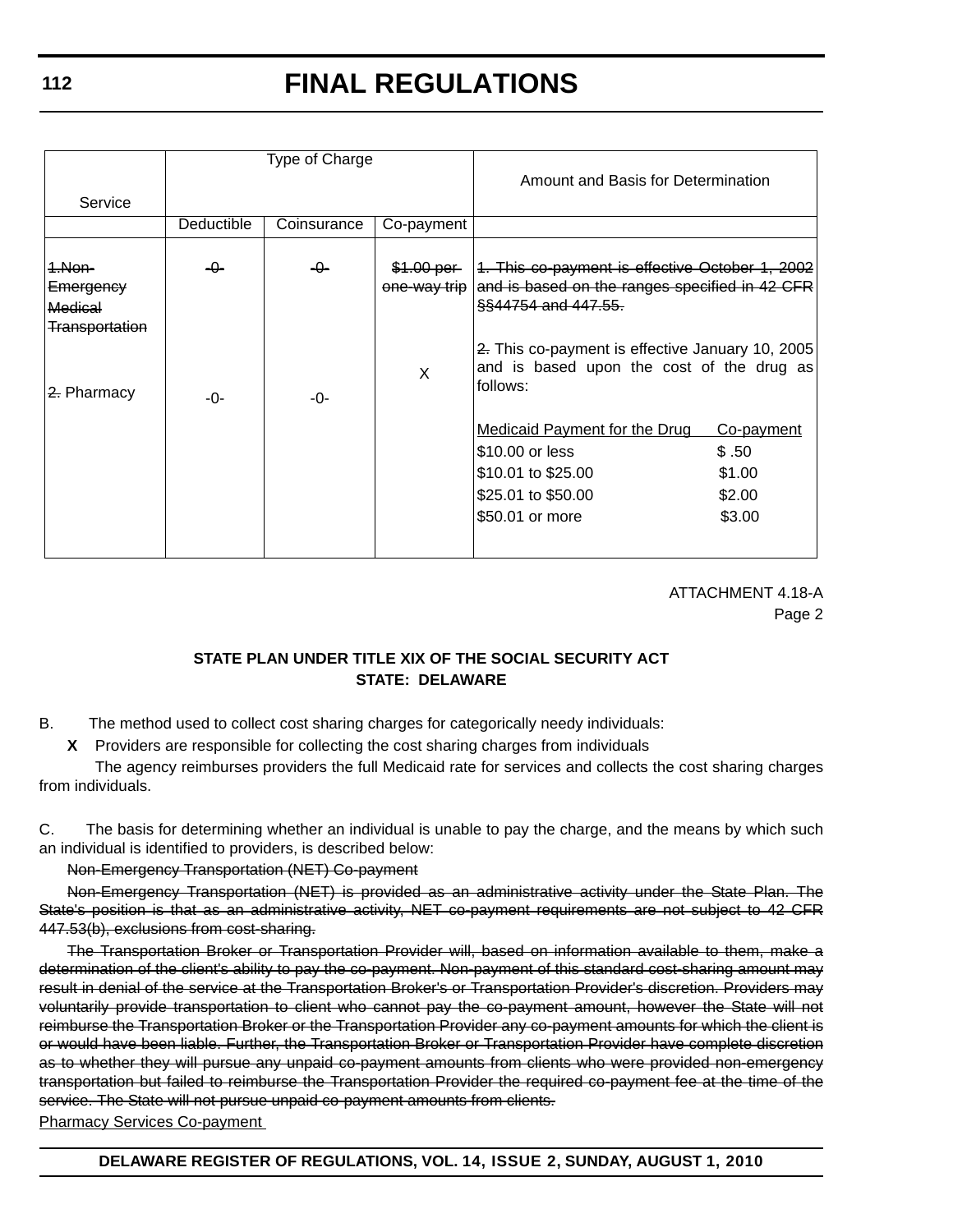| Service | Type of Charge | | | Amount and Basis for Determination |
|---|---|---|---|---|
| | Deductible | Coinsurance | Co-payment | |
| ~~1.Non-Emergency Medical Transportation~~ | ~~-0-~~ | ~~-0-~~ | ~~$1.00 per one-way trip~~ | ~~1. This co-payment is effective October 1, 2002 and is based on the ranges specified in 42 CFR §§44754 and 447.55.~~ |
| ~~2.~~ Pharmacy | -0- | -0- | X | ~~2.~~ This co-payment is effective January 10, 2005 and is based upon the cost of the drug as follows:<br><br><u>Medicaid Payment for the Drug</u> — <u>Co-payment</u><br>$10.00 or less — $ .50<br>$10.01 to $25.00 — $1.00<br>$25.01 to $50.00 — $2.00<br>$50.01 or more — $3.00 |

ATTACHMENT 4.18-A
Page 2

**STATE PLAN UNDER TITLE XIX OF THE SOCIAL SECURITY ACT**
**STATE: DELAWARE**

B. The method used to collect cost sharing charges for categorically needy individuals:

**X** Providers are responsible for collecting the cost sharing charges from individuals

The agency reimburses providers the full Medicaid rate for services and collects the cost sharing charges from individuals.

C. The basis for determining whether an individual is unable to pay the charge, and the means by which such an individual is identified to providers, is described below:

~~Non-Emergency Transportation (NET) Co-payment~~

~~Non-Emergency Transportation (NET) is provided as an administrative activity under the State Plan. The State's position is that as an administrative activity, NET co-payment requirements are not subject to 42 CFR 447.53(b), exclusions from cost-sharing.~~

~~The Transportation Broker or Transportation Provider will, based on information available to them, make a determination of the client's ability to pay the co-payment. Non-payment of this standard cost-sharing amount may result in denial of the service at the Transportation Broker's or Transportation Provider's discretion. Providers may voluntarily provide transportation to client who cannot pay the co-payment amount, however the State will not reimburse the Transportation Broker or the Transportation Provider any co-payment amounts for which the client is or would have been liable. Further, the Transportation Broker or Transportation Provider have complete discretion as to whether they will pursue any unpaid co-payment amounts from clients who were provided non-emergency transportation but failed to reimburse the Transportation Provider the required co-payment fee at the time of the service. The State will not pursue unpaid co-payment amounts from clients.~~

<u>Pharmacy Services Co-payment</u>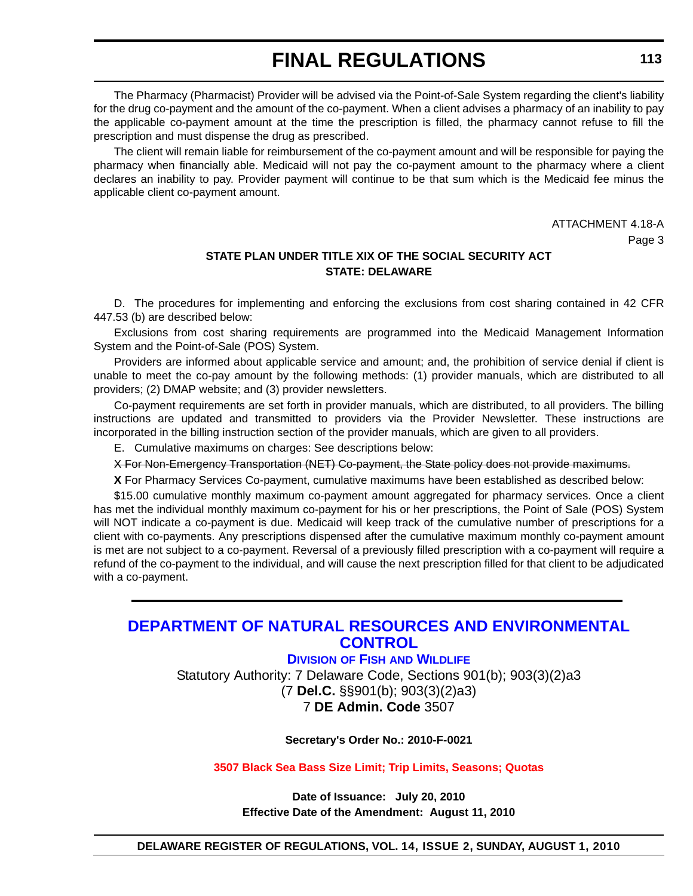The Pharmacy (Pharmacist) Provider will be advised via the Point-of-Sale System regarding the client's liability for the drug co-payment and the amount of the co-payment. When a client advises a pharmacy of an inability to pay the applicable co-payment amount at the time the prescription is filled, the pharmacy cannot refuse to fill the prescription and must dispense the drug as prescribed.

The client will remain liable for reimbursement of the co-payment amount and will be responsible for paying the pharmacy when financially able. Medicaid will not pay the co-payment amount to the pharmacy where a client declares an inability to pay. Provider payment will continue to be that sum which is the Medicaid fee minus the applicable client co-payment amount.

ATTACHMENT 4.18-A

Page 3

**STATE PLAN UNDER TITLE XIX OF THE SOCIAL SECURITY ACT**
**STATE: DELAWARE**

D. The procedures for implementing and enforcing the exclusions from cost sharing contained in 42 CFR 447.53 (b) are described below:

Exclusions from cost sharing requirements are programmed into the Medicaid Management Information System and the Point-of-Sale (POS) System.

Providers are informed about applicable service and amount; and, the prohibition of service denial if client is unable to meet the co-pay amount by the following methods: (1) provider manuals, which are distributed to all providers; (2) DMAP website; and (3) provider newsletters.

Co-payment requirements are set forth in provider manuals, which are distributed, to all providers. The billing instructions are updated and transmitted to providers via the Provider Newsletter. These instructions are incorporated in the billing instruction section of the provider manuals, which are given to all providers.

E. Cumulative maximums on charges: See descriptions below:

~~X For Non-Emergency Transportation (NET) Co-payment, the State policy does not provide maximums.~~

**X** For Pharmacy Services Co-payment, cumulative maximums have been established as described below:

$15.00 cumulative monthly maximum co-payment amount aggregated for pharmacy services. Once a client has met the individual monthly maximum co-payment for his or her prescriptions, the Point of Sale (POS) System will NOT indicate a co-payment is due. Medicaid will keep track of the cumulative number of prescriptions for a client with co-payments. Any prescriptions dispensed after the cumulative maximum monthly co-payment amount is met are not subject to a co-payment. Reversal of a previously filled prescription with a co-payment will require a refund of the co-payment to the individual, and will cause the next prescription filled for that client to be adjudicated with a co-payment.

---

## DEPARTMENT OF NATURAL RESOURCES AND ENVIRONMENTAL CONTROL

### DIVISION OF FISH AND WILDLIFE

Statutory Authority: 7 Delaware Code, Sections 901(b); 903(3)(2)a3
(7 **Del.C.** §§901(b); 903(3)(2)a3)
7 **DE Admin. Code** 3507

**Secretary's Order No.: 2010-F-0021**

**3507 Black Sea Bass Size Limit; Trip Limits, Seasons; Quotas**

**Date of Issuance: July 20, 2010**
**Effective Date of the Amendment: August 11, 2010**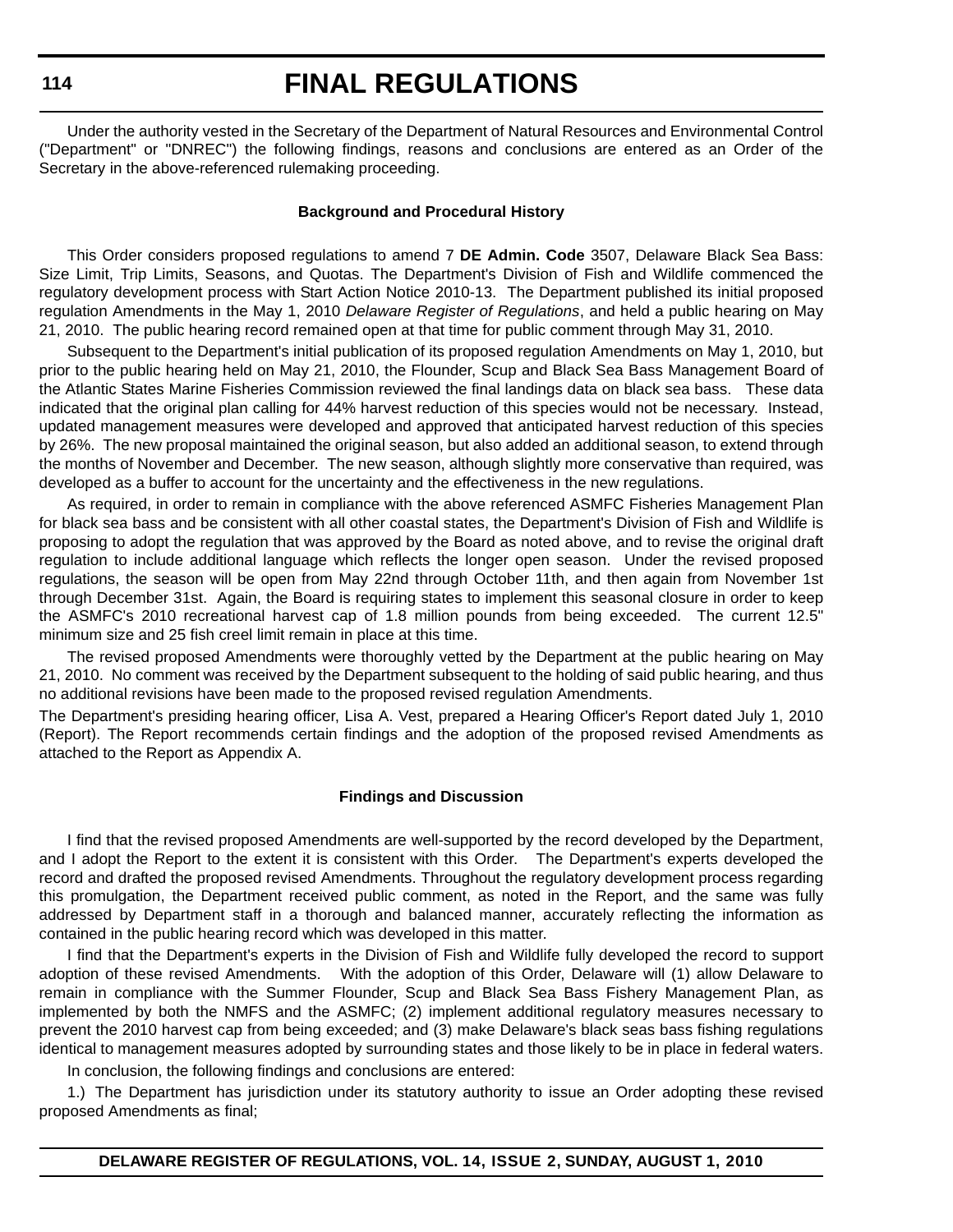Under the authority vested in the Secretary of the Department of Natural Resources and Environmental Control ("Department" or "DNREC") the following findings, reasons and conclusions are entered as an Order of the Secretary in the above-referenced rulemaking proceeding.

**Background and Procedural History**

This Order considers proposed regulations to amend 7 **DE Admin. Code** 3507, Delaware Black Sea Bass: Size Limit, Trip Limits, Seasons, and Quotas. The Department's Division of Fish and Wildlife commenced the regulatory development process with Start Action Notice 2010-13. The Department published its initial proposed regulation Amendments in the May 1, 2010 *Delaware Register of Regulations*, and held a public hearing on May 21, 2010. The public hearing record remained open at that time for public comment through May 31, 2010.

Subsequent to the Department's initial publication of its proposed regulation Amendments on May 1, 2010, but prior to the public hearing held on May 21, 2010, the Flounder, Scup and Black Sea Bass Management Board of the Atlantic States Marine Fisheries Commission reviewed the final landings data on black sea bass. These data indicated that the original plan calling for 44% harvest reduction of this species would not be necessary. Instead, updated management measures were developed and approved that anticipated harvest reduction of this species by 26%. The new proposal maintained the original season, but also added an additional season, to extend through the months of November and December. The new season, although slightly more conservative than required, was developed as a buffer to account for the uncertainty and the effectiveness in the new regulations.

As required, in order to remain in compliance with the above referenced ASMFC Fisheries Management Plan for black sea bass and be consistent with all other coastal states, the Department's Division of Fish and Wildlife is proposing to adopt the regulation that was approved by the Board as noted above, and to revise the original draft regulation to include additional language which reflects the longer open season. Under the revised proposed regulations, the season will be open from May 22nd through October 11th, and then again from November 1st through December 31st. Again, the Board is requiring states to implement this seasonal closure in order to keep the ASMFC's 2010 recreational harvest cap of 1.8 million pounds from being exceeded. The current 12.5" minimum size and 25 fish creel limit remain in place at this time.

The revised proposed Amendments were thoroughly vetted by the Department at the public hearing on May 21, 2010. No comment was received by the Department subsequent to the holding of said public hearing, and thus no additional revisions have been made to the proposed revised regulation Amendments.

The Department's presiding hearing officer, Lisa A. Vest, prepared a Hearing Officer's Report dated July 1, 2010 (Report). The Report recommends certain findings and the adoption of the proposed revised Amendments as attached to the Report as Appendix A.

**Findings and Discussion**

I find that the revised proposed Amendments are well-supported by the record developed by the Department, and I adopt the Report to the extent it is consistent with this Order. The Department's experts developed the record and drafted the proposed revised Amendments. Throughout the regulatory development process regarding this promulgation, the Department received public comment, as noted in the Report, and the same was fully addressed by Department staff in a thorough and balanced manner, accurately reflecting the information as contained in the public hearing record which was developed in this matter.

I find that the Department's experts in the Division of Fish and Wildlife fully developed the record to support adoption of these revised Amendments. With the adoption of this Order, Delaware will (1) allow Delaware to remain in compliance with the Summer Flounder, Scup and Black Sea Bass Fishery Management Plan, as implemented by both the NMFS and the ASMFC; (2) implement additional regulatory measures necessary to prevent the 2010 harvest cap from being exceeded; and (3) make Delaware's black seas bass fishing regulations identical to management measures adopted by surrounding states and those likely to be in place in federal waters.

In conclusion, the following findings and conclusions are entered:

1.) The Department has jurisdiction under its statutory authority to issue an Order adopting these revised proposed Amendments as final;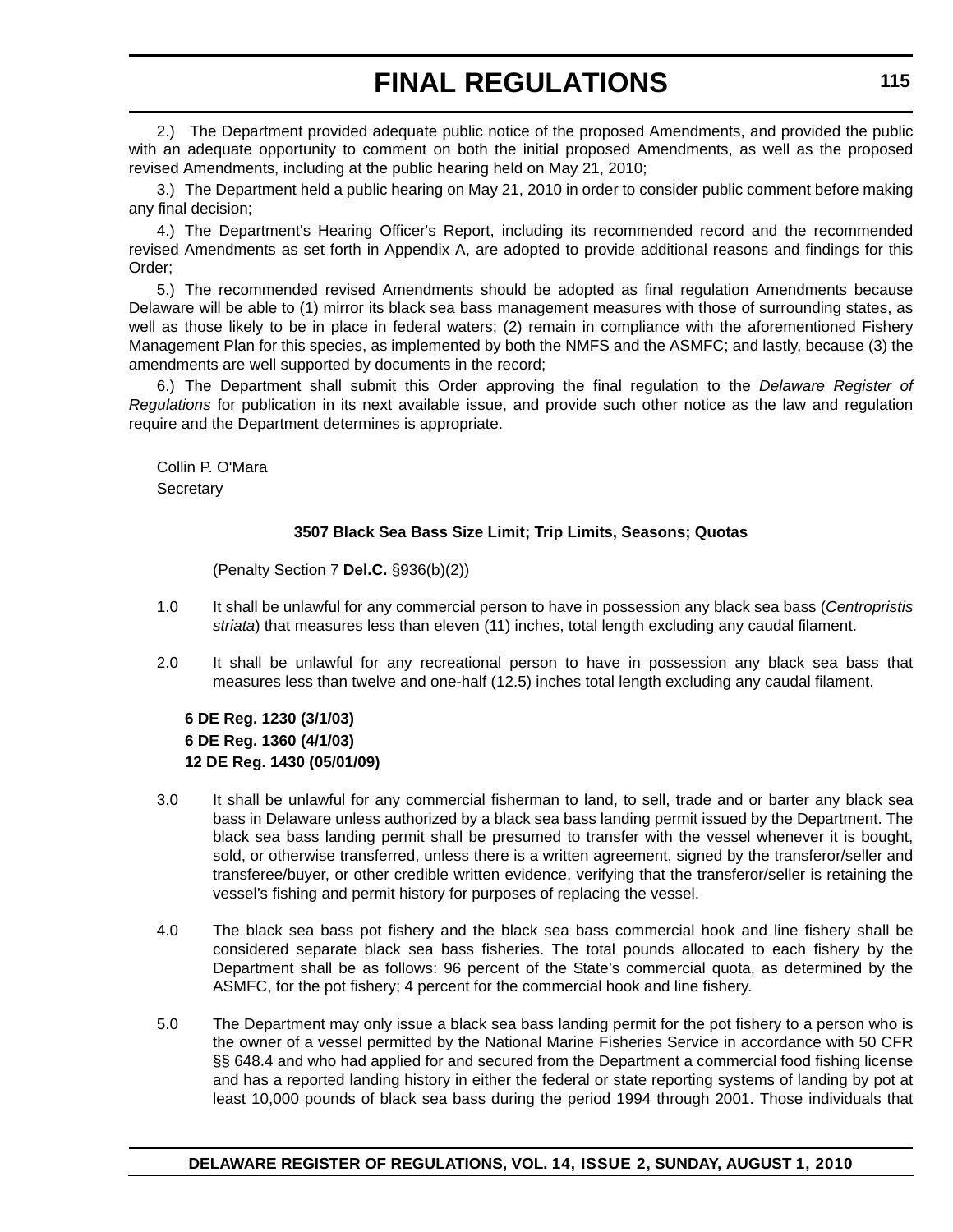2.) The Department provided adequate public notice of the proposed Amendments, and provided the public with an adequate opportunity to comment on both the initial proposed Amendments, as well as the proposed revised Amendments, including at the public hearing held on May 21, 2010;

3.) The Department held a public hearing on May 21, 2010 in order to consider public comment before making any final decision;

4.) The Department's Hearing Officer's Report, including its recommended record and the recommended revised Amendments as set forth in Appendix A, are adopted to provide additional reasons and findings for this Order;

5.) The recommended revised Amendments should be adopted as final regulation Amendments because Delaware will be able to (1) mirror its black sea bass management measures with those of surrounding states, as well as those likely to be in place in federal waters; (2) remain in compliance with the aforementioned Fishery Management Plan for this species, as implemented by both the NMFS and the ASMFC; and lastly, because (3) the amendments are well supported by documents in the record;

6.) The Department shall submit this Order approving the final regulation to the *Delaware Register of Regulations* for publication in its next available issue, and provide such other notice as the law and regulation require and the Department determines is appropriate.

Collin P. O'Mara
Secretary

**3507 Black Sea Bass Size Limit; Trip Limits, Seasons; Quotas**

(Penalty Section 7 **Del.C.** §936(b)(2))

1.0 It shall be unlawful for any commercial person to have in possession any black sea bass (*Centropristis striata*) that measures less than eleven (11) inches, total length excluding any caudal filament.

2.0 It shall be unlawful for any recreational person to have in possession any black sea bass that measures less than twelve and one-half (12.5) inches total length excluding any caudal filament.

**6 DE Reg. 1230 (3/1/03)**
**6 DE Reg. 1360 (4/1/03)**
**12 DE Reg. 1430 (05/01/09)**

3.0 It shall be unlawful for any commercial fisherman to land, to sell, trade and or barter any black sea bass in Delaware unless authorized by a black sea bass landing permit issued by the Department. The black sea bass landing permit shall be presumed to transfer with the vessel whenever it is bought, sold, or otherwise transferred, unless there is a written agreement, signed by the transferor/seller and transferee/buyer, or other credible written evidence, verifying that the transferor/seller is retaining the vessel's fishing and permit history for purposes of replacing the vessel.

4.0 The black sea bass pot fishery and the black sea bass commercial hook and line fishery shall be considered separate black sea bass fisheries. The total pounds allocated to each fishery by the Department shall be as follows: 96 percent of the State's commercial quota, as determined by the ASMFC, for the pot fishery; 4 percent for the commercial hook and line fishery.

5.0 The Department may only issue a black sea bass landing permit for the pot fishery to a person who is the owner of a vessel permitted by the National Marine Fisheries Service in accordance with 50 CFR §§ 648.4 and who had applied for and secured from the Department a commercial food fishing license and has a reported landing history in either the federal or state reporting systems of landing by pot at least 10,000 pounds of black sea bass during the period 1994 through 2001. Those individuals that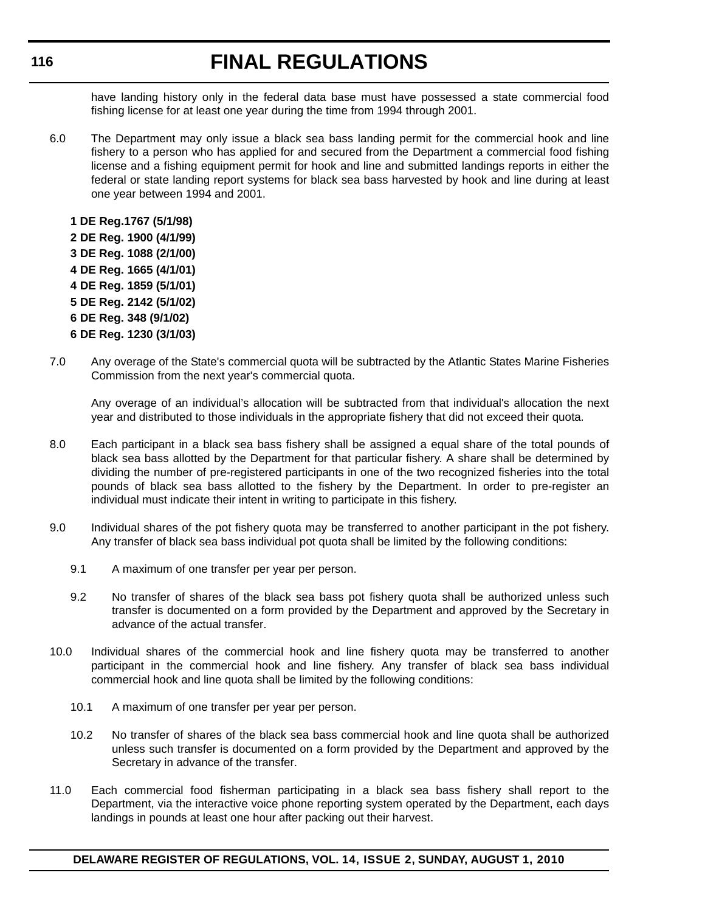have landing history only in the federal data base must have possessed a state commercial food fishing license for at least one year during the time from 1994 through 2001.

6.0 The Department may only issue a black sea bass landing permit for the commercial hook and line fishery to a person who has applied for and secured from the Department a commercial food fishing license and a fishing equipment permit for hook and line and submitted landings reports in either the federal or state landing report systems for black sea bass harvested by hook and line during at least one year between 1994 and 2001.

**1 DE Reg.1767 (5/1/98)**
**2 DE Reg. 1900 (4/1/99)**
**3 DE Reg. 1088 (2/1/00)**
**4 DE Reg. 1665 (4/1/01)**
**4 DE Reg. 1859 (5/1/01)**
**5 DE Reg. 2142 (5/1/02)**
**6 DE Reg. 348 (9/1/02)**
**6 DE Reg. 1230 (3/1/03)**

7.0 Any overage of the State's commercial quota will be subtracted by the Atlantic States Marine Fisheries Commission from the next year's commercial quota.

Any overage of an individual's allocation will be subtracted from that individual's allocation the next year and distributed to those individuals in the appropriate fishery that did not exceed their quota.

8.0 Each participant in a black sea bass fishery shall be assigned a equal share of the total pounds of black sea bass allotted by the Department for that particular fishery. A share shall be determined by dividing the number of pre-registered participants in one of the two recognized fisheries into the total pounds of black sea bass allotted to the fishery by the Department. In order to pre-register an individual must indicate their intent in writing to participate in this fishery.

9.0 Individual shares of the pot fishery quota may be transferred to another participant in the pot fishery. Any transfer of black sea bass individual pot quota shall be limited by the following conditions:

9.1 A maximum of one transfer per year per person.

9.2 No transfer of shares of the black sea bass pot fishery quota shall be authorized unless such transfer is documented on a form provided by the Department and approved by the Secretary in advance of the actual transfer.

10.0 Individual shares of the commercial hook and line fishery quota may be transferred to another participant in the commercial hook and line fishery. Any transfer of black sea bass individual commercial hook and line quota shall be limited by the following conditions:

10.1 A maximum of one transfer per year per person.

10.2 No transfer of shares of the black sea bass commercial hook and line quota shall be authorized unless such transfer is documented on a form provided by the Department and approved by the Secretary in advance of the transfer.

11.0 Each commercial food fisherman participating in a black sea bass fishery shall report to the Department, via the interactive voice phone reporting system operated by the Department, each days landings in pounds at least one hour after packing out their harvest.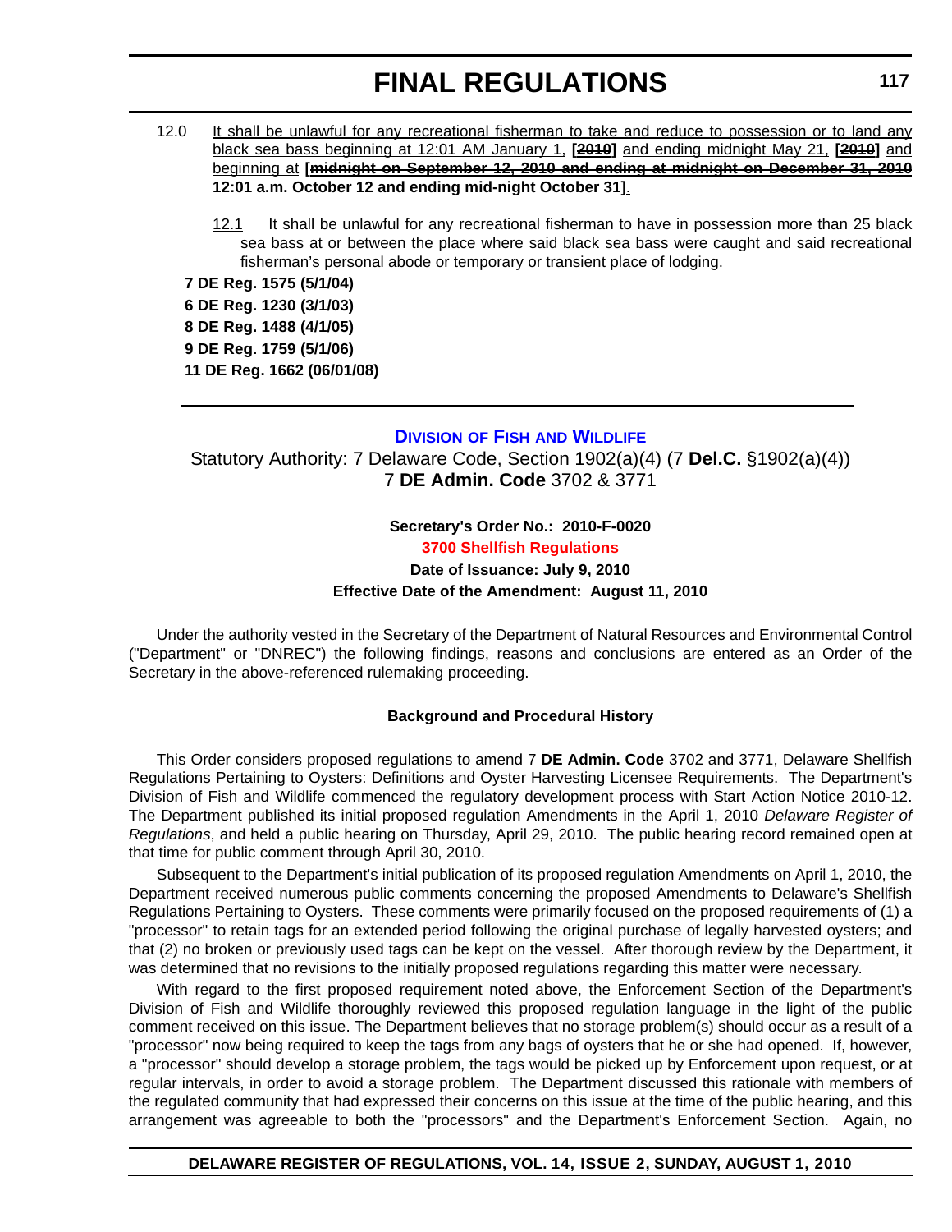12.0 It shall be unlawful for any recreational fisherman to take and reduce to possession or to land any black sea bass beginning at 12:01 AM January 1, **[~~2010~~]** and ending midnight May 21, **[~~2010~~]** and beginning at **[~~midnight on September 12, 2010 and ending at midnight on December 31, 2010~~ 12:01 a.m. October 12 and ending mid-night October 31]**.

12.1 It shall be unlawful for any recreational fisherman to have in possession more than 25 black sea bass at or between the place where said black sea bass were caught and said recreational fisherman's personal abode or temporary or transient place of lodging.

**7 DE Reg. 1575 (5/1/04)**
**6 DE Reg. 1230 (3/1/03)**
**8 DE Reg. 1488 (4/1/05)**
**9 DE Reg. 1759 (5/1/06)**
**11 DE Reg. 1662 (06/01/08)**

---

## DIVISION OF FISH AND WILDLIFE

Statutory Authority: 7 Delaware Code, Section 1902(a)(4) (7 **Del.C.** §1902(a)(4))
7 **DE Admin. Code** 3702 & 3771

**Secretary's Order No.: 2010-F-0020**

**3700 Shellfish Regulations**

**Date of Issuance: July 9, 2010**

**Effective Date of the Amendment: August 11, 2010**

Under the authority vested in the Secretary of the Department of Natural Resources and Environmental Control ("Department" or "DNREC") the following findings, reasons and conclusions are entered as an Order of the Secretary in the above-referenced rulemaking proceeding.

**Background and Procedural History**

This Order considers proposed regulations to amend 7 **DE Admin. Code** 3702 and 3771, Delaware Shellfish Regulations Pertaining to Oysters: Definitions and Oyster Harvesting Licensee Requirements. The Department's Division of Fish and Wildlife commenced the regulatory development process with Start Action Notice 2010-12. The Department published its initial proposed regulation Amendments in the April 1, 2010 *Delaware Register of Regulations*, and held a public hearing on Thursday, April 29, 2010. The public hearing record remained open at that time for public comment through April 30, 2010.

Subsequent to the Department's initial publication of its proposed regulation Amendments on April 1, 2010, the Department received numerous public comments concerning the proposed Amendments to Delaware's Shellfish Regulations Pertaining to Oysters. These comments were primarily focused on the proposed requirements of (1) a "processor" to retain tags for an extended period following the original purchase of legally harvested oysters; and that (2) no broken or previously used tags can be kept on the vessel. After thorough review by the Department, it was determined that no revisions to the initially proposed regulations regarding this matter were necessary.

With regard to the first proposed requirement noted above, the Enforcement Section of the Department's Division of Fish and Wildlife thoroughly reviewed this proposed regulation language in the light of the public comment received on this issue. The Department believes that no storage problem(s) should occur as a result of a "processor" now being required to keep the tags from any bags of oysters that he or she had opened. If, however, a "processor" should develop a storage problem, the tags would be picked up by Enforcement upon request, or at regular intervals, in order to avoid a storage problem. The Department discussed this rationale with members of the regulated community that had expressed their concerns on this issue at the time of the public hearing, and this arrangement was agreeable to both the "processors" and the Department's Enforcement Section. Again, no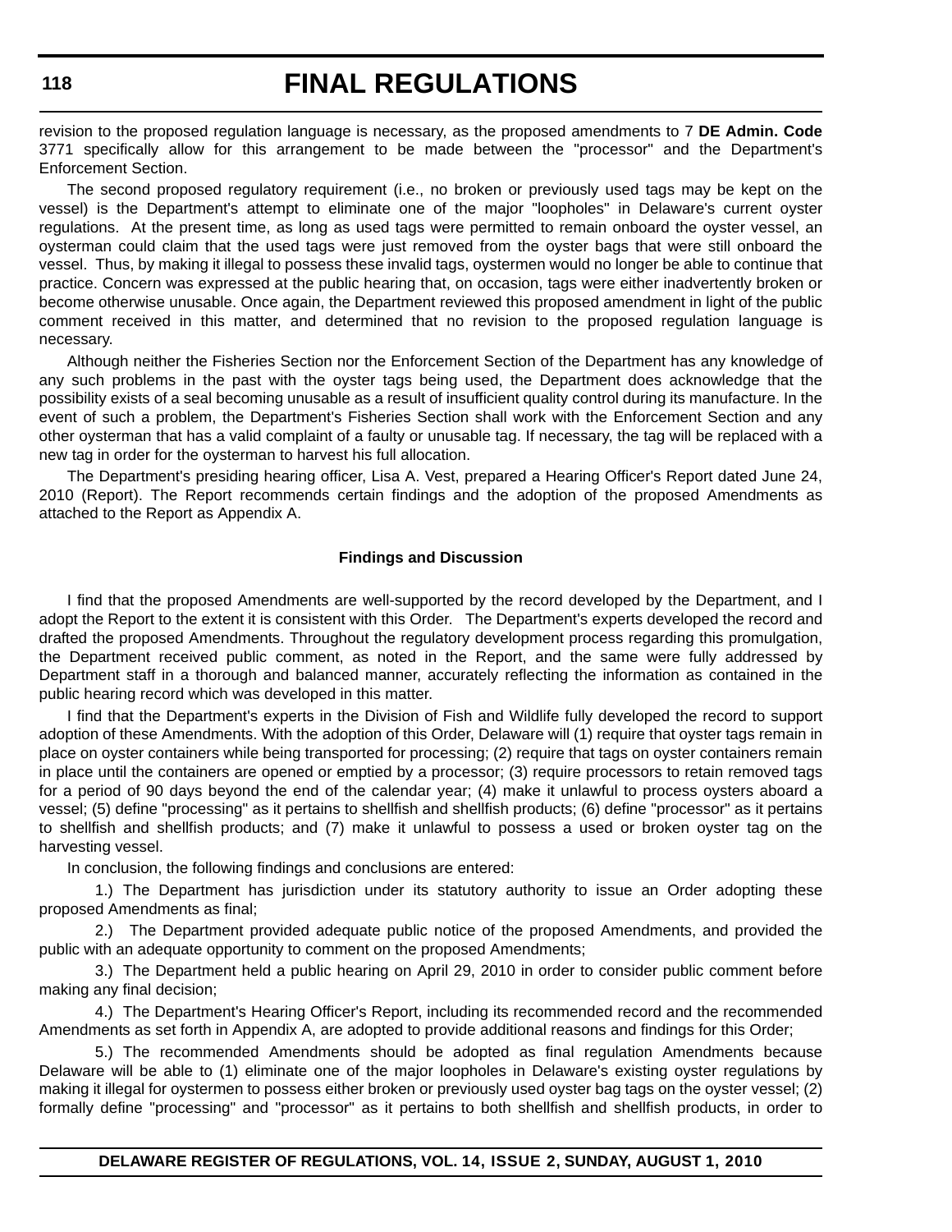revision to the proposed regulation language is necessary, as the proposed amendments to 7 **DE Admin. Code** 3771 specifically allow for this arrangement to be made between the "processor" and the Department's Enforcement Section.

The second proposed regulatory requirement (i.e., no broken or previously used tags may be kept on the vessel) is the Department's attempt to eliminate one of the major "loopholes" in Delaware's current oyster regulations. At the present time, as long as used tags were permitted to remain onboard the oyster vessel, an oysterman could claim that the used tags were just removed from the oyster bags that were still onboard the vessel. Thus, by making it illegal to possess these invalid tags, oystermen would no longer be able to continue that practice. Concern was expressed at the public hearing that, on occasion, tags were either inadvertently broken or become otherwise unusable. Once again, the Department reviewed this proposed amendment in light of the public comment received in this matter, and determined that no revision to the proposed regulation language is necessary.

Although neither the Fisheries Section nor the Enforcement Section of the Department has any knowledge of any such problems in the past with the oyster tags being used, the Department does acknowledge that the possibility exists of a seal becoming unusable as a result of insufficient quality control during its manufacture. In the event of such a problem, the Department's Fisheries Section shall work with the Enforcement Section and any other oysterman that has a valid complaint of a faulty or unusable tag. If necessary, the tag will be replaced with a new tag in order for the oysterman to harvest his full allocation.

The Department's presiding hearing officer, Lisa A. Vest, prepared a Hearing Officer's Report dated June 24, 2010 (Report). The Report recommends certain findings and the adoption of the proposed Amendments as attached to the Report as Appendix A.

**Findings and Discussion**

I find that the proposed Amendments are well-supported by the record developed by the Department, and I adopt the Report to the extent it is consistent with this Order. The Department's experts developed the record and drafted the proposed Amendments. Throughout the regulatory development process regarding this promulgation, the Department received public comment, as noted in the Report, and the same were fully addressed by Department staff in a thorough and balanced manner, accurately reflecting the information as contained in the public hearing record which was developed in this matter.

I find that the Department's experts in the Division of Fish and Wildlife fully developed the record to support adoption of these Amendments. With the adoption of this Order, Delaware will (1) require that oyster tags remain in place on oyster containers while being transported for processing; (2) require that tags on oyster containers remain in place until the containers are opened or emptied by a processor; (3) require processors to retain removed tags for a period of 90 days beyond the end of the calendar year; (4) make it unlawful to process oysters aboard a vessel; (5) define "processing" as it pertains to shellfish and shellfish products; (6) define "processor" as it pertains to shellfish and shellfish products; and (7) make it unlawful to possess a used or broken oyster tag on the harvesting vessel.

In conclusion, the following findings and conclusions are entered:

1.) The Department has jurisdiction under its statutory authority to issue an Order adopting these proposed Amendments as final;

2.) The Department provided adequate public notice of the proposed Amendments, and provided the public with an adequate opportunity to comment on the proposed Amendments;

3.) The Department held a public hearing on April 29, 2010 in order to consider public comment before making any final decision;

4.) The Department's Hearing Officer's Report, including its recommended record and the recommended Amendments as set forth in Appendix A, are adopted to provide additional reasons and findings for this Order;

5.) The recommended Amendments should be adopted as final regulation Amendments because Delaware will be able to (1) eliminate one of the major loopholes in Delaware's existing oyster regulations by making it illegal for oystermen to possess either broken or previously used oyster bag tags on the oyster vessel; (2) formally define "processing" and "processor" as it pertains to both shellfish and shellfish products, in order to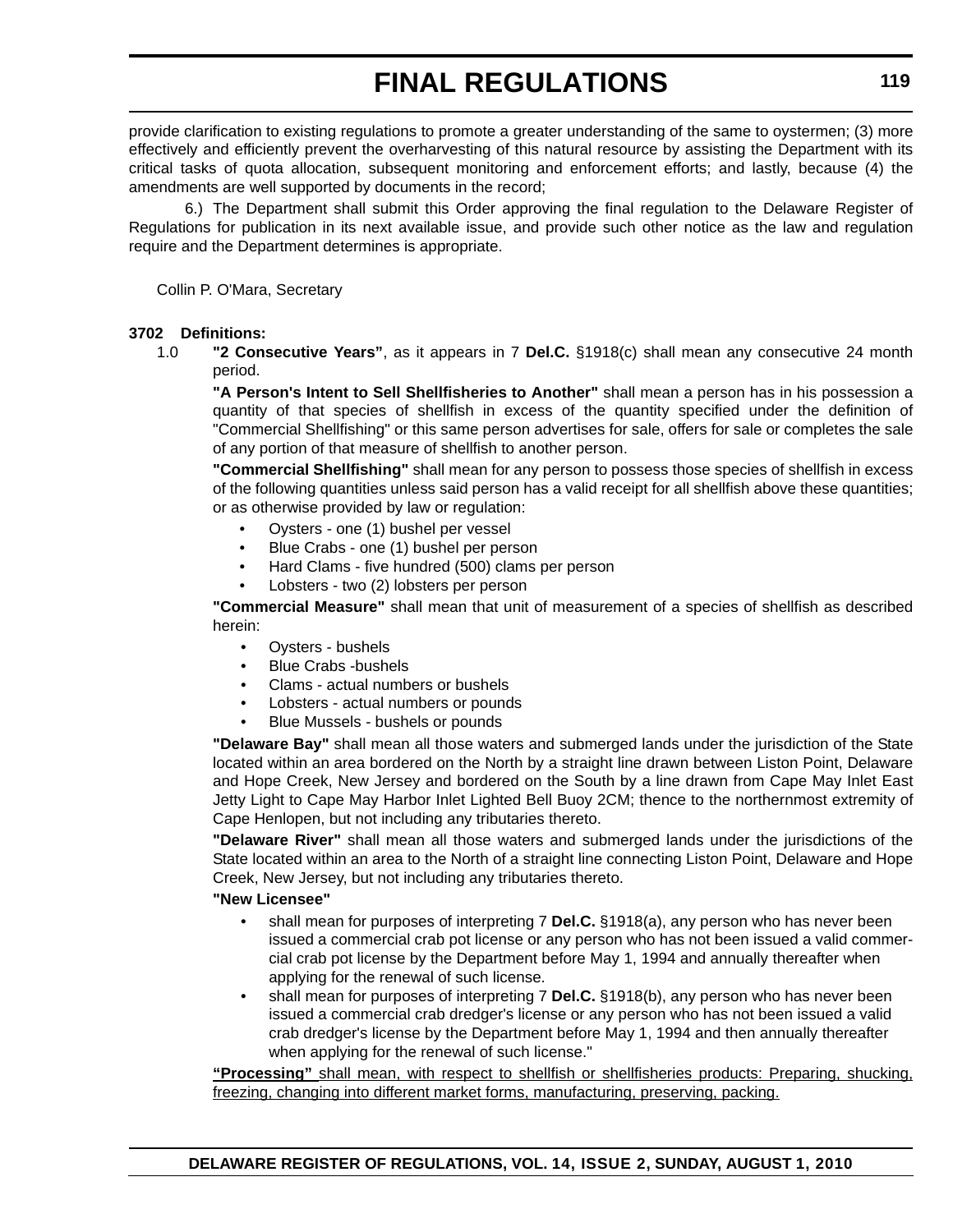provide clarification to existing regulations to promote a greater understanding of the same to oystermen; (3) more effectively and efficiently prevent the overharvesting of this natural resource by assisting the Department with its critical tasks of quota allocation, subsequent monitoring and enforcement efforts; and lastly, because (4) the amendments are well supported by documents in the record;

6.) The Department shall submit this Order approving the final regulation to the Delaware Register of Regulations for publication in its next available issue, and provide such other notice as the law and regulation require and the Department determines is appropriate.

Collin P. O'Mara, Secretary

**3702 Definitions:**

1.0 **"2 Consecutive Years"**, as it appears in 7 **Del.C.** §1918(c) shall mean any consecutive 24 month period.

**"A Person's Intent to Sell Shellfisheries to Another"** shall mean a person has in his possession a quantity of that species of shellfish in excess of the quantity specified under the definition of "Commercial Shellfishing" or this same person advertises for sale, offers for sale or completes the sale of any portion of that measure of shellfish to another person.

**"Commercial Shellfishing"** shall mean for any person to possess those species of shellfish in excess of the following quantities unless said person has a valid receipt for all shellfish above these quantities; or as otherwise provided by law or regulation:

- Oysters - one (1) bushel per vessel
- Blue Crabs - one (1) bushel per person
- Hard Clams - five hundred (500) clams per person
- Lobsters - two (2) lobsters per person

**"Commercial Measure"** shall mean that unit of measurement of a species of shellfish as described herein:

- Oysters - bushels
- Blue Crabs -bushels
- Clams - actual numbers or bushels
- Lobsters - actual numbers or pounds
- Blue Mussels - bushels or pounds

**"Delaware Bay"** shall mean all those waters and submerged lands under the jurisdiction of the State located within an area bordered on the North by a straight line drawn between Liston Point, Delaware and Hope Creek, New Jersey and bordered on the South by a line drawn from Cape May Inlet East Jetty Light to Cape May Harbor Inlet Lighted Bell Buoy 2CM; thence to the northernmost extremity of Cape Henlopen, but not including any tributaries thereto.

**"Delaware River"** shall mean all those waters and submerged lands under the jurisdictions of the State located within an area to the North of a straight line connecting Liston Point, Delaware and Hope Creek, New Jersey, but not including any tributaries thereto.

**"New Licensee"**

- shall mean for purposes of interpreting 7 **Del.C.** §1918(a), any person who has never been issued a commercial crab pot license or any person who has not been issued a valid commercial crab pot license by the Department before May 1, 1994 and annually thereafter when applying for the renewal of such license.
- shall mean for purposes of interpreting 7 **Del.C.** §1918(b), any person who has never been issued a commercial crab dredger's license or any person who has not been issued a valid crab dredger's license by the Department before May 1, 1994 and then annually thereafter when applying for the renewal of such license."

<u>**"Processing"** shall mean, with respect to shellfish or shellfisheries products: Preparing, shucking, freezing, changing into different market forms, manufacturing, preserving, packing.</u>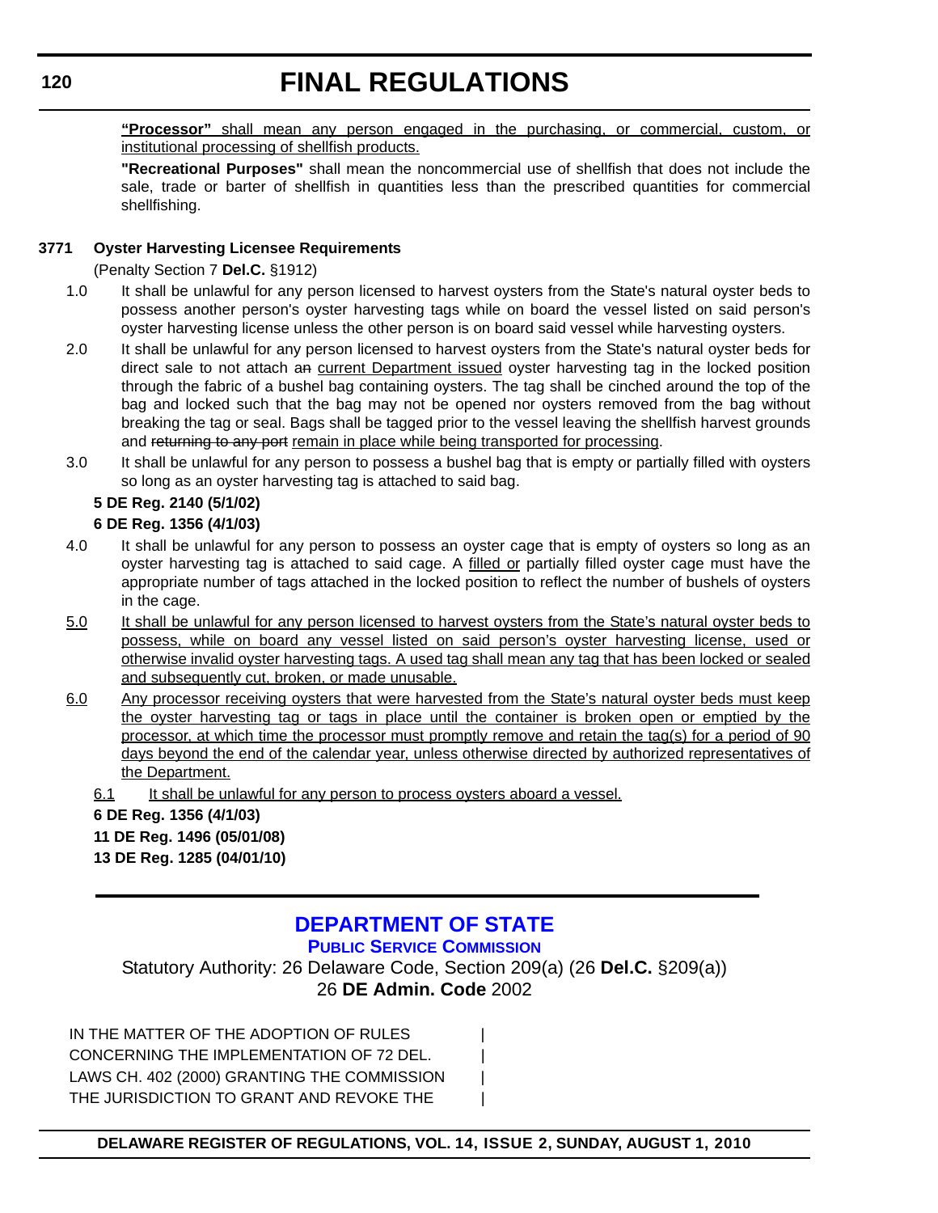**"Processor"** shall mean any person engaged in the purchasing, or commercial, custom, or institutional processing of shellfish products.

**"Recreational Purposes"** shall mean the noncommercial use of shellfish that does not include the sale, trade or barter of shellfish in quantities less than the prescribed quantities for commercial shellfishing.

**3771 Oyster Harvesting Licensee Requirements**

(Penalty Section 7 **Del.C.** §1912)

1.0 It shall be unlawful for any person licensed to harvest oysters from the State's natural oyster beds to possess another person's oyster harvesting tags while on board the vessel listed on said person's oyster harvesting license unless the other person is on board said vessel while harvesting oysters.

2.0 It shall be unlawful for any person licensed to harvest oysters from the State's natural oyster beds for direct sale to not attach ~~an~~ current Department issued oyster harvesting tag in the locked position through the fabric of a bushel bag containing oysters. The tag shall be cinched around the top of the bag and locked such that the bag may not be opened nor oysters removed from the bag without breaking the tag or seal. Bags shall be tagged prior to the vessel leaving the shellfish harvest grounds and ~~returning to any port~~ remain in place while being transported for processing.

3.0 It shall be unlawful for any person to possess a bushel bag that is empty or partially filled with oysters so long as an oyster harvesting tag is attached to said bag.

**5 DE Reg. 2140 (5/1/02)**

**6 DE Reg. 1356 (4/1/03)**

4.0 It shall be unlawful for any person to possess an oyster cage that is empty of oysters so long as an oyster harvesting tag is attached to said cage. A filled or partially filled oyster cage must have the appropriate number of tags attached in the locked position to reflect the number of bushels of oysters in the cage.

5.0 It shall be unlawful for any person licensed to harvest oysters from the State's natural oyster beds to possess, while on board any vessel listed on said person's oyster harvesting license, used or otherwise invalid oyster harvesting tags. A used tag shall mean any tag that has been locked or sealed and subsequently cut, broken, or made unusable.

6.0 Any processor receiving oysters that were harvested from the State's natural oyster beds must keep the oyster harvesting tag or tags in place until the container is broken open or emptied by the processor, at which time the processor must promptly remove and retain the tag(s) for a period of 90 days beyond the end of the calendar year, unless otherwise directed by authorized representatives of the Department.

6.1 It shall be unlawful for any person to process oysters aboard a vessel.

**6 DE Reg. 1356 (4/1/03)**

**11 DE Reg. 1496 (05/01/08)**

**13 DE Reg. 1285 (04/01/10)**

---

## DEPARTMENT OF STATE

### PUBLIC SERVICE COMMISSION

Statutory Authority: 26 Delaware Code, Section 209(a) (26 **Del.C.** §209(a))
26 **DE Admin. Code** 2002

IN THE MATTER OF THE ADOPTION OF RULES |
CONCERNING THE IMPLEMENTATION OF 72 DEL. |
LAWS CH. 402 (2000) GRANTING THE COMMISSION |
THE JURISDICTION TO GRANT AND REVOKE THE |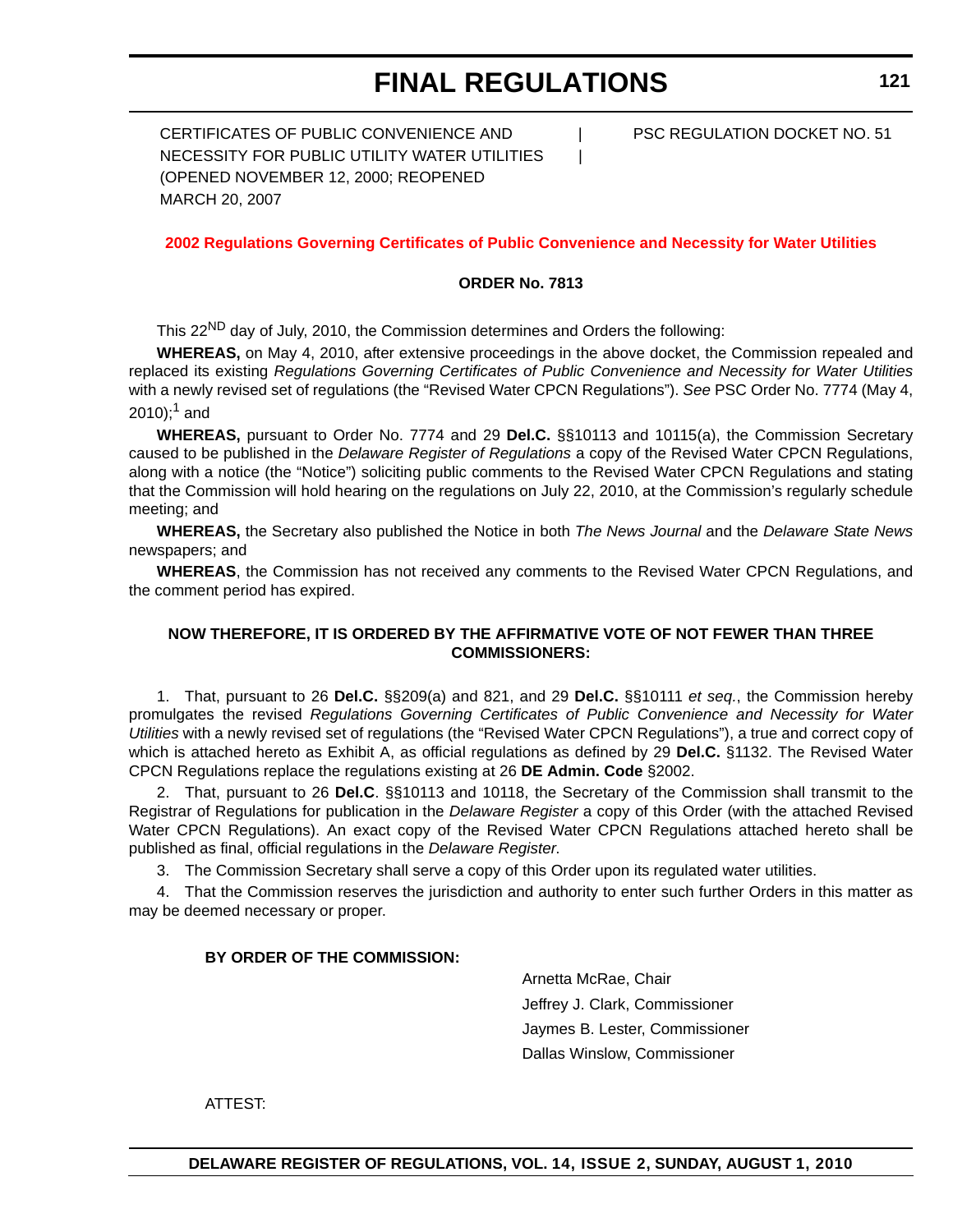CERTIFICATES OF PUBLIC CONVENIENCE AND NECESSITY FOR PUBLIC UTILITY WATER UTILITIES (OPENED NOVEMBER 12, 2000; REOPENED MARCH 20, 2007) | PSC REGULATION DOCKET NO. 51

**2002 Regulations Governing Certificates of Public Convenience and Necessity for Water Utilities**

**ORDER No. 7813**

This 22ND day of July, 2010, the Commission determines and Orders the following:

**WHEREAS,** on May 4, 2010, after extensive proceedings in the above docket, the Commission repealed and replaced its existing *Regulations Governing Certificates of Public Convenience and Necessity for Water Utilities* with a newly revised set of regulations (the "Revised Water CPCN Regulations"). *See* PSC Order No. 7774 (May 4, 2010);[1] and

**WHEREAS,** pursuant to Order No. 7774 and 29 **Del.C.** §§10113 and 10115(a), the Commission Secretary caused to be published in the *Delaware Register of Regulations* a copy of the Revised Water CPCN Regulations, along with a notice (the "Notice") soliciting public comments to the Revised Water CPCN Regulations and stating that the Commission will hold hearing on the regulations on July 22, 2010, at the Commission's regularly schedule meeting; and

**WHEREAS,** the Secretary also published the Notice in both *The News Journal* and the *Delaware State News* newspapers; and

**WHEREAS**, the Commission has not received any comments to the Revised Water CPCN Regulations, and the comment period has expired.

**NOW THEREFORE, IT IS ORDERED BY THE AFFIRMATIVE VOTE OF NOT FEWER THAN THREE COMMISSIONERS:**

1. That, pursuant to 26 **Del.C.** §§209(a) and 821, and 29 **Del.C.** §§10111 *et seq.*, the Commission hereby promulgates the revised *Regulations Governing Certificates of Public Convenience and Necessity for Water Utilities* with a newly revised set of regulations (the "Revised Water CPCN Regulations"), a true and correct copy of which is attached hereto as Exhibit A, as official regulations as defined by 29 **Del.C.** §1132. The Revised Water CPCN Regulations replace the regulations existing at 26 **DE Admin. Code** §2002.

2. That, pursuant to 26 **Del.C**. §§10113 and 10118, the Secretary of the Commission shall transmit to the Registrar of Regulations for publication in the *Delaware Register* a copy of this Order (with the attached Revised Water CPCN Regulations). An exact copy of the Revised Water CPCN Regulations attached hereto shall be published as final, official regulations in the *Delaware Register.*

3. The Commission Secretary shall serve a copy of this Order upon its regulated water utilities.

4. That the Commission reserves the jurisdiction and authority to enter such further Orders in this matter as may be deemed necessary or proper.

**BY ORDER OF THE COMMISSION:**

Arnetta McRae, Chair

Jeffrey J. Clark, Commissioner

Jaymes B. Lester, Commissioner

Dallas Winslow, Commissioner

ATTEST: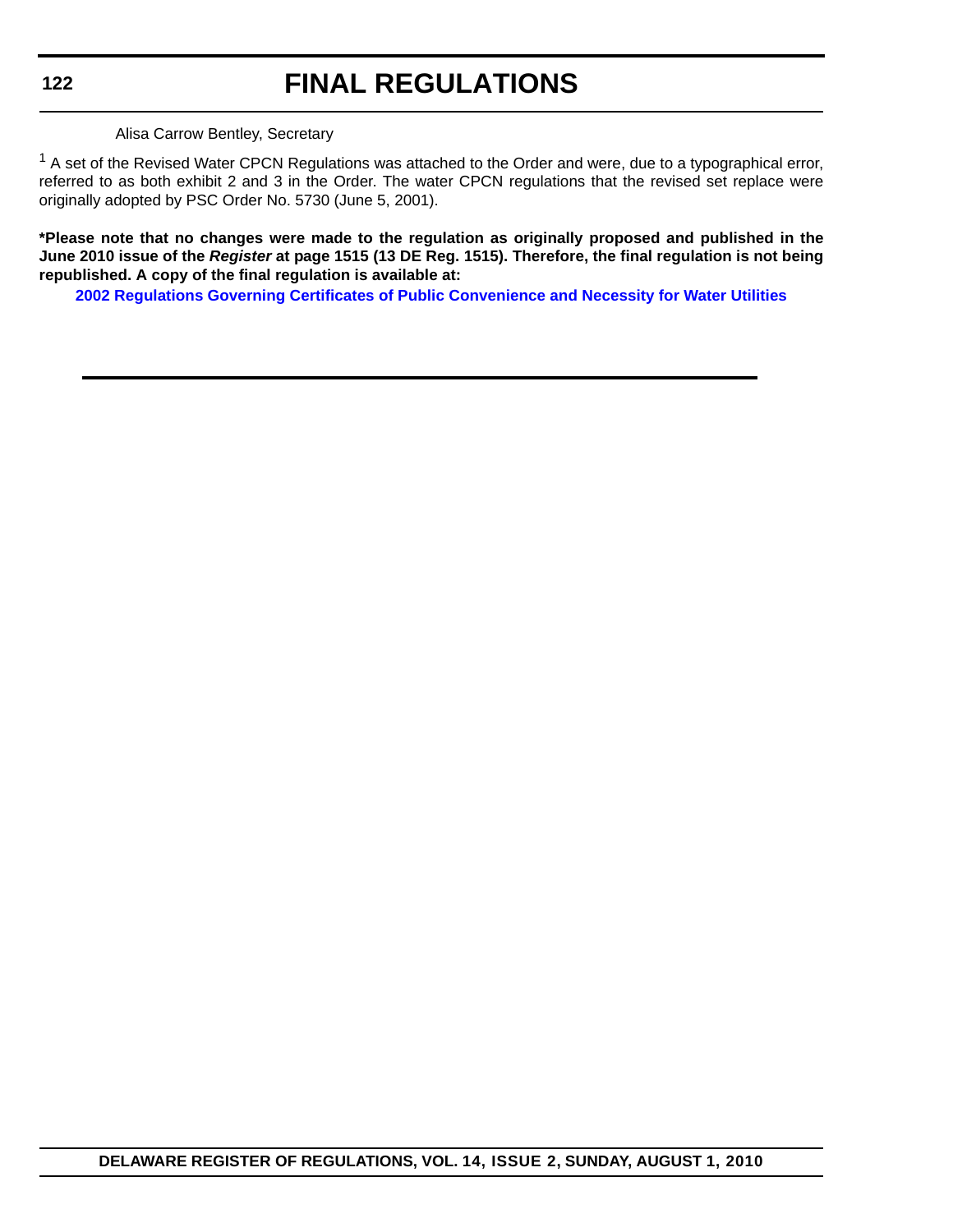Alisa Carrow Bentley, Secretary

[1] A set of the Revised Water CPCN Regulations was attached to the Order and were, due to a typographical error, referred to as both exhibit 2 and 3 in the Order. The water CPCN regulations that the revised set replace were originally adopted by PSC Order No. 5730 (June 5, 2001).

**\*Please note that no changes were made to the regulation as originally proposed and published in the June 2010 issue of the *Register* at page 1515 (13 DE Reg. 1515). Therefore, the final regulation is not being republished. A copy of the final regulation is available at:**

**2002 Regulations Governing Certificates of Public Convenience and Necessity for Water Utilities**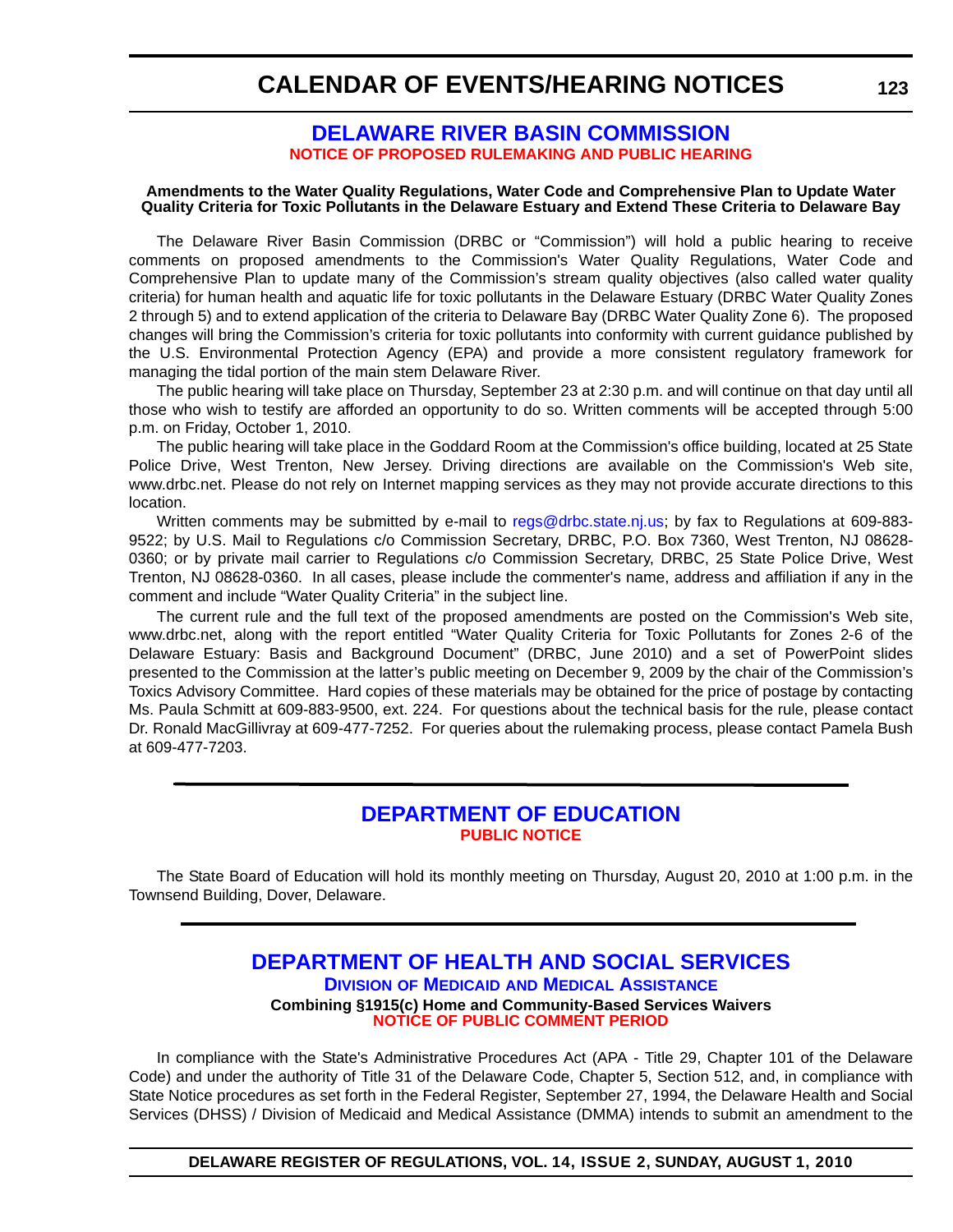# DELAWARE RIVER BASIN COMMISSION

**NOTICE OF PROPOSED RULEMAKING AND PUBLIC HEARING**

**Amendments to the Water Quality Regulations, Water Code and Comprehensive Plan to Update Water Quality Criteria for Toxic Pollutants in the Delaware Estuary and Extend These Criteria to Delaware Bay**

The Delaware River Basin Commission (DRBC or "Commission") will hold a public hearing to receive comments on proposed amendments to the Commission's Water Quality Regulations, Water Code and Comprehensive Plan to update many of the Commission's stream quality objectives (also called water quality criteria) for human health and aquatic life for toxic pollutants in the Delaware Estuary (DRBC Water Quality Zones 2 through 5) and to extend application of the criteria to Delaware Bay (DRBC Water Quality Zone 6). The proposed changes will bring the Commission's criteria for toxic pollutants into conformity with current guidance published by the U.S. Environmental Protection Agency (EPA) and provide a more consistent regulatory framework for managing the tidal portion of the main stem Delaware River.

The public hearing will take place on Thursday, September 23 at 2:30 p.m. and will continue on that day until all those who wish to testify are afforded an opportunity to do so. Written comments will be accepted through 5:00 p.m. on Friday, October 1, 2010.

The public hearing will take place in the Goddard Room at the Commission's office building, located at 25 State Police Drive, West Trenton, New Jersey. Driving directions are available on the Commission's Web site, www.drbc.net. Please do not rely on Internet mapping services as they may not provide accurate directions to this location.

Written comments may be submitted by e-mail to regs@drbc.state.nj.us; by fax to Regulations at 609-883-9522; by U.S. Mail to Regulations c/o Commission Secretary, DRBC, P.O. Box 7360, West Trenton, NJ 08628-0360; or by private mail carrier to Regulations c/o Commission Secretary, DRBC, 25 State Police Drive, West Trenton, NJ 08628-0360. In all cases, please include the commenter's name, address and affiliation if any in the comment and include "Water Quality Criteria" in the subject line.

The current rule and the full text of the proposed amendments are posted on the Commission's Web site, www.drbc.net, along with the report entitled "Water Quality Criteria for Toxic Pollutants for Zones 2-6 of the Delaware Estuary: Basis and Background Document" (DRBC, June 2010) and a set of PowerPoint slides presented to the Commission at the latter's public meeting on December 9, 2009 by the chair of the Commission's Toxics Advisory Committee. Hard copies of these materials may be obtained for the price of postage by contacting Ms. Paula Schmitt at 609-883-9500, ext. 224. For questions about the technical basis for the rule, please contact Dr. Ronald MacGillivray at 609-477-7252. For queries about the rulemaking process, please contact Pamela Bush at 609-477-7203.

---

# DEPARTMENT OF EDUCATION

**PUBLIC NOTICE**

The State Board of Education will hold its monthly meeting on Thursday, August 20, 2010 at 1:00 p.m. in the Townsend Building, Dover, Delaware.

---

# DEPARTMENT OF HEALTH AND SOCIAL SERVICES

## Division of Medicaid and Medical Assistance

**Combining §1915(c) Home and Community-Based Services Waivers**

**NOTICE OF PUBLIC COMMENT PERIOD**

In compliance with the State's Administrative Procedures Act (APA - Title 29, Chapter 101 of the Delaware Code) and under the authority of Title 31 of the Delaware Code, Chapter 5, Section 512, and, in compliance with State Notice procedures as set forth in the Federal Register, September 27, 1994, the Delaware Health and Social Services (DHSS) / Division of Medicaid and Medical Assistance (DMMA) intends to submit an amendment to the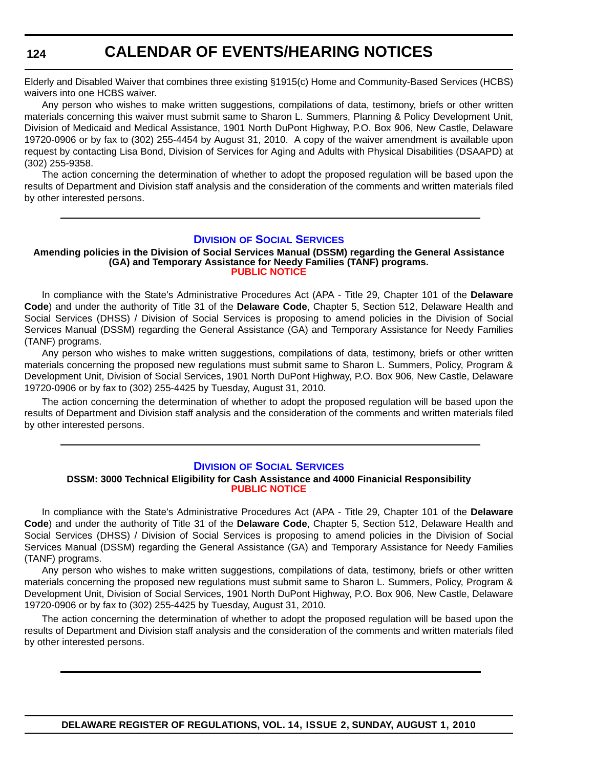Elderly and Disabled Waiver that combines three existing §1915(c) Home and Community-Based Services (HCBS) waivers into one HCBS waiver.

Any person who wishes to make written suggestions, compilations of data, testimony, briefs or other written materials concerning this waiver must submit same to Sharon L. Summers, Planning & Policy Development Unit, Division of Medicaid and Medical Assistance, 1901 North DuPont Highway, P.O. Box 906, New Castle, Delaware 19720-0906 or by fax to (302) 255-4454 by August 31, 2010. A copy of the waiver amendment is available upon request by contacting Lisa Bond, Division of Services for Aging and Adults with Physical Disabilities (DSAAPD) at (302) 255-9358.

The action concerning the determination of whether to adopt the proposed regulation will be based upon the results of Department and Division staff analysis and the consideration of the comments and written materials filed by other interested persons.

---

## Division of Social Services

**Amending policies in the Division of Social Services Manual (DSSM) regarding the General Assistance (GA) and Temporary Assistance for Needy Families (TANF) programs.**

**PUBLIC NOTICE**

In compliance with the State's Administrative Procedures Act (APA - Title 29, Chapter 101 of the **Delaware Code**) and under the authority of Title 31 of the **Delaware Code**, Chapter 5, Section 512, Delaware Health and Social Services (DHSS) / Division of Social Services is proposing to amend policies in the Division of Social Services Manual (DSSM) regarding the General Assistance (GA) and Temporary Assistance for Needy Families (TANF) programs.

Any person who wishes to make written suggestions, compilations of data, testimony, briefs or other written materials concerning the proposed new regulations must submit same to Sharon L. Summers, Policy, Program & Development Unit, Division of Social Services, 1901 North DuPont Highway, P.O. Box 906, New Castle, Delaware 19720-0906 or by fax to (302) 255-4425 by Tuesday, August 31, 2010.

The action concerning the determination of whether to adopt the proposed regulation will be based upon the results of Department and Division staff analysis and the consideration of the comments and written materials filed by other interested persons.

---

## Division of Social Services

**DSSM: 3000 Technical Eligibility for Cash Assistance and 4000 Finanicial Responsibility**

**PUBLIC NOTICE**

In compliance with the State's Administrative Procedures Act (APA - Title 29, Chapter 101 of the **Delaware Code**) and under the authority of Title 31 of the **Delaware Code**, Chapter 5, Section 512, Delaware Health and Social Services (DHSS) / Division of Social Services is proposing to amend policies in the Division of Social Services Manual (DSSM) regarding the General Assistance (GA) and Temporary Assistance for Needy Families (TANF) programs.

Any person who wishes to make written suggestions, compilations of data, testimony, briefs or other written materials concerning the proposed new regulations must submit same to Sharon L. Summers, Policy, Program & Development Unit, Division of Social Services, 1901 North DuPont Highway, P.O. Box 906, New Castle, Delaware 19720-0906 or by fax to (302) 255-4425 by Tuesday, August 31, 2010.

The action concerning the determination of whether to adopt the proposed regulation will be based upon the results of Department and Division staff analysis and the consideration of the comments and written materials filed by other interested persons.

---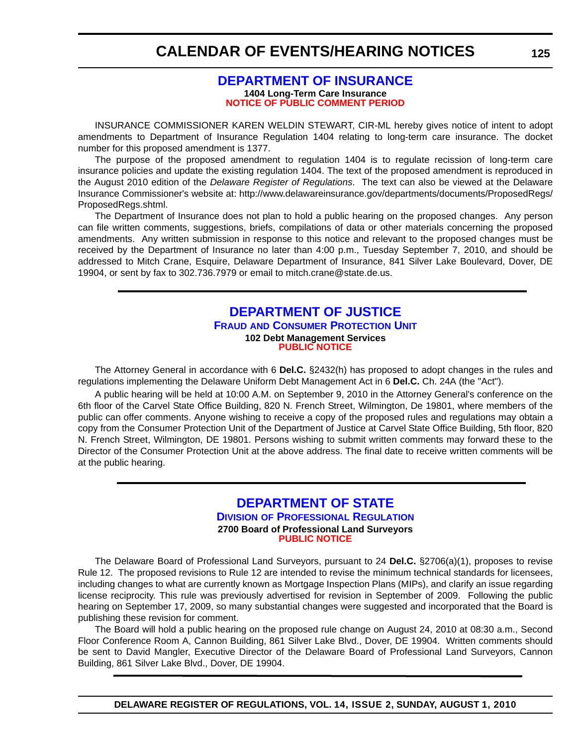## DEPARTMENT OF INSURANCE

**1404 Long-Term Care Insurance**

**NOTICE OF PUBLIC COMMENT PERIOD**

INSURANCE COMMISSIONER KAREN WELDIN STEWART, CIR-ML hereby gives notice of intent to adopt amendments to Department of Insurance Regulation 1404 relating to long-term care insurance. The docket number for this proposed amendment is 1377.

The purpose of the proposed amendment to regulation 1404 is to regulate recission of long-term care insurance policies and update the existing regulation 1404. The text of the proposed amendment is reproduced in the August 2010 edition of the *Delaware Register of Regulations*. The text can also be viewed at the Delaware Insurance Commissioner's website at: http://www.delawareinsurance.gov/departments/documents/ProposedRegs/ProposedRegs.shtml.

The Department of Insurance does not plan to hold a public hearing on the proposed changes. Any person can file written comments, suggestions, briefs, compilations of data or other materials concerning the proposed amendments. Any written submission in response to this notice and relevant to the proposed changes must be received by the Department of Insurance no later than 4:00 p.m., Tuesday September 7, 2010, and should be addressed to Mitch Crane, Esquire, Delaware Department of Insurance, 841 Silver Lake Boulevard, Dover, DE 19904, or sent by fax to 302.736.7979 or email to mitch.crane@state.de.us.

## DEPARTMENT OF JUSTICE

### FRAUD AND CONSUMER PROTECTION UNIT

**102 Debt Management Services**

**PUBLIC NOTICE**

The Attorney General in accordance with 6 **Del.C.** §2432(h) has proposed to adopt changes in the rules and regulations implementing the Delaware Uniform Debt Management Act in 6 **Del.C.** Ch. 24A (the "Act").

A public hearing will be held at 10:00 A.M. on September 9, 2010 in the Attorney General's conference on the 6th floor of the Carvel State Office Building, 820 N. French Street, Wilmington, De 19801, where members of the public can offer comments. Anyone wishing to receive a copy of the proposed rules and regulations may obtain a copy from the Consumer Protection Unit of the Department of Justice at Carvel State Office Building, 5th floor, 820 N. French Street, Wilmington, DE 19801. Persons wishing to submit written comments may forward these to the Director of the Consumer Protection Unit at the above address. The final date to receive written comments will be at the public hearing.

## DEPARTMENT OF STATE

### DIVISION OF PROFESSIONAL REGULATION

**2700 Board of Professional Land Surveyors**

**PUBLIC NOTICE**

The Delaware Board of Professional Land Surveyors, pursuant to 24 **Del.C.** §2706(a)(1), proposes to revise Rule 12. The proposed revisions to Rule 12 are intended to revise the minimum technical standards for licensees, including changes to what are currently known as Mortgage Inspection Plans (MIPs), and clarify an issue regarding license reciprocity. This rule was previously advertised for revision in September of 2009. Following the public hearing on September 17, 2009, so many substantial changes were suggested and incorporated that the Board is publishing these revision for comment.

The Board will hold a public hearing on the proposed rule change on August 24, 2010 at 08:30 a.m., Second Floor Conference Room A, Cannon Building, 861 Silver Lake Blvd., Dover, DE 19904. Written comments should be sent to David Mangler, Executive Director of the Delaware Board of Professional Land Surveyors, Cannon Building, 861 Silver Lake Blvd., Dover, DE 19904.